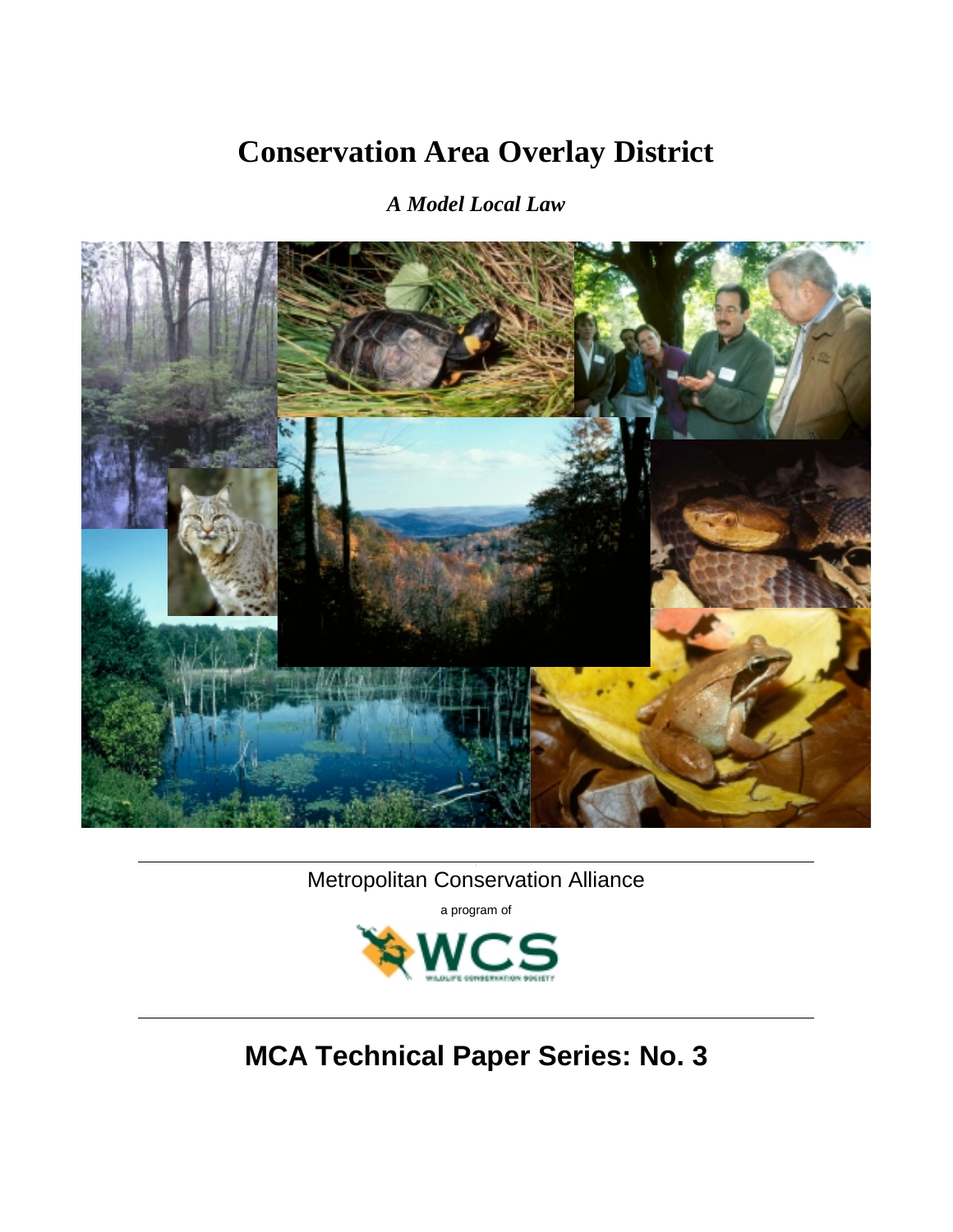# Conservation Area Overlay District

***A Model Local Law***

Metropolitan Conservation Alliance

a program of

WCS

WILDLIFE CONSERVATION SOCIETY

## MCA Technical Paper Series: No. 3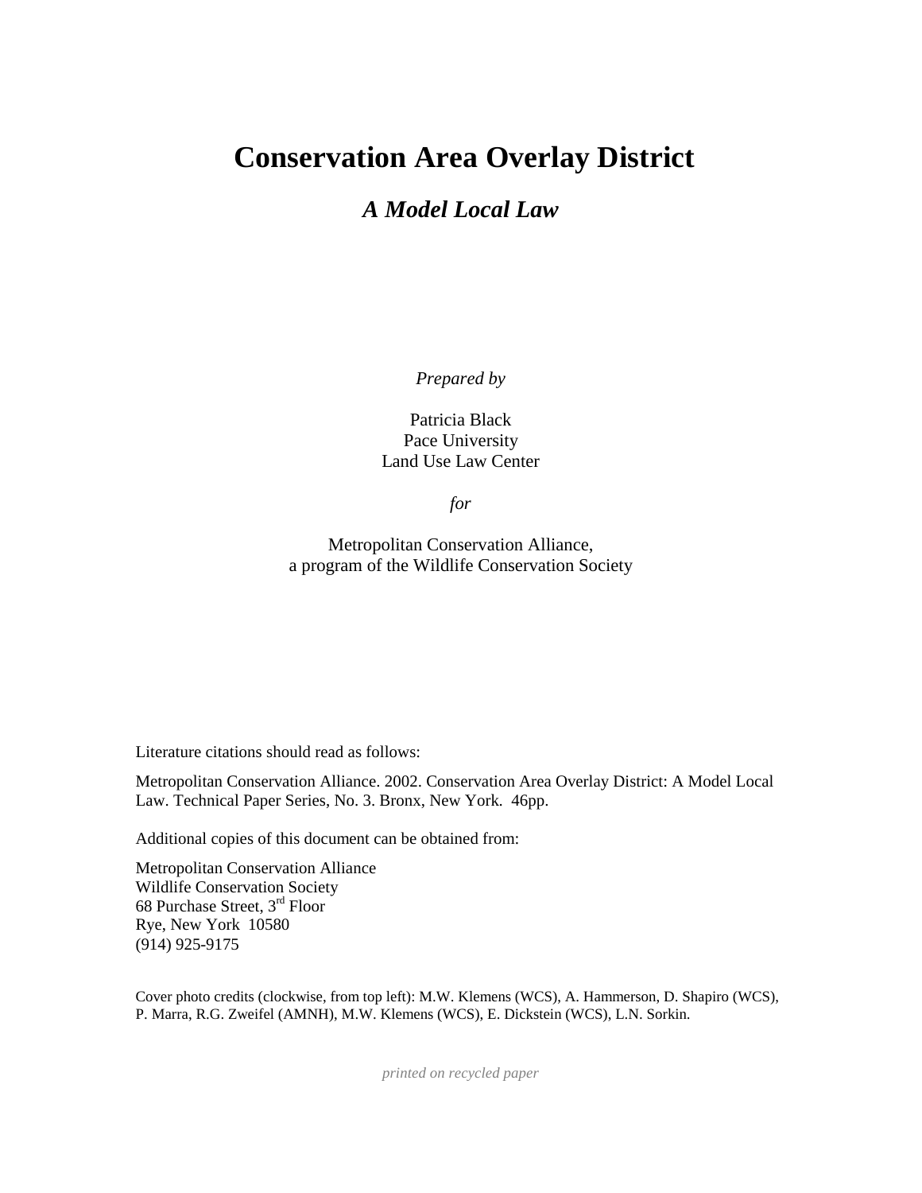# Conservation Area Overlay District

## *A Model Local Law*

*Prepared by*

Patricia Black
Pace University
Land Use Law Center

*for*

Metropolitan Conservation Alliance,
a program of the Wildlife Conservation Society

Literature citations should read as follows:

Metropolitan Conservation Alliance. 2002. Conservation Area Overlay District: A Model Local Law. Technical Paper Series, No. 3. Bronx, New York. 46pp.

Additional copies of this document can be obtained from:

Metropolitan Conservation Alliance
Wildlife Conservation Society
68 Purchase Street, 3rd Floor
Rye, New York 10580
(914) 925-9175

Cover photo credits (clockwise, from top left): M.W. Klemens (WCS), A. Hammerson, D. Shapiro (WCS), P. Marra, R.G. Zweifel (AMNH), M.W. Klemens (WCS), E. Dickstein (WCS), L.N. Sorkin.

*printed on recycled paper*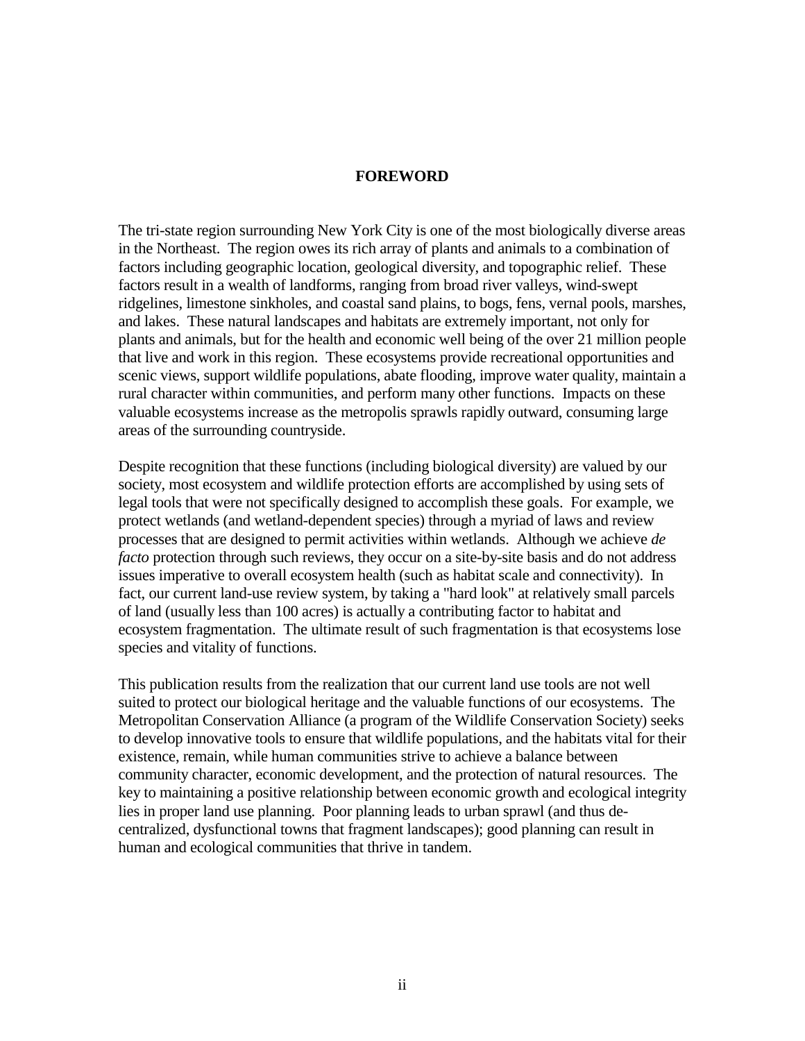## FOREWORD

The tri-state region surrounding New York City is one of the most biologically diverse areas in the Northeast. The region owes its rich array of plants and animals to a combination of factors including geographic location, geological diversity, and topographic relief. These factors result in a wealth of landforms, ranging from broad river valleys, wind-swept ridgelines, limestone sinkholes, and coastal sand plains, to bogs, fens, vernal pools, marshes, and lakes. These natural landscapes and habitats are extremely important, not only for plants and animals, but for the health and economic well being of the over 21 million people that live and work in this region. These ecosystems provide recreational opportunities and scenic views, support wildlife populations, abate flooding, improve water quality, maintain a rural character within communities, and perform many other functions. Impacts on these valuable ecosystems increase as the metropolis sprawls rapidly outward, consuming large areas of the surrounding countryside.

Despite recognition that these functions (including biological diversity) are valued by our society, most ecosystem and wildlife protection efforts are accomplished by using sets of legal tools that were not specifically designed to accomplish these goals. For example, we protect wetlands (and wetland-dependent species) through a myriad of laws and review processes that are designed to permit activities within wetlands. Although we achieve *de facto* protection through such reviews, they occur on a site-by-site basis and do not address issues imperative to overall ecosystem health (such as habitat scale and connectivity). In fact, our current land-use review system, by taking a "hard look" at relatively small parcels of land (usually less than 100 acres) is actually a contributing factor to habitat and ecosystem fragmentation. The ultimate result of such fragmentation is that ecosystems lose species and vitality of functions.

This publication results from the realization that our current land use tools are not well suited to protect our biological heritage and the valuable functions of our ecosystems. The Metropolitan Conservation Alliance (a program of the Wildlife Conservation Society) seeks to develop innovative tools to ensure that wildlife populations, and the habitats vital for their existence, remain, while human communities strive to achieve a balance between community character, economic development, and the protection of natural resources. The key to maintaining a positive relationship between economic growth and ecological integrity lies in proper land use planning. Poor planning leads to urban sprawl (and thus de-centralized, dysfunctional towns that fragment landscapes); good planning can result in human and ecological communities that thrive in tandem.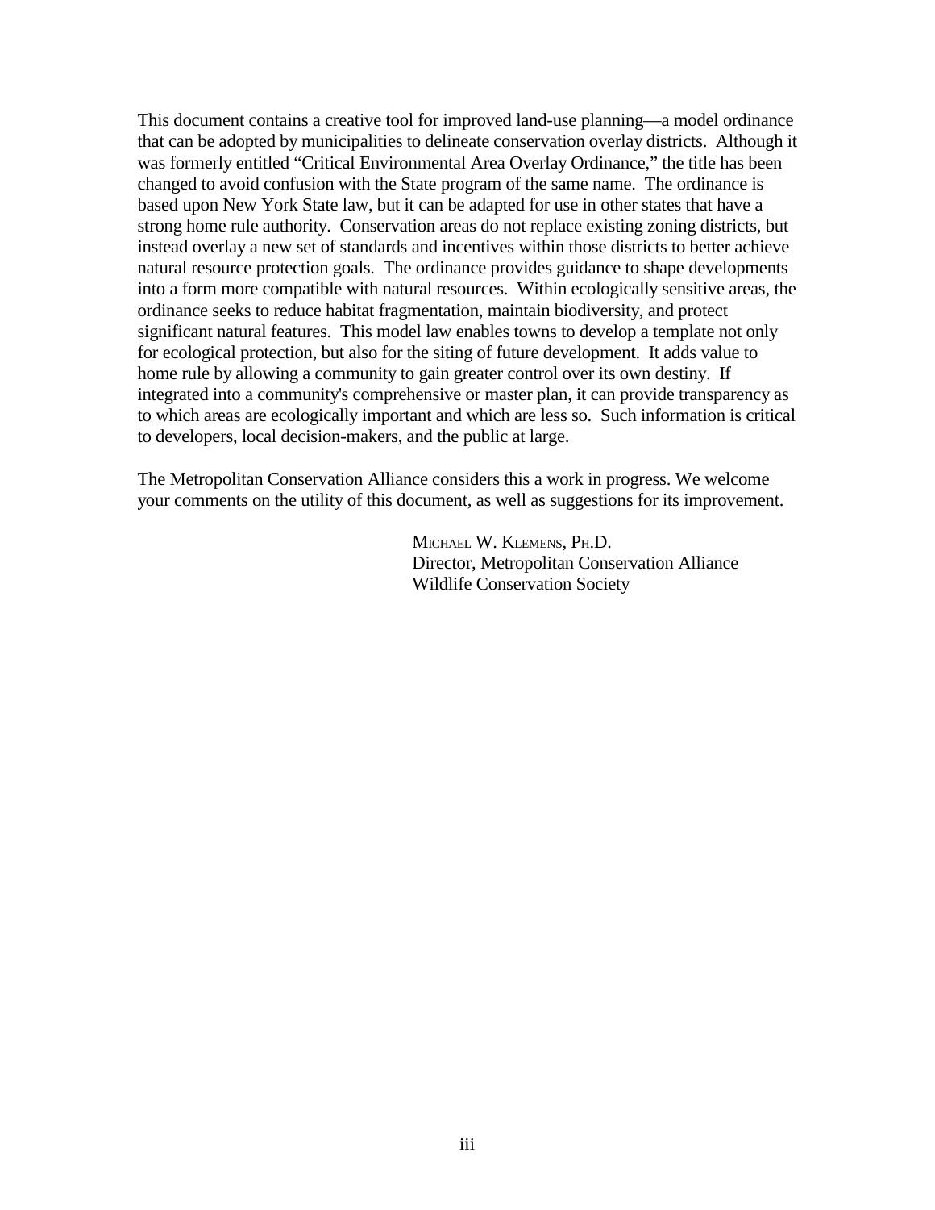This document contains a creative tool for improved land-use planning—a model ordinance that can be adopted by municipalities to delineate conservation overlay districts. Although it was formerly entitled "Critical Environmental Area Overlay Ordinance," the title has been changed to avoid confusion with the State program of the same name. The ordinance is based upon New York State law, but it can be adapted for use in other states that have a strong home rule authority. Conservation areas do not replace existing zoning districts, but instead overlay a new set of standards and incentives within those districts to better achieve natural resource protection goals. The ordinance provides guidance to shape developments into a form more compatible with natural resources. Within ecologically sensitive areas, the ordinance seeks to reduce habitat fragmentation, maintain biodiversity, and protect significant natural features. This model law enables towns to develop a template not only for ecological protection, but also for the siting of future development. It adds value to home rule by allowing a community to gain greater control over its own destiny. If integrated into a community's comprehensive or master plan, it can provide transparency as to which areas are ecologically important and which are less so. Such information is critical to developers, local decision-makers, and the public at large.

The Metropolitan Conservation Alliance considers this a work in progress. We welcome your comments on the utility of this document, as well as suggestions for its improvement.

MICHAEL W. KLEMENS, PH.D.
Director, Metropolitan Conservation Alliance
Wildlife Conservation Society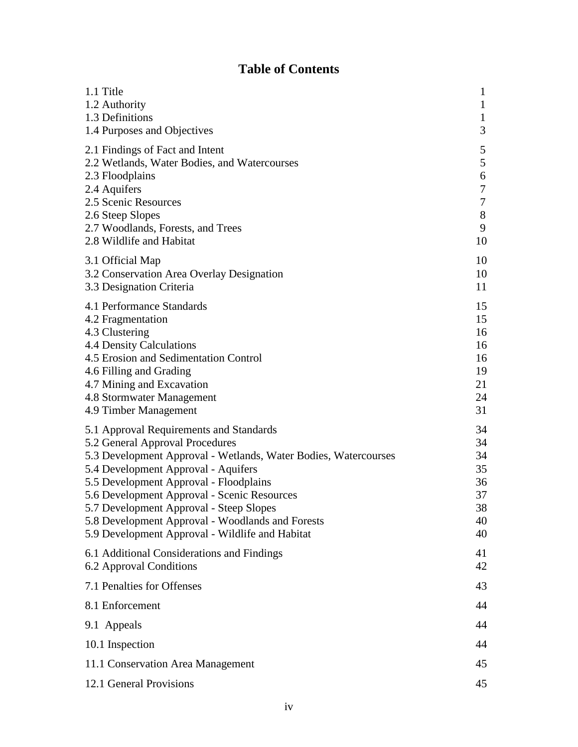# Table of Contents

| | |
|---|---|
| 1.1 Title | 1 |
| 1.2 Authority | 1 |
| 1.3 Definitions | 1 |
| 1.4 Purposes and Objectives | 3 |
| 2.1 Findings of Fact and Intent | 5 |
| 2.2 Wetlands, Water Bodies, and Watercourses | 5 |
| 2.3 Floodplains | 6 |
| 2.4 Aquifers | 7 |
| 2.5 Scenic Resources | 7 |
| 2.6 Steep Slopes | 8 |
| 2.7 Woodlands, Forests, and Trees | 9 |
| 2.8 Wildlife and Habitat | 10 |
| 3.1 Official Map | 10 |
| 3.2 Conservation Area Overlay Designation | 10 |
| 3.3 Designation Criteria | 11 |
| 4.1 Performance Standards | 15 |
| 4.2 Fragmentation | 15 |
| 4.3 Clustering | 16 |
| 4.4 Density Calculations | 16 |
| 4.5 Erosion and Sedimentation Control | 16 |
| 4.6 Filling and Grading | 19 |
| 4.7 Mining and Excavation | 21 |
| 4.8 Stormwater Management | 24 |
| 4.9 Timber Management | 31 |
| 5.1 Approval Requirements and Standards | 34 |
| 5.2 General Approval Procedures | 34 |
| 5.3 Development Approval - Wetlands, Water Bodies, Watercourses | 34 |
| 5.4 Development Approval - Aquifers | 35 |
| 5.5 Development Approval - Floodplains | 36 |
| 5.6 Development Approval - Scenic Resources | 37 |
| 5.7 Development Approval - Steep Slopes | 38 |
| 5.8 Development Approval - Woodlands and Forests | 40 |
| 5.9 Development Approval - Wildlife and Habitat | 40 |
| 6.1 Additional Considerations and Findings | 41 |
| 6.2 Approval Conditions | 42 |
| 7.1 Penalties for Offenses | 43 |
| 8.1 Enforcement | 44 |
| 9.1 Appeals | 44 |
| 10.1 Inspection | 44 |
| 11.1 Conservation Area Management | 45 |
| 12.1 General Provisions | 45 |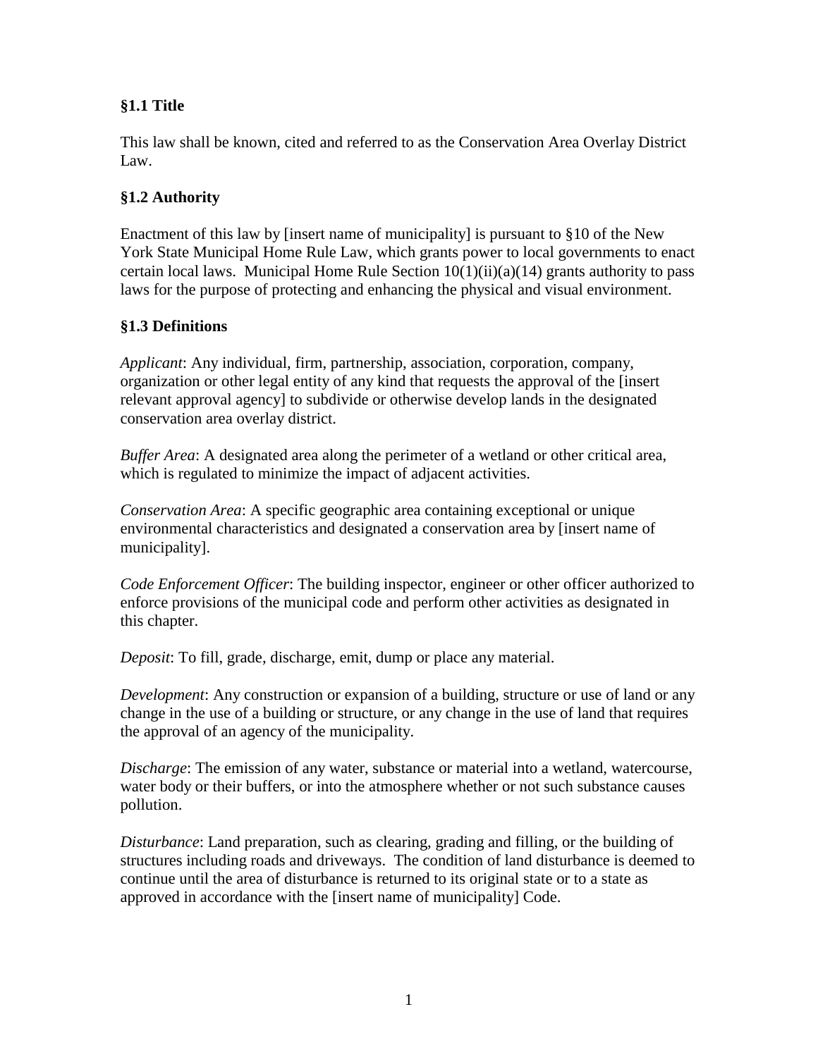### §1.1 Title

This law shall be known, cited and referred to as the Conservation Area Overlay District Law.

### §1.2 Authority

Enactment of this law by [insert name of municipality] is pursuant to §10 of the New York State Municipal Home Rule Law, which grants power to local governments to enact certain local laws. Municipal Home Rule Section 10(1)(ii)(a)(14) grants authority to pass laws for the purpose of protecting and enhancing the physical and visual environment.

### §1.3 Definitions

*Applicant*: Any individual, firm, partnership, association, corporation, company, organization or other legal entity of any kind that requests the approval of the [insert relevant approval agency] to subdivide or otherwise develop lands in the designated conservation area overlay district.

*Buffer Area*: A designated area along the perimeter of a wetland or other critical area, which is regulated to minimize the impact of adjacent activities.

*Conservation Area*: A specific geographic area containing exceptional or unique environmental characteristics and designated a conservation area by [insert name of municipality].

*Code Enforcement Officer*: The building inspector, engineer or other officer authorized to enforce provisions of the municipal code and perform other activities as designated in this chapter.

*Deposit*: To fill, grade, discharge, emit, dump or place any material.

*Development*: Any construction or expansion of a building, structure or use of land or any change in the use of a building or structure, or any change in the use of land that requires the approval of an agency of the municipality.

*Discharge*: The emission of any water, substance or material into a wetland, watercourse, water body or their buffers, or into the atmosphere whether or not such substance causes pollution.

*Disturbance*: Land preparation, such as clearing, grading and filling, or the building of structures including roads and driveways. The condition of land disturbance is deemed to continue until the area of disturbance is returned to its original state or to a state as approved in accordance with the [insert name of municipality] Code.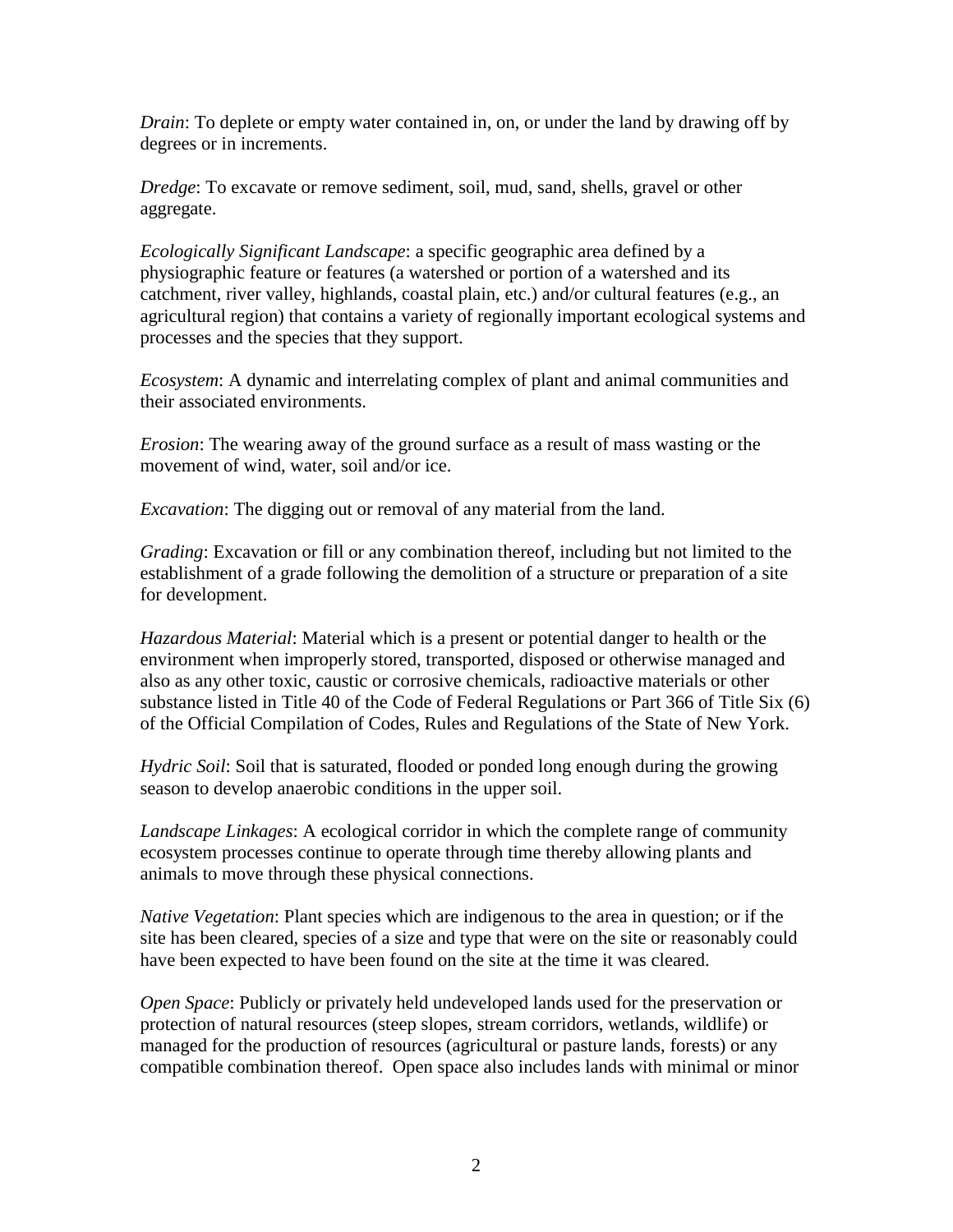*Drain*: To deplete or empty water contained in, on, or under the land by drawing off by degrees or in increments.

*Dredge*: To excavate or remove sediment, soil, mud, sand, shells, gravel or other aggregate.

*Ecologically Significant Landscape*: a specific geographic area defined by a physiographic feature or features (a watershed or portion of a watershed and its catchment, river valley, highlands, coastal plain, etc.) and/or cultural features (e.g., an agricultural region) that contains a variety of regionally important ecological systems and processes and the species that they support.

*Ecosystem*: A dynamic and interrelating complex of plant and animal communities and their associated environments.

*Erosion*: The wearing away of the ground surface as a result of mass wasting or the movement of wind, water, soil and/or ice.

*Excavation*: The digging out or removal of any material from the land.

*Grading*: Excavation or fill or any combination thereof, including but not limited to the establishment of a grade following the demolition of a structure or preparation of a site for development.

*Hazardous Material*: Material which is a present or potential danger to health or the environment when improperly stored, transported, disposed or otherwise managed and also as any other toxic, caustic or corrosive chemicals, radioactive materials or other substance listed in Title 40 of the Code of Federal Regulations or Part 366 of Title Six (6) of the Official Compilation of Codes, Rules and Regulations of the State of New York.

*Hydric Soil*: Soil that is saturated, flooded or ponded long enough during the growing season to develop anaerobic conditions in the upper soil.

*Landscape Linkages*: A ecological corridor in which the complete range of community ecosystem processes continue to operate through time thereby allowing plants and animals to move through these physical connections.

*Native Vegetation*: Plant species which are indigenous to the area in question; or if the site has been cleared, species of a size and type that were on the site or reasonably could have been expected to have been found on the site at the time it was cleared.

*Open Space*: Publicly or privately held undeveloped lands used for the preservation or protection of natural resources (steep slopes, stream corridors, wetlands, wildlife) or managed for the production of resources (agricultural or pasture lands, forests) or any compatible combination thereof. Open space also includes lands with minimal or minor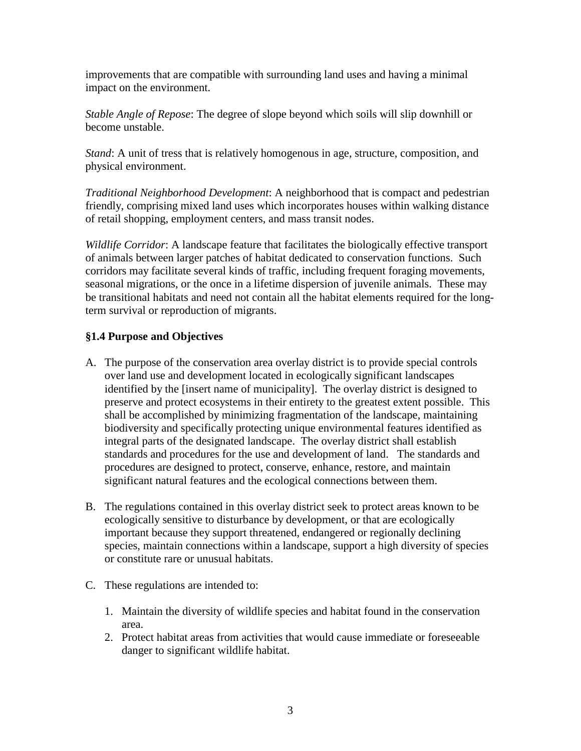improvements that are compatible with surrounding land uses and having a minimal impact on the environment.

*Stable Angle of Repose*: The degree of slope beyond which soils will slip downhill or become unstable.

*Stand*: A unit of tress that is relatively homogenous in age, structure, composition, and physical environment.

*Traditional Neighborhood Development*: A neighborhood that is compact and pedestrian friendly, comprising mixed land uses which incorporates houses within walking distance of retail shopping, employment centers, and mass transit nodes.

*Wildlife Corridor*: A landscape feature that facilitates the biologically effective transport of animals between larger patches of habitat dedicated to conservation functions. Such corridors may facilitate several kinds of traffic, including frequent foraging movements, seasonal migrations, or the once in a lifetime dispersion of juvenile animals. These may be transitional habitats and need not contain all the habitat elements required for the long-term survival or reproduction of migrants.

### §1.4 Purpose and Objectives

A. The purpose of the conservation area overlay district is to provide special controls over land use and development located in ecologically significant landscapes identified by the [insert name of municipality]. The overlay district is designed to preserve and protect ecosystems in their entirety to the greatest extent possible. This shall be accomplished by minimizing fragmentation of the landscape, maintaining biodiversity and specifically protecting unique environmental features identified as integral parts of the designated landscape. The overlay district shall establish standards and procedures for the use and development of land. The standards and procedures are designed to protect, conserve, enhance, restore, and maintain significant natural features and the ecological connections between them.

B. The regulations contained in this overlay district seek to protect areas known to be ecologically sensitive to disturbance by development, or that are ecologically important because they support threatened, endangered or regionally declining species, maintain connections within a landscape, support a high diversity of species or constitute rare or unusual habitats.

C. These regulations are intended to:

   1. Maintain the diversity of wildlife species and habitat found in the conservation area.
   2. Protect habitat areas from activities that would cause immediate or foreseeable danger to significant wildlife habitat.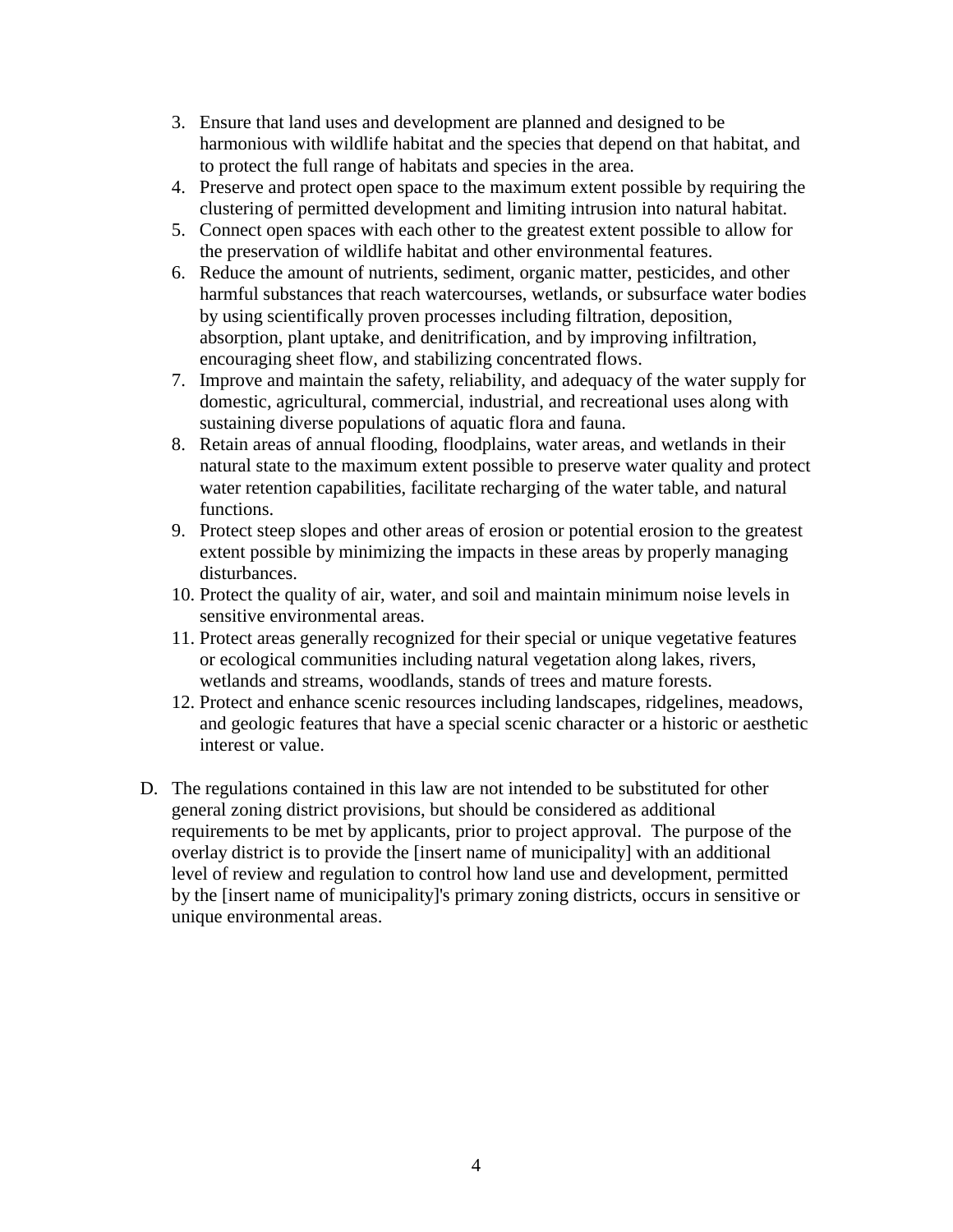3. Ensure that land uses and development are planned and designed to be harmonious with wildlife habitat and the species that depend on that habitat, and to protect the full range of habitats and species in the area.
4. Preserve and protect open space to the maximum extent possible by requiring the clustering of permitted development and limiting intrusion into natural habitat.
5. Connect open spaces with each other to the greatest extent possible to allow for the preservation of wildlife habitat and other environmental features.
6. Reduce the amount of nutrients, sediment, organic matter, pesticides, and other harmful substances that reach watercourses, wetlands, or subsurface water bodies by using scientifically proven processes including filtration, deposition, absorption, plant uptake, and denitrification, and by improving infiltration, encouraging sheet flow, and stabilizing concentrated flows.
7. Improve and maintain the safety, reliability, and adequacy of the water supply for domestic, agricultural, commercial, industrial, and recreational uses along with sustaining diverse populations of aquatic flora and fauna.
8. Retain areas of annual flooding, floodplains, water areas, and wetlands in their natural state to the maximum extent possible to preserve water quality and protect water retention capabilities, facilitate recharging of the water table, and natural functions.
9. Protect steep slopes and other areas of erosion or potential erosion to the greatest extent possible by minimizing the impacts in these areas by properly managing disturbances.
10. Protect the quality of air, water, and soil and maintain minimum noise levels in sensitive environmental areas.
11. Protect areas generally recognized for their special or unique vegetative features or ecological communities including natural vegetation along lakes, rivers, wetlands and streams, woodlands, stands of trees and mature forests.
12. Protect and enhance scenic resources including landscapes, ridgelines, meadows, and geologic features that have a special scenic character or a historic or aesthetic interest or value.

D. The regulations contained in this law are not intended to be substituted for other general zoning district provisions, but should be considered as additional requirements to be met by applicants, prior to project approval. The purpose of the overlay district is to provide the [insert name of municipality] with an additional level of review and regulation to control how land use and development, permitted by the [insert name of municipality]'s primary zoning districts, occurs in sensitive or unique environmental areas.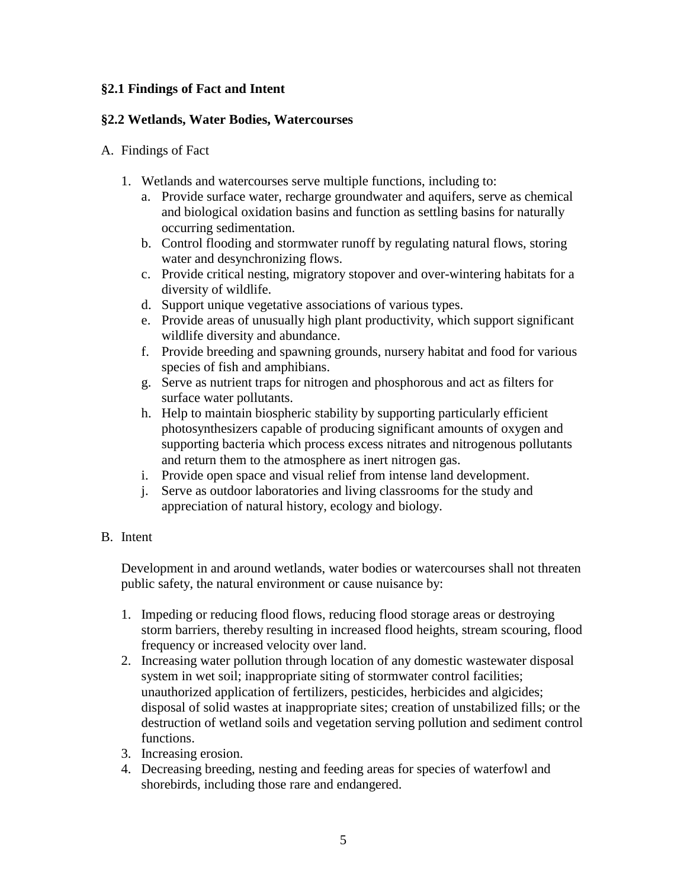**§2.1 Findings of Fact and Intent**

**§2.2 Wetlands, Water Bodies, Watercourses**

A. Findings of Fact

1. Wetlands and watercourses serve multiple functions, including to:
    a. Provide surface water, recharge groundwater and aquifers, serve as chemical and biological oxidation basins and function as settling basins for naturally occurring sedimentation.
    b. Control flooding and stormwater runoff by regulating natural flows, storing water and desynchronizing flows.
    c. Provide critical nesting, migratory stopover and over-wintering habitats for a diversity of wildlife.
    d. Support unique vegetative associations of various types.
    e. Provide areas of unusually high plant productivity, which support significant wildlife diversity and abundance.
    f. Provide breeding and spawning grounds, nursery habitat and food for various species of fish and amphibians.
    g. Serve as nutrient traps for nitrogen and phosphorous and act as filters for surface water pollutants.
    h. Help to maintain biospheric stability by supporting particularly efficient photosynthesizers capable of producing significant amounts of oxygen and supporting bacteria which process excess nitrates and nitrogenous pollutants and return them to the atmosphere as inert nitrogen gas.
    i. Provide open space and visual relief from intense land development.
    j. Serve as outdoor laboratories and living classrooms for the study and appreciation of natural history, ecology and biology.

B. Intent

Development in and around wetlands, water bodies or watercourses shall not threaten public safety, the natural environment or cause nuisance by:

1. Impeding or reducing flood flows, reducing flood storage areas or destroying storm barriers, thereby resulting in increased flood heights, stream scouring, flood frequency or increased velocity over land.
2. Increasing water pollution through location of any domestic wastewater disposal system in wet soil; inappropriate siting of stormwater control facilities; unauthorized application of fertilizers, pesticides, herbicides and algicides; disposal of solid wastes at inappropriate sites; creation of unstabilized fills; or the destruction of wetland soils and vegetation serving pollution and sediment control functions.
3. Increasing erosion.
4. Decreasing breeding, nesting and feeding areas for species of waterfowl and shorebirds, including those rare and endangered.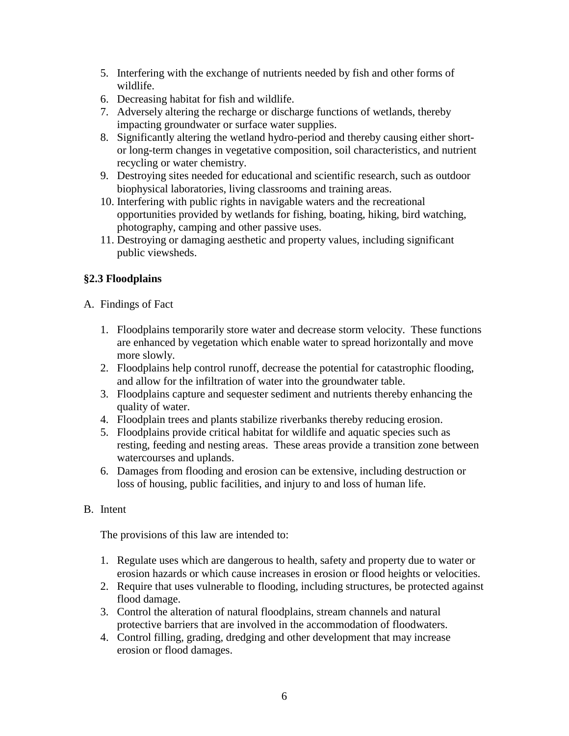5. Interfering with the exchange of nutrients needed by fish and other forms of wildlife.
6. Decreasing habitat for fish and wildlife.
7. Adversely altering the recharge or discharge functions of wetlands, thereby impacting groundwater or surface water supplies.
8. Significantly altering the wetland hydro-period and thereby causing either short- or long-term changes in vegetative composition, soil characteristics, and nutrient recycling or water chemistry.
9. Destroying sites needed for educational and scientific research, such as outdoor biophysical laboratories, living classrooms and training areas.
10. Interfering with public rights in navigable waters and the recreational opportunities provided by wetlands for fishing, boating, hiking, bird watching, photography, camping and other passive uses.
11. Destroying or damaging aesthetic and property values, including significant public viewsheds.

**§2.3 Floodplains**

A. Findings of Fact

1. Floodplains temporarily store water and decrease storm velocity. These functions are enhanced by vegetation which enable water to spread horizontally and move more slowly.
2. Floodplains help control runoff, decrease the potential for catastrophic flooding, and allow for the infiltration of water into the groundwater table.
3. Floodplains capture and sequester sediment and nutrients thereby enhancing the quality of water.
4. Floodplain trees and plants stabilize riverbanks thereby reducing erosion.
5. Floodplains provide critical habitat for wildlife and aquatic species such as resting, feeding and nesting areas. These areas provide a transition zone between watercourses and uplands.
6. Damages from flooding and erosion can be extensive, including destruction or loss of housing, public facilities, and injury to and loss of human life.

B. Intent

The provisions of this law are intended to:

1. Regulate uses which are dangerous to health, safety and property due to water or erosion hazards or which cause increases in erosion or flood heights or velocities.
2. Require that uses vulnerable to flooding, including structures, be protected against flood damage.
3. Control the alteration of natural floodplains, stream channels and natural protective barriers that are involved in the accommodation of floodwaters.
4. Control filling, grading, dredging and other development that may increase erosion or flood damages.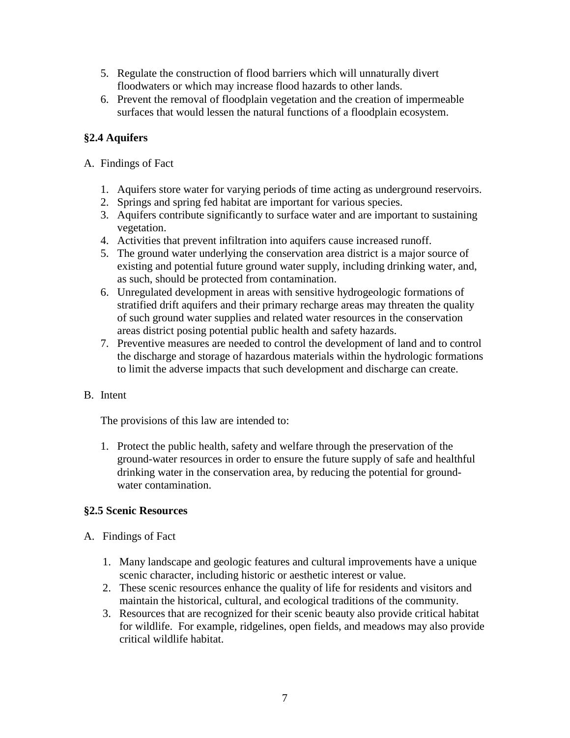5. Regulate the construction of flood barriers which will unnaturally divert floodwaters or which may increase flood hazards to other lands.
6. Prevent the removal of floodplain vegetation and the creation of impermeable surfaces that would lessen the natural functions of a floodplain ecosystem.

### §2.4 Aquifers

A. Findings of Fact

1. Aquifers store water for varying periods of time acting as underground reservoirs.
2. Springs and spring fed habitat are important for various species.
3. Aquifers contribute significantly to surface water and are important to sustaining vegetation.
4. Activities that prevent infiltration into aquifers cause increased runoff.
5. The ground water underlying the conservation area district is a major source of existing and potential future ground water supply, including drinking water, and, as such, should be protected from contamination.
6. Unregulated development in areas with sensitive hydrogeologic formations of stratified drift aquifers and their primary recharge areas may threaten the quality of such ground water supplies and related water resources in the conservation areas district posing potential public health and safety hazards.
7. Preventive measures are needed to control the development of land and to control the discharge and storage of hazardous materials within the hydrologic formations to limit the adverse impacts that such development and discharge can create.

B. Intent

The provisions of this law are intended to:

1. Protect the public health, safety and welfare through the preservation of the ground-water resources in order to ensure the future supply of safe and healthful drinking water in the conservation area, by reducing the potential for ground-water contamination.

### §2.5 Scenic Resources

A. Findings of Fact

1. Many landscape and geologic features and cultural improvements have a unique scenic character, including historic or aesthetic interest or value.
2. These scenic resources enhance the quality of life for residents and visitors and maintain the historical, cultural, and ecological traditions of the community.
3. Resources that are recognized for their scenic beauty also provide critical habitat for wildlife. For example, ridgelines, open fields, and meadows may also provide critical wildlife habitat.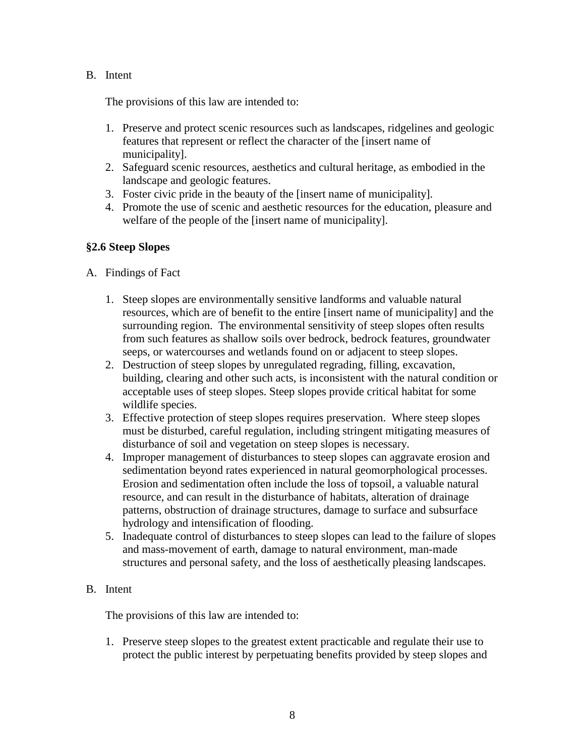B. Intent

The provisions of this law are intended to:

1. Preserve and protect scenic resources such as landscapes, ridgelines and geologic features that represent or reflect the character of the [insert name of municipality].
2. Safeguard scenic resources, aesthetics and cultural heritage, as embodied in the landscape and geologic features.
3. Foster civic pride in the beauty of the [insert name of municipality].
4. Promote the use of scenic and aesthetic resources for the education, pleasure and welfare of the people of the [insert name of municipality].

**§2.6 Steep Slopes**

A. Findings of Fact

1. Steep slopes are environmentally sensitive landforms and valuable natural resources, which are of benefit to the entire [insert name of municipality] and the surrounding region. The environmental sensitivity of steep slopes often results from such features as shallow soils over bedrock, bedrock features, groundwater seeps, or watercourses and wetlands found on or adjacent to steep slopes.
2. Destruction of steep slopes by unregulated regrading, filling, excavation, building, clearing and other such acts, is inconsistent with the natural condition or acceptable uses of steep slopes. Steep slopes provide critical habitat for some wildlife species.
3. Effective protection of steep slopes requires preservation. Where steep slopes must be disturbed, careful regulation, including stringent mitigating measures of disturbance of soil and vegetation on steep slopes is necessary.
4. Improper management of disturbances to steep slopes can aggravate erosion and sedimentation beyond rates experienced in natural geomorphological processes. Erosion and sedimentation often include the loss of topsoil, a valuable natural resource, and can result in the disturbance of habitats, alteration of drainage patterns, obstruction of drainage structures, damage to surface and subsurface hydrology and intensification of flooding.
5. Inadequate control of disturbances to steep slopes can lead to the failure of slopes and mass-movement of earth, damage to natural environment, man-made structures and personal safety, and the loss of aesthetically pleasing landscapes.

B. Intent

The provisions of this law are intended to:

1. Preserve steep slopes to the greatest extent practicable and regulate their use to protect the public interest by perpetuating benefits provided by steep slopes and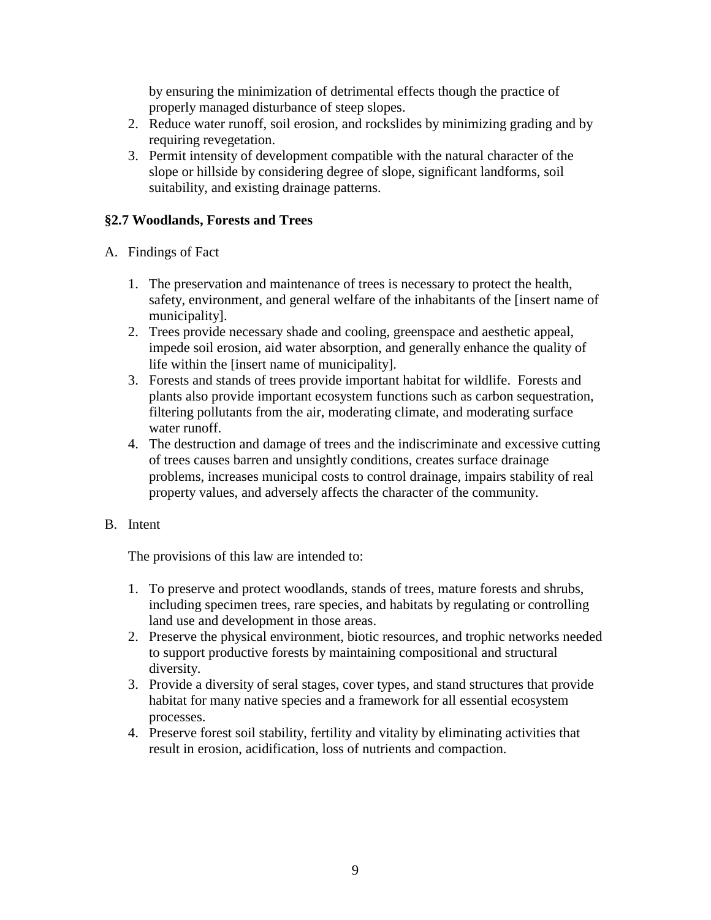by ensuring the minimization of detrimental effects though the practice of properly managed disturbance of steep slopes.

2. Reduce water runoff, soil erosion, and rockslides by minimizing grading and by requiring revegetation.
3. Permit intensity of development compatible with the natural character of the slope or hillside by considering degree of slope, significant landforms, soil suitability, and existing drainage patterns.

### §2.7 Woodlands, Forests and Trees

A. Findings of Fact

1. The preservation and maintenance of trees is necessary to protect the health, safety, environment, and general welfare of the inhabitants of the [insert name of municipality].
2. Trees provide necessary shade and cooling, greenspace and aesthetic appeal, impede soil erosion, aid water absorption, and generally enhance the quality of life within the [insert name of municipality].
3. Forests and stands of trees provide important habitat for wildlife. Forests and plants also provide important ecosystem functions such as carbon sequestration, filtering pollutants from the air, moderating climate, and moderating surface water runoff.
4. The destruction and damage of trees and the indiscriminate and excessive cutting of trees causes barren and unsightly conditions, creates surface drainage problems, increases municipal costs to control drainage, impairs stability of real property values, and adversely affects the character of the community.

B. Intent

The provisions of this law are intended to:

1. To preserve and protect woodlands, stands of trees, mature forests and shrubs, including specimen trees, rare species, and habitats by regulating or controlling land use and development in those areas.
2. Preserve the physical environment, biotic resources, and trophic networks needed to support productive forests by maintaining compositional and structural diversity.
3. Provide a diversity of seral stages, cover types, and stand structures that provide habitat for many native species and a framework for all essential ecosystem processes.
4. Preserve forest soil stability, fertility and vitality by eliminating activities that result in erosion, acidification, loss of nutrients and compaction.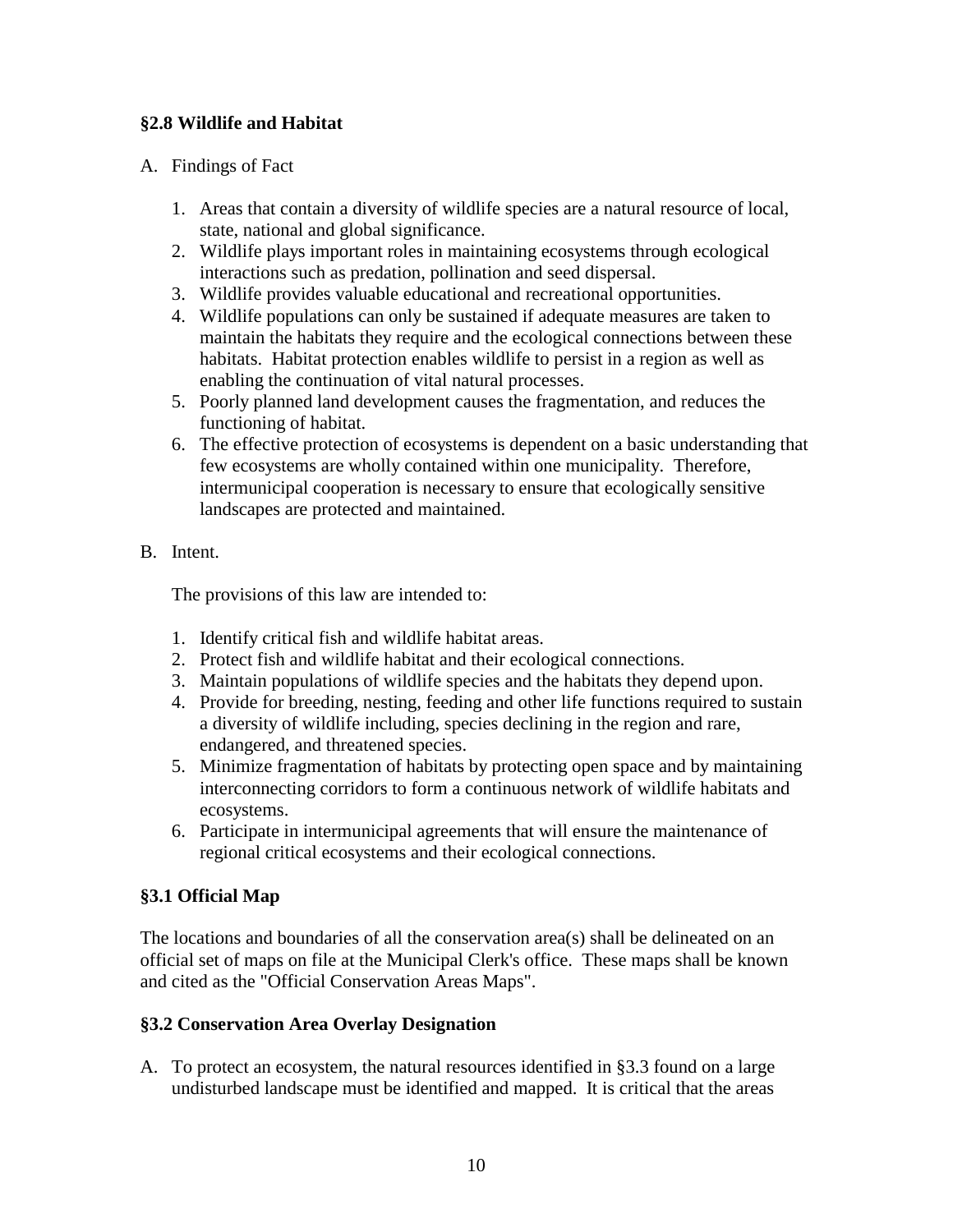### §2.8 Wildlife and Habitat

A. Findings of Fact

1. Areas that contain a diversity of wildlife species are a natural resource of local, state, national and global significance.
2. Wildlife plays important roles in maintaining ecosystems through ecological interactions such as predation, pollination and seed dispersal.
3. Wildlife provides valuable educational and recreational opportunities.
4. Wildlife populations can only be sustained if adequate measures are taken to maintain the habitats they require and the ecological connections between these habitats. Habitat protection enables wildlife to persist in a region as well as enabling the continuation of vital natural processes.
5. Poorly planned land development causes the fragmentation, and reduces the functioning of habitat.
6. The effective protection of ecosystems is dependent on a basic understanding that few ecosystems are wholly contained within one municipality. Therefore, intermunicipal cooperation is necessary to ensure that ecologically sensitive landscapes are protected and maintained.

B. Intent.

The provisions of this law are intended to:

1. Identify critical fish and wildlife habitat areas.
2. Protect fish and wildlife habitat and their ecological connections.
3. Maintain populations of wildlife species and the habitats they depend upon.
4. Provide for breeding, nesting, feeding and other life functions required to sustain a diversity of wildlife including, species declining in the region and rare, endangered, and threatened species.
5. Minimize fragmentation of habitats by protecting open space and by maintaining interconnecting corridors to form a continuous network of wildlife habitats and ecosystems.
6. Participate in intermunicipal agreements that will ensure the maintenance of regional critical ecosystems and their ecological connections.

### §3.1 Official Map

The locations and boundaries of all the conservation area(s) shall be delineated on an official set of maps on file at the Municipal Clerk's office. These maps shall be known and cited as the "Official Conservation Areas Maps".

### §3.2 Conservation Area Overlay Designation

A. To protect an ecosystem, the natural resources identified in §3.3 found on a large undisturbed landscape must be identified and mapped. It is critical that the areas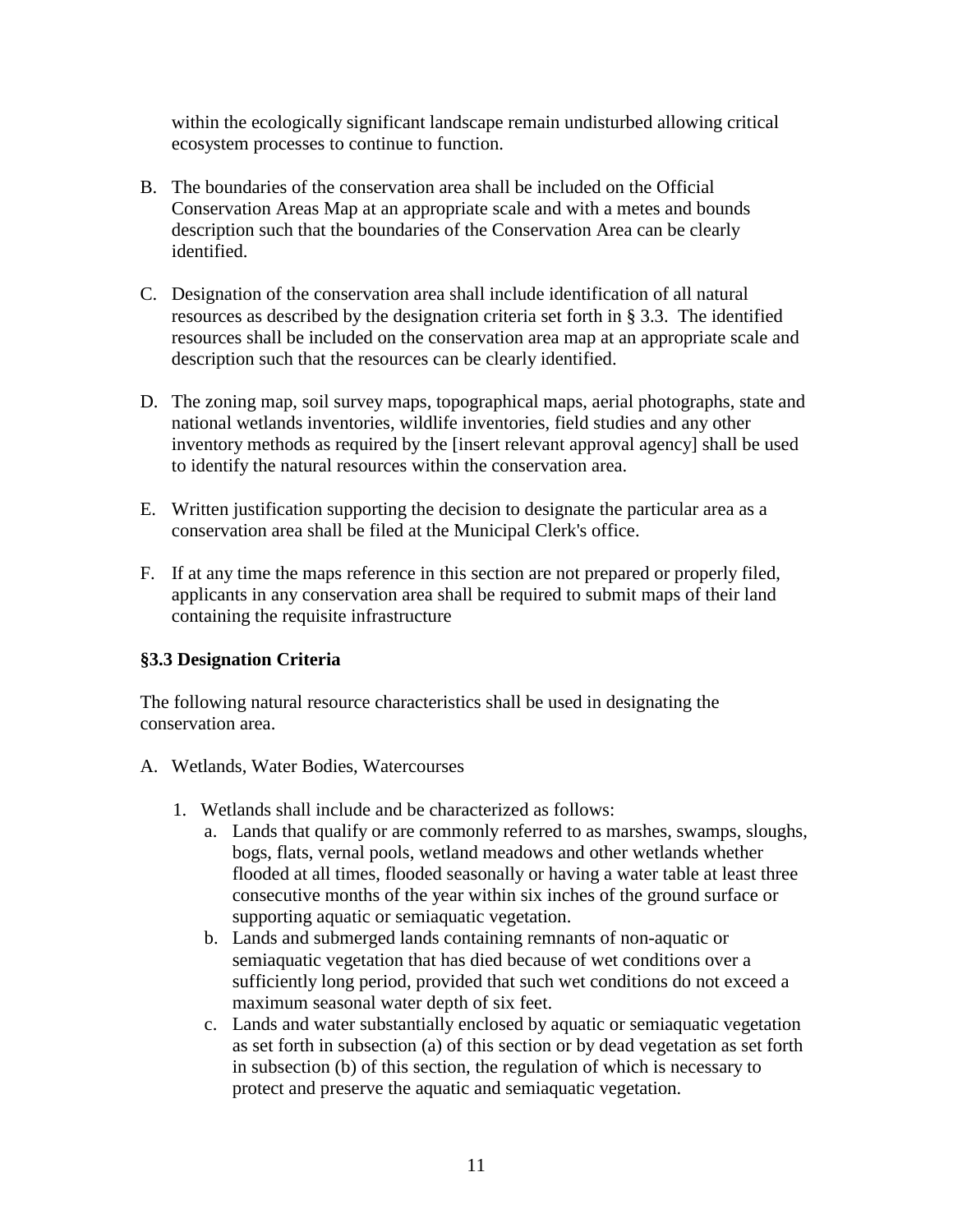within the ecologically significant landscape remain undisturbed allowing critical ecosystem processes to continue to function.

B. The boundaries of the conservation area shall be included on the Official Conservation Areas Map at an appropriate scale and with a metes and bounds description such that the boundaries of the Conservation Area can be clearly identified.

C. Designation of the conservation area shall include identification of all natural resources as described by the designation criteria set forth in § 3.3. The identified resources shall be included on the conservation area map at an appropriate scale and description such that the resources can be clearly identified.

D. The zoning map, soil survey maps, topographical maps, aerial photographs, state and national wetlands inventories, wildlife inventories, field studies and any other inventory methods as required by the [insert relevant approval agency] shall be used to identify the natural resources within the conservation area.

E. Written justification supporting the decision to designate the particular area as a conservation area shall be filed at the Municipal Clerk's office.

F. If at any time the maps reference in this section are not prepared or properly filed, applicants in any conservation area shall be required to submit maps of their land containing the requisite infrastructure

**§3.3 Designation Criteria**

The following natural resource characteristics shall be used in designating the conservation area.

A. Wetlands, Water Bodies, Watercourses

   1. Wetlands shall include and be characterized as follows:
      a. Lands that qualify or are commonly referred to as marshes, swamps, sloughs, bogs, flats, vernal pools, wetland meadows and other wetlands whether flooded at all times, flooded seasonally or having a water table at least three consecutive months of the year within six inches of the ground surface or supporting aquatic or semiaquatic vegetation.
      b. Lands and submerged lands containing remnants of non-aquatic or semiaquatic vegetation that has died because of wet conditions over a sufficiently long period, provided that such wet conditions do not exceed a maximum seasonal water depth of six feet.
      c. Lands and water substantially enclosed by aquatic or semiaquatic vegetation as set forth in subsection (a) of this section or by dead vegetation as set forth in subsection (b) of this section, the regulation of which is necessary to protect and preserve the aquatic and semiaquatic vegetation.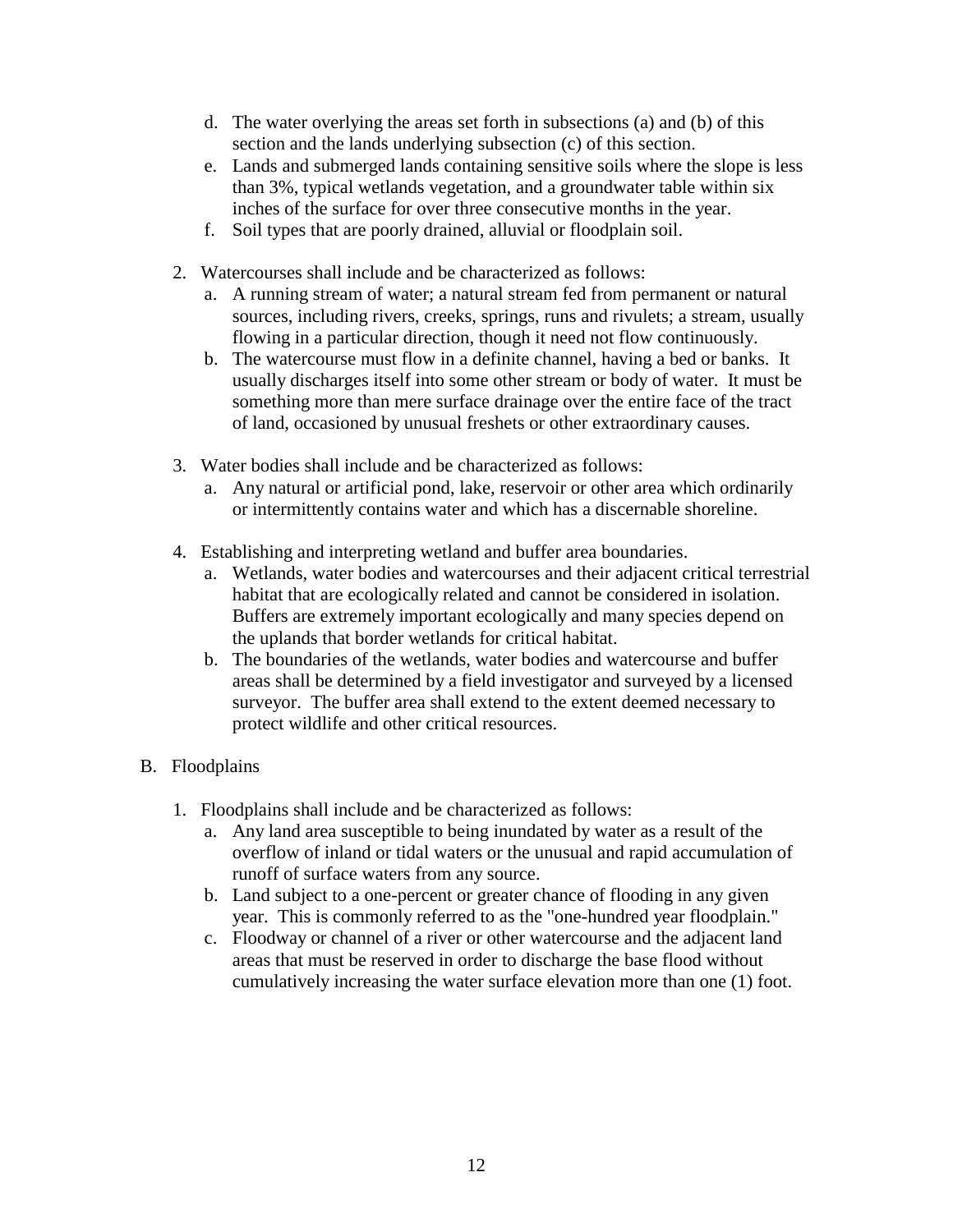d. The water overlying the areas set forth in subsections (a) and (b) of this section and the lands underlying subsection (c) of this section.
   e. Lands and submerged lands containing sensitive soils where the slope is less than 3%, typical wetlands vegetation, and a groundwater table within six inches of the surface for over three consecutive months in the year.
   f. Soil types that are poorly drained, alluvial or floodplain soil.

2. Watercourses shall include and be characterized as follows:
   a. A running stream of water; a natural stream fed from permanent or natural sources, including rivers, creeks, springs, runs and rivulets; a stream, usually flowing in a particular direction, though it need not flow continuously.
   b. The watercourse must flow in a definite channel, having a bed or banks. It usually discharges itself into some other stream or body of water. It must be something more than mere surface drainage over the entire face of the tract of land, occasioned by unusual freshets or other extraordinary causes.

3. Water bodies shall include and be characterized as follows:
   a. Any natural or artificial pond, lake, reservoir or other area which ordinarily or intermittently contains water and which has a discernable shoreline.

4. Establishing and interpreting wetland and buffer area boundaries.
   a. Wetlands, water bodies and watercourses and their adjacent critical terrestrial habitat that are ecologically related and cannot be considered in isolation. Buffers are extremely important ecologically and many species depend on the uplands that border wetlands for critical habitat.
   b. The boundaries of the wetlands, water bodies and watercourse and buffer areas shall be determined by a field investigator and surveyed by a licensed surveyor. The buffer area shall extend to the extent deemed necessary to protect wildlife and other critical resources.

B. Floodplains

1. Floodplains shall include and be characterized as follows:
   a. Any land area susceptible to being inundated by water as a result of the overflow of inland or tidal waters or the unusual and rapid accumulation of runoff of surface waters from any source.
   b. Land subject to a one-percent or greater chance of flooding in any given year. This is commonly referred to as the "one-hundred year floodplain."
   c. Floodway or channel of a river or other watercourse and the adjacent land areas that must be reserved in order to discharge the base flood without cumulatively increasing the water surface elevation more than one (1) foot.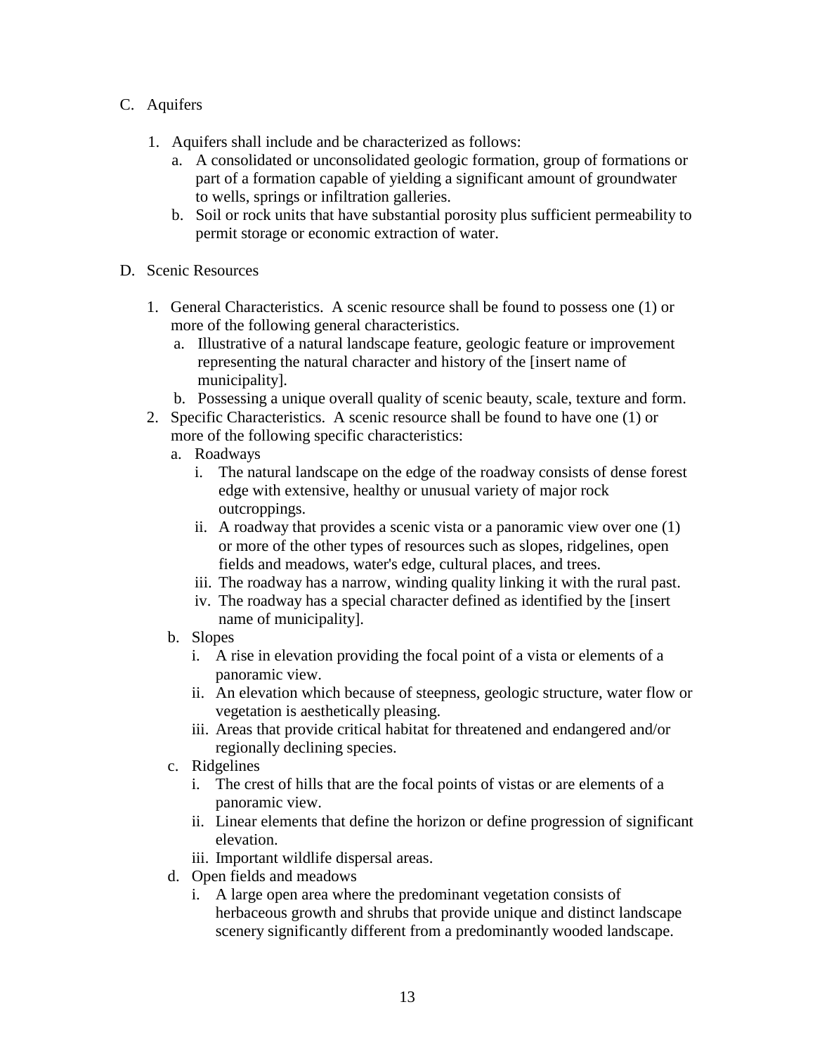C. Aquifers

1. Aquifers shall include and be characterized as follows:
   a. A consolidated or unconsolidated geologic formation, group of formations or part of a formation capable of yielding a significant amount of groundwater to wells, springs or infiltration galleries.
   b. Soil or rock units that have substantial porosity plus sufficient permeability to permit storage or economic extraction of water.

D. Scenic Resources

1. General Characteristics. A scenic resource shall be found to possess one (1) or more of the following general characteristics.
   a. Illustrative of a natural landscape feature, geologic feature or improvement representing the natural character and history of the [insert name of municipality].
   b. Possessing a unique overall quality of scenic beauty, scale, texture and form.
2. Specific Characteristics. A scenic resource shall be found to have one (1) or more of the following specific characteristics:
   a. Roadways
      i. The natural landscape on the edge of the roadway consists of dense forest edge with extensive, healthy or unusual variety of major rock outcroppings.
      ii. A roadway that provides a scenic vista or a panoramic view over one (1) or more of the other types of resources such as slopes, ridgelines, open fields and meadows, water's edge, cultural places, and trees.
      iii. The roadway has a narrow, winding quality linking it with the rural past.
      iv. The roadway has a special character defined as identified by the [insert name of municipality].
   b. Slopes
      i. A rise in elevation providing the focal point of a vista or elements of a panoramic view.
      ii. An elevation which because of steepness, geologic structure, water flow or vegetation is aesthetically pleasing.
      iii. Areas that provide critical habitat for threatened and endangered and/or regionally declining species.
   c. Ridgelines
      i. The crest of hills that are the focal points of vistas or are elements of a panoramic view.
      ii. Linear elements that define the horizon or define progression of significant elevation.
      iii. Important wildlife dispersal areas.
   d. Open fields and meadows
      i. A large open area where the predominant vegetation consists of herbaceous growth and shrubs that provide unique and distinct landscape scenery significantly different from a predominantly wooded landscape.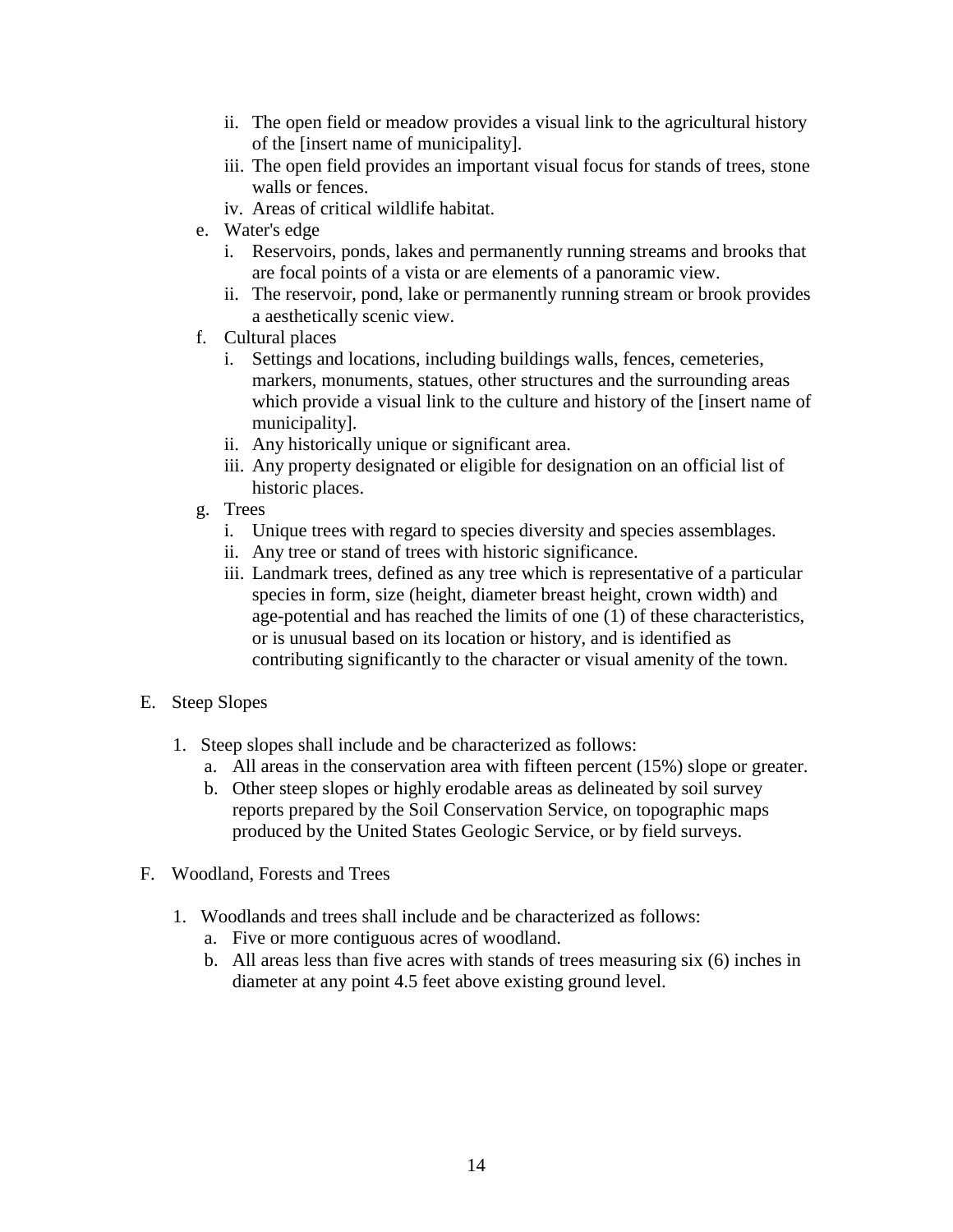ii. The open field or meadow provides a visual link to the agricultural history of the [insert name of municipality].
   iii. The open field provides an important visual focus for stands of trees, stone walls or fences.
   iv. Areas of critical wildlife habitat.

e. Water's edge
   i. Reservoirs, ponds, lakes and permanently running streams and brooks that are focal points of a vista or are elements of a panoramic view.
   ii. The reservoir, pond, lake or permanently running stream or brook provides a aesthetically scenic view.

f. Cultural places
   i. Settings and locations, including buildings walls, fences, cemeteries, markers, monuments, statues, other structures and the surrounding areas which provide a visual link to the culture and history of the [insert name of municipality].
   ii. Any historically unique or significant area.
   iii. Any property designated or eligible for designation on an official list of historic places.

g. Trees
   i. Unique trees with regard to species diversity and species assemblages.
   ii. Any tree or stand of trees with historic significance.
   iii. Landmark trees, defined as any tree which is representative of a particular species in form, size (height, diameter breast height, crown width) and age-potential and has reached the limits of one (1) of these characteristics, or is unusual based on its location or history, and is identified as contributing significantly to the character or visual amenity of the town.

E. Steep Slopes

1. Steep slopes shall include and be characterized as follows:
   a. All areas in the conservation area with fifteen percent (15%) slope or greater.
   b. Other steep slopes or highly erodable areas as delineated by soil survey reports prepared by the Soil Conservation Service, on topographic maps produced by the United States Geologic Service, or by field surveys.

F. Woodland, Forests and Trees

1. Woodlands and trees shall include and be characterized as follows:
   a. Five or more contiguous acres of woodland.
   b. All areas less than five acres with stands of trees measuring six (6) inches in diameter at any point 4.5 feet above existing ground level.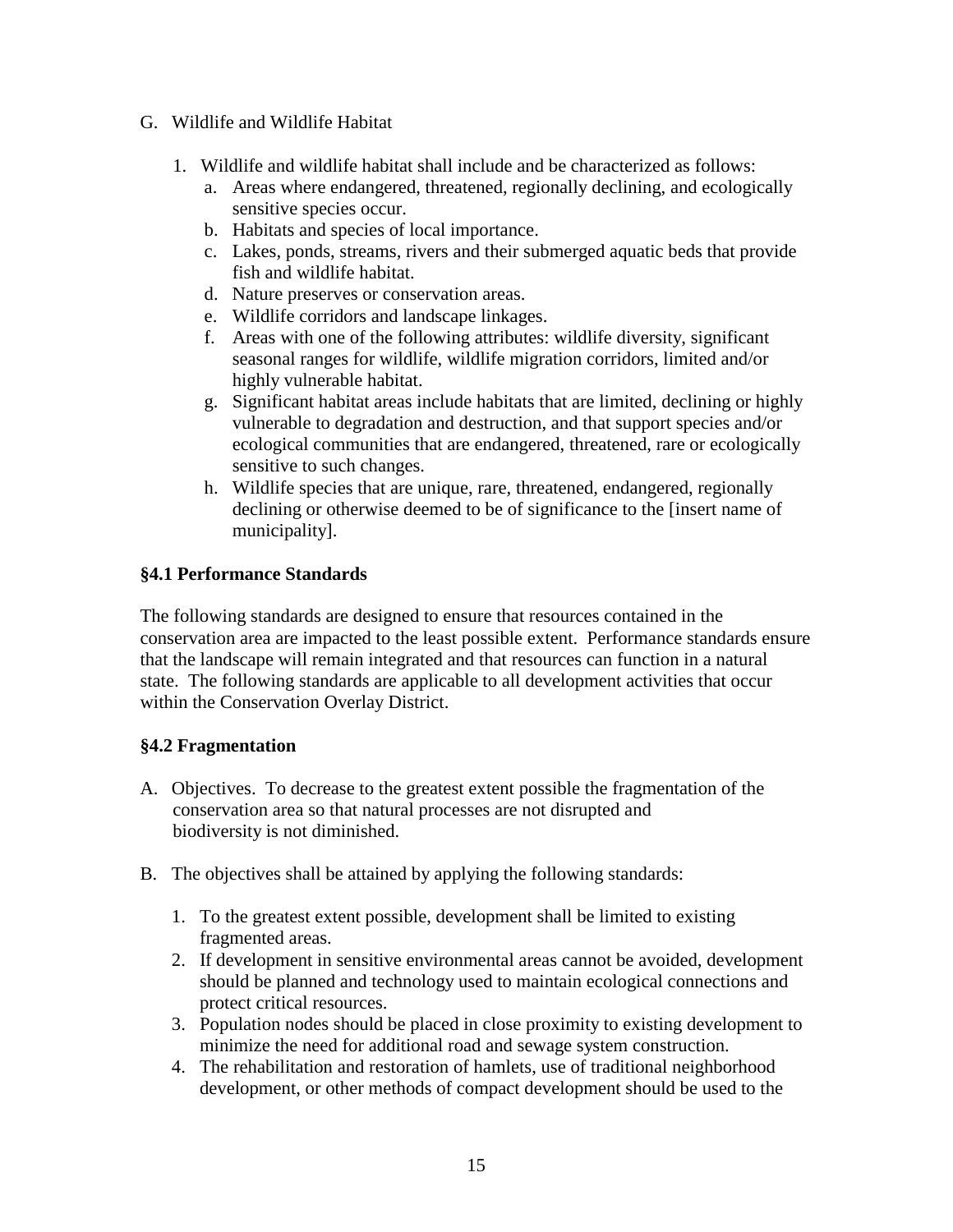G. Wildlife and Wildlife Habitat

   1. Wildlife and wildlife habitat shall include and be characterized as follows:
      a. Areas where endangered, threatened, regionally declining, and ecologically sensitive species occur.
      b. Habitats and species of local importance.
      c. Lakes, ponds, streams, rivers and their submerged aquatic beds that provide fish and wildlife habitat.
      d. Nature preserves or conservation areas.
      e. Wildlife corridors and landscape linkages.
      f. Areas with one of the following attributes: wildlife diversity, significant seasonal ranges for wildlife, wildlife migration corridors, limited and/or highly vulnerable habitat.
      g. Significant habitat areas include habitats that are limited, declining or highly vulnerable to degradation and destruction, and that support species and/or ecological communities that are endangered, threatened, rare or ecologically sensitive to such changes.
      h. Wildlife species that are unique, rare, threatened, endangered, regionally declining or otherwise deemed to be of significance to the [insert name of municipality].

**§4.1 Performance Standards**

The following standards are designed to ensure that resources contained in the conservation area are impacted to the least possible extent. Performance standards ensure that the landscape will remain integrated and that resources can function in a natural state. The following standards are applicable to all development activities that occur within the Conservation Overlay District.

**§4.2 Fragmentation**

A. Objectives. To decrease to the greatest extent possible the fragmentation of the conservation area so that natural processes are not disrupted and biodiversity is not diminished.

B. The objectives shall be attained by applying the following standards:

   1. To the greatest extent possible, development shall be limited to existing fragmented areas.
   2. If development in sensitive environmental areas cannot be avoided, development should be planned and technology used to maintain ecological connections and protect critical resources.
   3. Population nodes should be placed in close proximity to existing development to minimize the need for additional road and sewage system construction.
   4. The rehabilitation and restoration of hamlets, use of traditional neighborhood development, or other methods of compact development should be used to the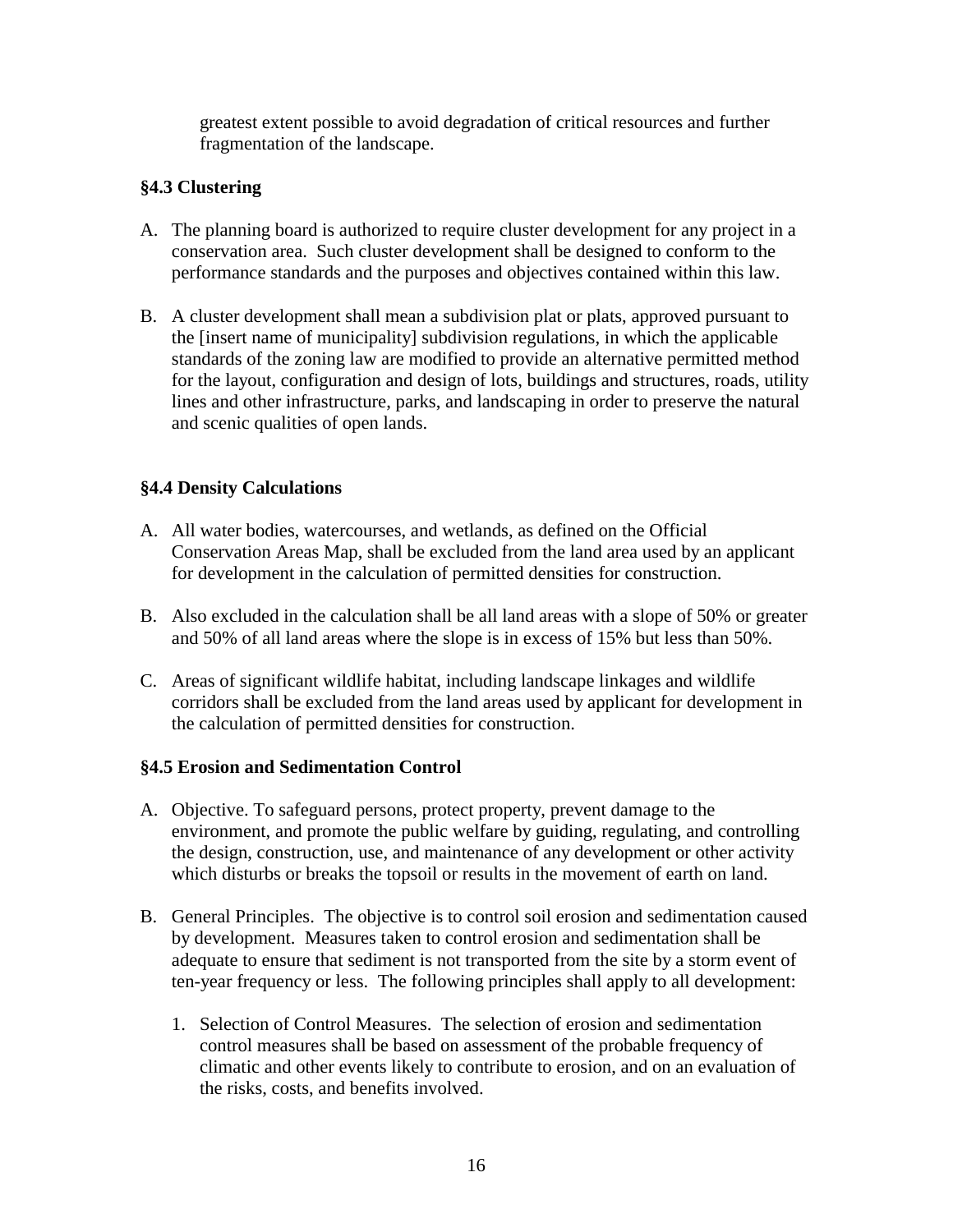greatest extent possible to avoid degradation of critical resources and further fragmentation of the landscape.

### §4.3 Clustering

A. The planning board is authorized to require cluster development for any project in a conservation area. Such cluster development shall be designed to conform to the performance standards and the purposes and objectives contained within this law.

B. A cluster development shall mean a subdivision plat or plats, approved pursuant to the [insert name of municipality] subdivision regulations, in which the applicable standards of the zoning law are modified to provide an alternative permitted method for the layout, configuration and design of lots, buildings and structures, roads, utility lines and other infrastructure, parks, and landscaping in order to preserve the natural and scenic qualities of open lands.

### §4.4 Density Calculations

A. All water bodies, watercourses, and wetlands, as defined on the Official Conservation Areas Map, shall be excluded from the land area used by an applicant for development in the calculation of permitted densities for construction.

B. Also excluded in the calculation shall be all land areas with a slope of 50% or greater and 50% of all land areas where the slope is in excess of 15% but less than 50%.

C. Areas of significant wildlife habitat, including landscape linkages and wildlife corridors shall be excluded from the land areas used by applicant for development in the calculation of permitted densities for construction.

### §4.5 Erosion and Sedimentation Control

A. Objective. To safeguard persons, protect property, prevent damage to the environment, and promote the public welfare by guiding, regulating, and controlling the design, construction, use, and maintenance of any development or other activity which disturbs or breaks the topsoil or results in the movement of earth on land.

B. General Principles. The objective is to control soil erosion and sedimentation caused by development. Measures taken to control erosion and sedimentation shall be adequate to ensure that sediment is not transported from the site by a storm event of ten-year frequency or less. The following principles shall apply to all development:

   1. Selection of Control Measures. The selection of erosion and sedimentation control measures shall be based on assessment of the probable frequency of climatic and other events likely to contribute to erosion, and on an evaluation of the risks, costs, and benefits involved.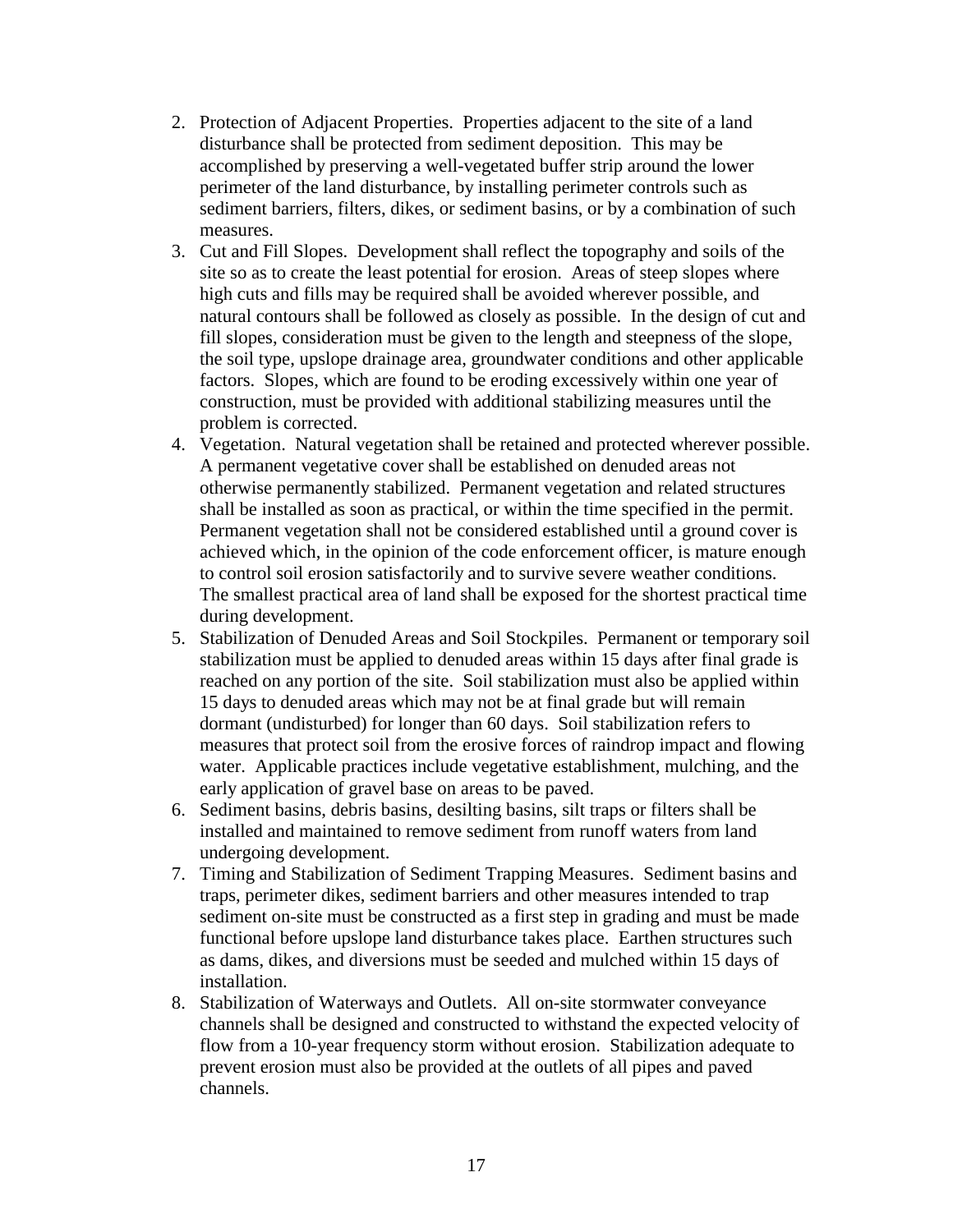2. Protection of Adjacent Properties. Properties adjacent to the site of a land disturbance shall be protected from sediment deposition. This may be accomplished by preserving a well-vegetated buffer strip around the lower perimeter of the land disturbance, by installing perimeter controls such as sediment barriers, filters, dikes, or sediment basins, or by a combination of such measures.
3. Cut and Fill Slopes. Development shall reflect the topography and soils of the site so as to create the least potential for erosion. Areas of steep slopes where high cuts and fills may be required shall be avoided wherever possible, and natural contours shall be followed as closely as possible. In the design of cut and fill slopes, consideration must be given to the length and steepness of the slope, the soil type, upslope drainage area, groundwater conditions and other applicable factors. Slopes, which are found to be eroding excessively within one year of construction, must be provided with additional stabilizing measures until the problem is corrected.
4. Vegetation. Natural vegetation shall be retained and protected wherever possible. A permanent vegetative cover shall be established on denuded areas not otherwise permanently stabilized. Permanent vegetation and related structures shall be installed as soon as practical, or within the time specified in the permit. Permanent vegetation shall not be considered established until a ground cover is achieved which, in the opinion of the code enforcement officer, is mature enough to control soil erosion satisfactorily and to survive severe weather conditions. The smallest practical area of land shall be exposed for the shortest practical time during development.
5. Stabilization of Denuded Areas and Soil Stockpiles. Permanent or temporary soil stabilization must be applied to denuded areas within 15 days after final grade is reached on any portion of the site. Soil stabilization must also be applied within 15 days to denuded areas which may not be at final grade but will remain dormant (undisturbed) for longer than 60 days. Soil stabilization refers to measures that protect soil from the erosive forces of raindrop impact and flowing water. Applicable practices include vegetative establishment, mulching, and the early application of gravel base on areas to be paved.
6. Sediment basins, debris basins, desilting basins, silt traps or filters shall be installed and maintained to remove sediment from runoff waters from land undergoing development.
7. Timing and Stabilization of Sediment Trapping Measures. Sediment basins and traps, perimeter dikes, sediment barriers and other measures intended to trap sediment on-site must be constructed as a first step in grading and must be made functional before upslope land disturbance takes place. Earthen structures such as dams, dikes, and diversions must be seeded and mulched within 15 days of installation.
8. Stabilization of Waterways and Outlets. All on-site stormwater conveyance channels shall be designed and constructed to withstand the expected velocity of flow from a 10-year frequency storm without erosion. Stabilization adequate to prevent erosion must also be provided at the outlets of all pipes and paved channels.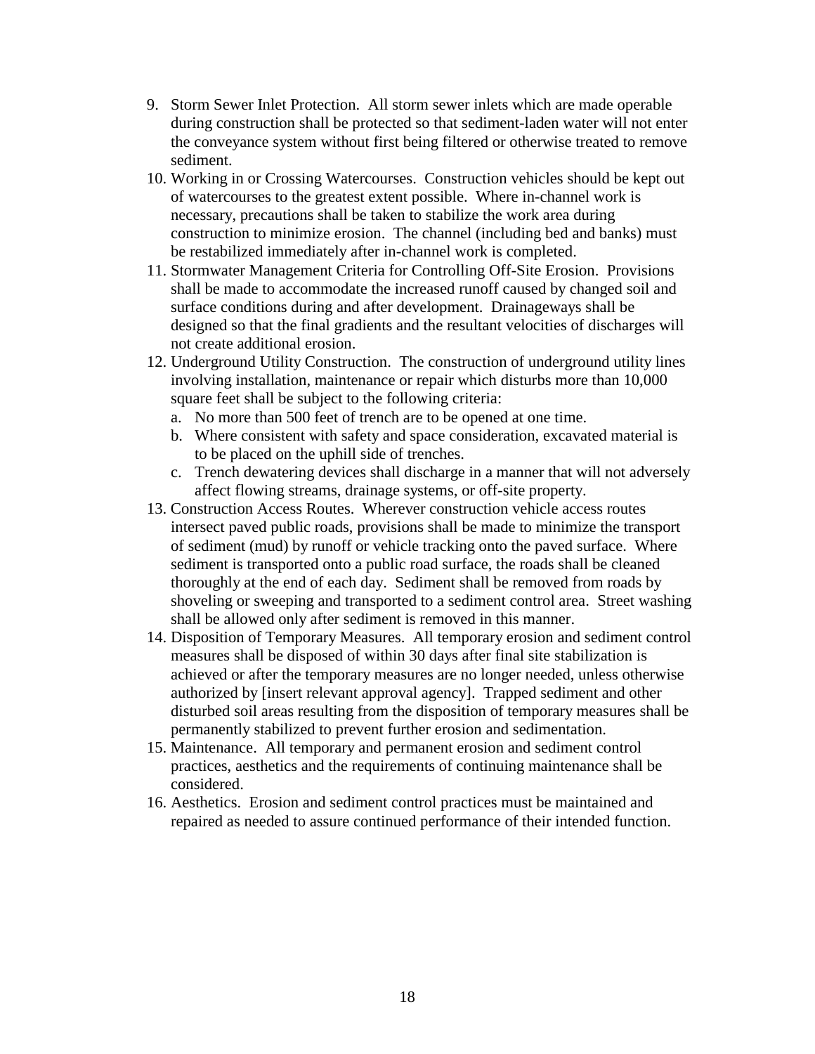9. Storm Sewer Inlet Protection. All storm sewer inlets which are made operable during construction shall be protected so that sediment-laden water will not enter the conveyance system without first being filtered or otherwise treated to remove sediment.
10. Working in or Crossing Watercourses. Construction vehicles should be kept out of watercourses to the greatest extent possible. Where in-channel work is necessary, precautions shall be taken to stabilize the work area during construction to minimize erosion. The channel (including bed and banks) must be restabilized immediately after in-channel work is completed.
11. Stormwater Management Criteria for Controlling Off-Site Erosion. Provisions shall be made to accommodate the increased runoff caused by changed soil and surface conditions during and after development. Drainageways shall be designed so that the final gradients and the resultant velocities of discharges will not create additional erosion.
12. Underground Utility Construction. The construction of underground utility lines involving installation, maintenance or repair which disturbs more than 10,000 square feet shall be subject to the following criteria:
    a. No more than 500 feet of trench are to be opened at one time.
    b. Where consistent with safety and space consideration, excavated material is to be placed on the uphill side of trenches.
    c. Trench dewatering devices shall discharge in a manner that will not adversely affect flowing streams, drainage systems, or off-site property.
13. Construction Access Routes. Wherever construction vehicle access routes intersect paved public roads, provisions shall be made to minimize the transport of sediment (mud) by runoff or vehicle tracking onto the paved surface. Where sediment is transported onto a public road surface, the roads shall be cleaned thoroughly at the end of each day. Sediment shall be removed from roads by shoveling or sweeping and transported to a sediment control area. Street washing shall be allowed only after sediment is removed in this manner.
14. Disposition of Temporary Measures. All temporary erosion and sediment control measures shall be disposed of within 30 days after final site stabilization is achieved or after the temporary measures are no longer needed, unless otherwise authorized by [insert relevant approval agency]. Trapped sediment and other disturbed soil areas resulting from the disposition of temporary measures shall be permanently stabilized to prevent further erosion and sedimentation.
15. Maintenance. All temporary and permanent erosion and sediment control practices, aesthetics and the requirements of continuing maintenance shall be considered.
16. Aesthetics. Erosion and sediment control practices must be maintained and repaired as needed to assure continued performance of their intended function.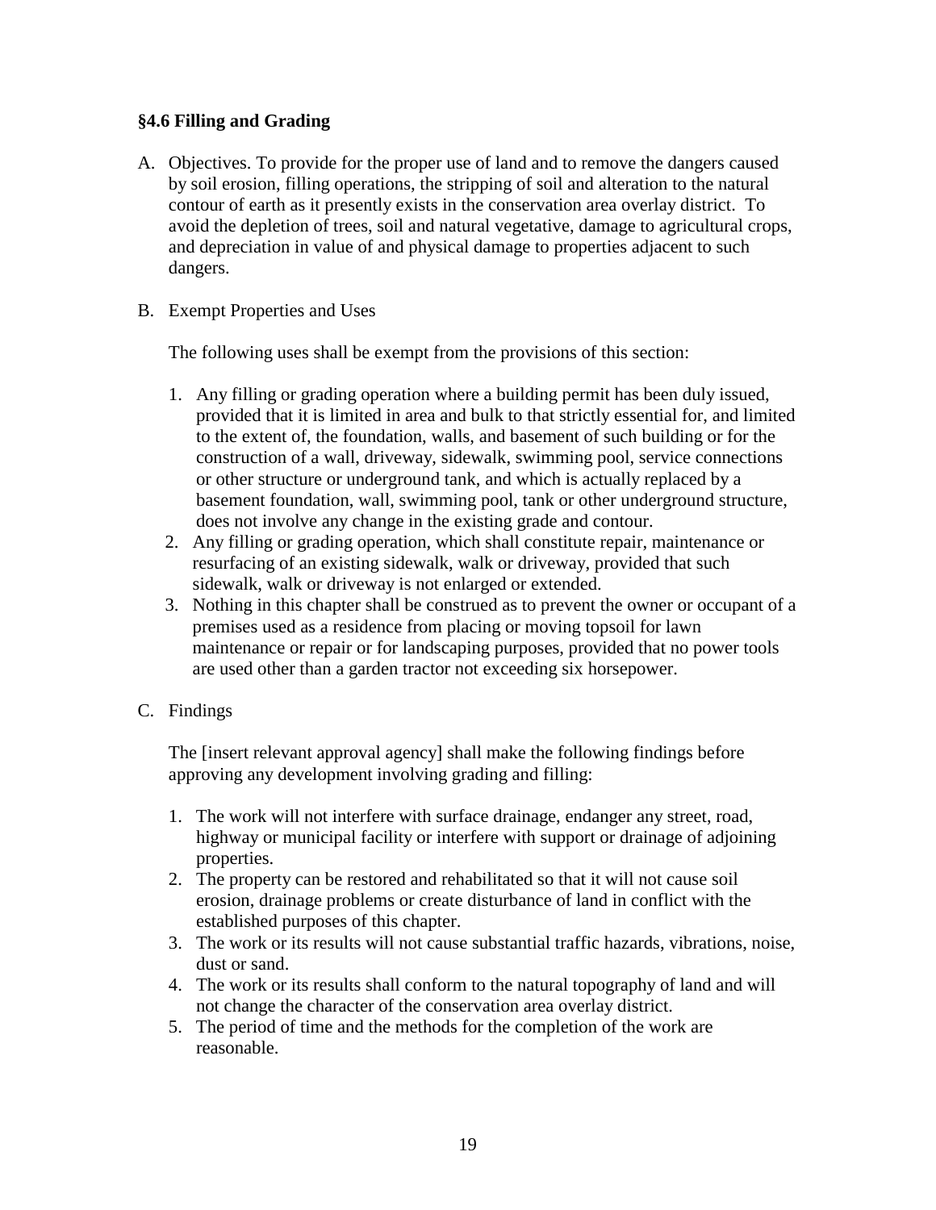### §4.6 Filling and Grading

A. Objectives. To provide for the proper use of land and to remove the dangers caused by soil erosion, filling operations, the stripping of soil and alteration to the natural contour of earth as it presently exists in the conservation area overlay district. To avoid the depletion of trees, soil and natural vegetative, damage to agricultural crops, and depreciation in value of and physical damage to properties adjacent to such dangers.

B. Exempt Properties and Uses

   The following uses shall be exempt from the provisions of this section:

   1. Any filling or grading operation where a building permit has been duly issued, provided that it is limited in area and bulk to that strictly essential for, and limited to the extent of, the foundation, walls, and basement of such building or for the construction of a wall, driveway, sidewalk, swimming pool, service connections or other structure or underground tank, and which is actually replaced by a basement foundation, wall, swimming pool, tank or other underground structure, does not involve any change in the existing grade and contour.
   2. Any filling or grading operation, which shall constitute repair, maintenance or resurfacing of an existing sidewalk, walk or driveway, provided that such sidewalk, walk or driveway is not enlarged or extended.
   3. Nothing in this chapter shall be construed as to prevent the owner or occupant of a premises used as a residence from placing or moving topsoil for lawn maintenance or repair or for landscaping purposes, provided that no power tools are used other than a garden tractor not exceeding six horsepower.

C. Findings

   The [insert relevant approval agency] shall make the following findings before approving any development involving grading and filling:

   1. The work will not interfere with surface drainage, endanger any street, road, highway or municipal facility or interfere with support or drainage of adjoining properties.
   2. The property can be restored and rehabilitated so that it will not cause soil erosion, drainage problems or create disturbance of land in conflict with the established purposes of this chapter.
   3. The work or its results will not cause substantial traffic hazards, vibrations, noise, dust or sand.
   4. The work or its results shall conform to the natural topography of land and will not change the character of the conservation area overlay district.
   5. The period of time and the methods for the completion of the work are reasonable.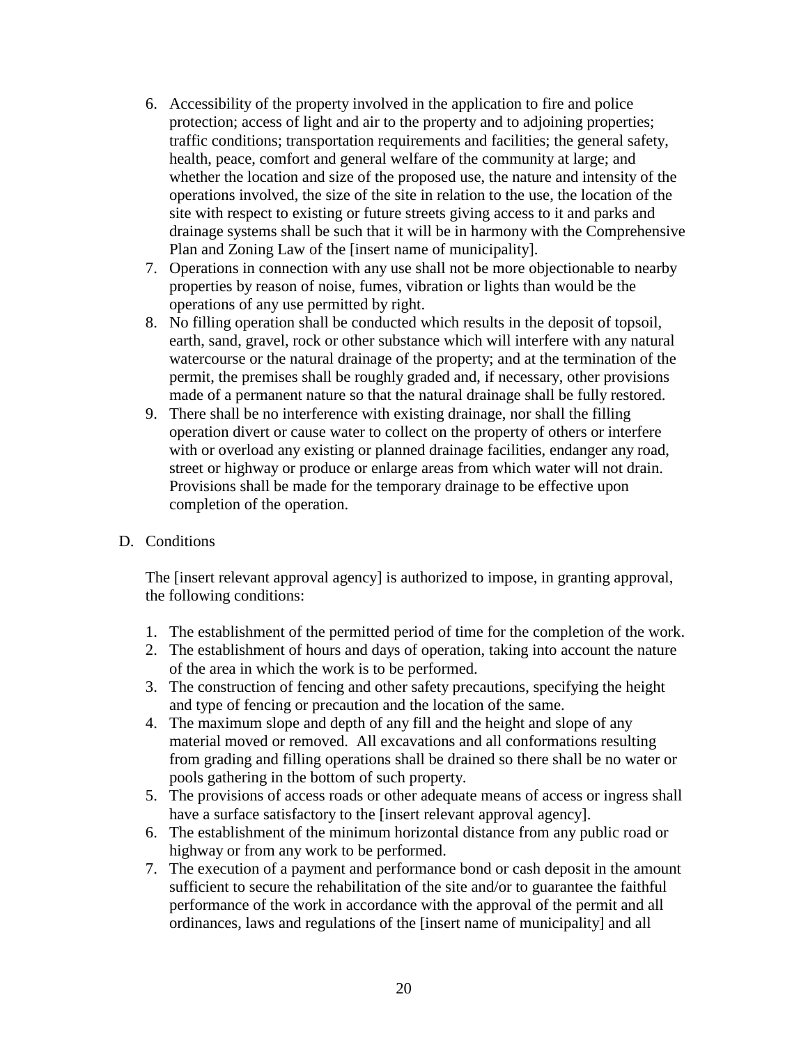6. Accessibility of the property involved in the application to fire and police protection; access of light and air to the property and to adjoining properties; traffic conditions; transportation requirements and facilities; the general safety, health, peace, comfort and general welfare of the community at large; and whether the location and size of the proposed use, the nature and intensity of the operations involved, the size of the site in relation to the use, the location of the site with respect to existing or future streets giving access to it and parks and drainage systems shall be such that it will be in harmony with the Comprehensive Plan and Zoning Law of the [insert name of municipality].
7. Operations in connection with any use shall not be more objectionable to nearby properties by reason of noise, fumes, vibration or lights than would be the operations of any use permitted by right.
8. No filling operation shall be conducted which results in the deposit of topsoil, earth, sand, gravel, rock or other substance which will interfere with any natural watercourse or the natural drainage of the property; and at the termination of the permit, the premises shall be roughly graded and, if necessary, other provisions made of a permanent nature so that the natural drainage shall be fully restored.
9. There shall be no interference with existing drainage, nor shall the filling operation divert or cause water to collect on the property of others or interfere with or overload any existing or planned drainage facilities, endanger any road, street or highway or produce or enlarge areas from which water will not drain. Provisions shall be made for the temporary drainage to be effective upon completion of the operation.

D. Conditions

The [insert relevant approval agency] is authorized to impose, in granting approval, the following conditions:

1. The establishment of the permitted period of time for the completion of the work.
2. The establishment of hours and days of operation, taking into account the nature of the area in which the work is to be performed.
3. The construction of fencing and other safety precautions, specifying the height and type of fencing or precaution and the location of the same.
4. The maximum slope and depth of any fill and the height and slope of any material moved or removed. All excavations and all conformations resulting from grading and filling operations shall be drained so there shall be no water or pools gathering in the bottom of such property.
5. The provisions of access roads or other adequate means of access or ingress shall have a surface satisfactory to the [insert relevant approval agency].
6. The establishment of the minimum horizontal distance from any public road or highway or from any work to be performed.
7. The execution of a payment and performance bond or cash deposit in the amount sufficient to secure the rehabilitation of the site and/or to guarantee the faithful performance of the work in accordance with the approval of the permit and all ordinances, laws and regulations of the [insert name of municipality] and all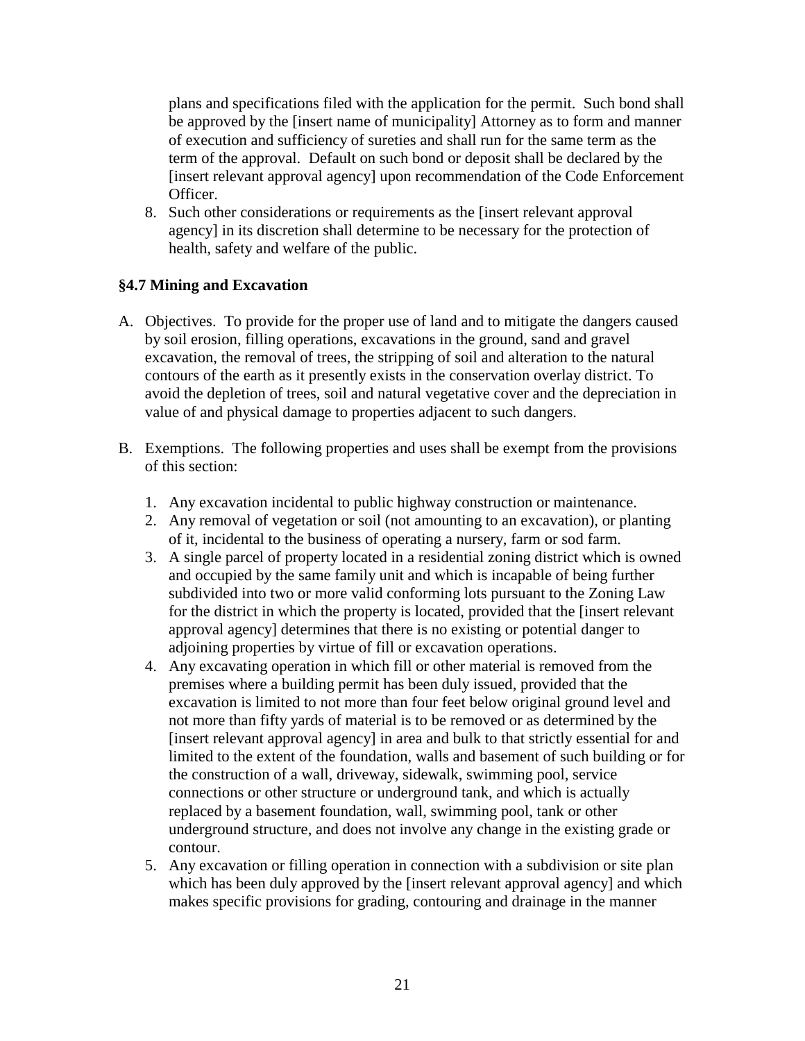plans and specifications filed with the application for the permit. Such bond shall be approved by the [insert name of municipality] Attorney as to form and manner of execution and sufficiency of sureties and shall run for the same term as the term of the approval. Default on such bond or deposit shall be declared by the [insert relevant approval agency] upon recommendation of the Code Enforcement Officer.

8. Such other considerations or requirements as the [insert relevant approval agency] in its discretion shall determine to be necessary for the protection of health, safety and welfare of the public.

### §4.7 Mining and Excavation

A. Objectives. To provide for the proper use of land and to mitigate the dangers caused by soil erosion, filling operations, excavations in the ground, sand and gravel excavation, the removal of trees, the stripping of soil and alteration to the natural contours of the earth as it presently exists in the conservation overlay district. To avoid the depletion of trees, soil and natural vegetative cover and the depreciation in value of and physical damage to properties adjacent to such dangers.

B. Exemptions. The following properties and uses shall be exempt from the provisions of this section:

   1. Any excavation incidental to public highway construction or maintenance.
   2. Any removal of vegetation or soil (not amounting to an excavation), or planting of it, incidental to the business of operating a nursery, farm or sod farm.
   3. A single parcel of property located in a residential zoning district which is owned and occupied by the same family unit and which is incapable of being further subdivided into two or more valid conforming lots pursuant to the Zoning Law for the district in which the property is located, provided that the [insert relevant approval agency] determines that there is no existing or potential danger to adjoining properties by virtue of fill or excavation operations.
   4. Any excavating operation in which fill or other material is removed from the premises where a building permit has been duly issued, provided that the excavation is limited to not more than four feet below original ground level and not more than fifty yards of material is to be removed or as determined by the [insert relevant approval agency] in area and bulk to that strictly essential for and limited to the extent of the foundation, walls and basement of such building or for the construction of a wall, driveway, sidewalk, swimming pool, service connections or other structure or underground tank, and which is actually replaced by a basement foundation, wall, swimming pool, tank or other underground structure, and does not involve any change in the existing grade or contour.
   5. Any excavation or filling operation in connection with a subdivision or site plan which has been duly approved by the [insert relevant approval agency] and which makes specific provisions for grading, contouring and drainage in the manner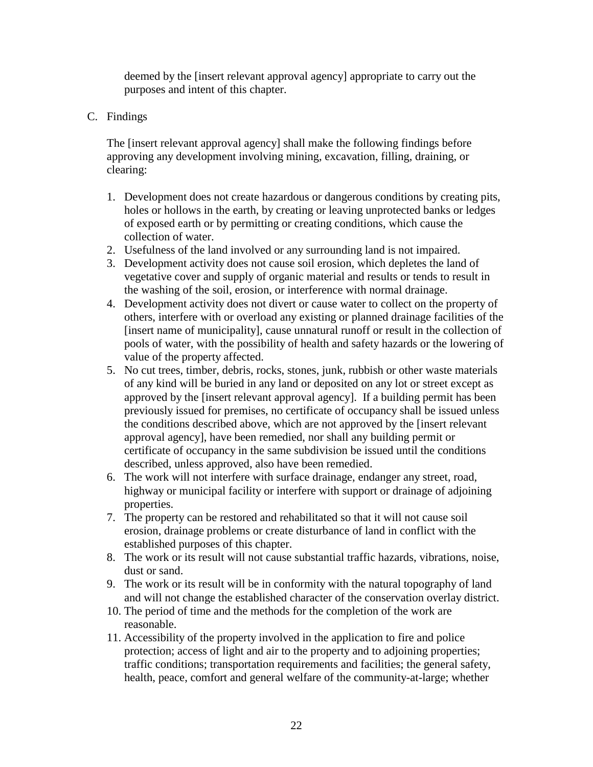deemed by the [insert relevant approval agency] appropriate to carry out the purposes and intent of this chapter.

C. Findings

The [insert relevant approval agency] shall make the following findings before approving any development involving mining, excavation, filling, draining, or clearing:

1. Development does not create hazardous or dangerous conditions by creating pits, holes or hollows in the earth, by creating or leaving unprotected banks or ledges of exposed earth or by permitting or creating conditions, which cause the collection of water.
2. Usefulness of the land involved or any surrounding land is not impaired.
3. Development activity does not cause soil erosion, which depletes the land of vegetative cover and supply of organic material and results or tends to result in the washing of the soil, erosion, or interference with normal drainage.
4. Development activity does not divert or cause water to collect on the property of others, interfere with or overload any existing or planned drainage facilities of the [insert name of municipality], cause unnatural runoff or result in the collection of pools of water, with the possibility of health and safety hazards or the lowering of value of the property affected.
5. No cut trees, timber, debris, rocks, stones, junk, rubbish or other waste materials of any kind will be buried in any land or deposited on any lot or street except as approved by the [insert relevant approval agency]. If a building permit has been previously issued for premises, no certificate of occupancy shall be issued unless the conditions described above, which are not approved by the [insert relevant approval agency], have been remedied, nor shall any building permit or certificate of occupancy in the same subdivision be issued until the conditions described, unless approved, also have been remedied.
6. The work will not interfere with surface drainage, endanger any street, road, highway or municipal facility or interfere with support or drainage of adjoining properties.
7. The property can be restored and rehabilitated so that it will not cause soil erosion, drainage problems or create disturbance of land in conflict with the established purposes of this chapter.
8. The work or its result will not cause substantial traffic hazards, vibrations, noise, dust or sand.
9. The work or its result will be in conformity with the natural topography of land and will not change the established character of the conservation overlay district.
10. The period of time and the methods for the completion of the work are reasonable.
11. Accessibility of the property involved in the application to fire and police protection; access of light and air to the property and to adjoining properties; traffic conditions; transportation requirements and facilities; the general safety, health, peace, comfort and general welfare of the community-at-large; whether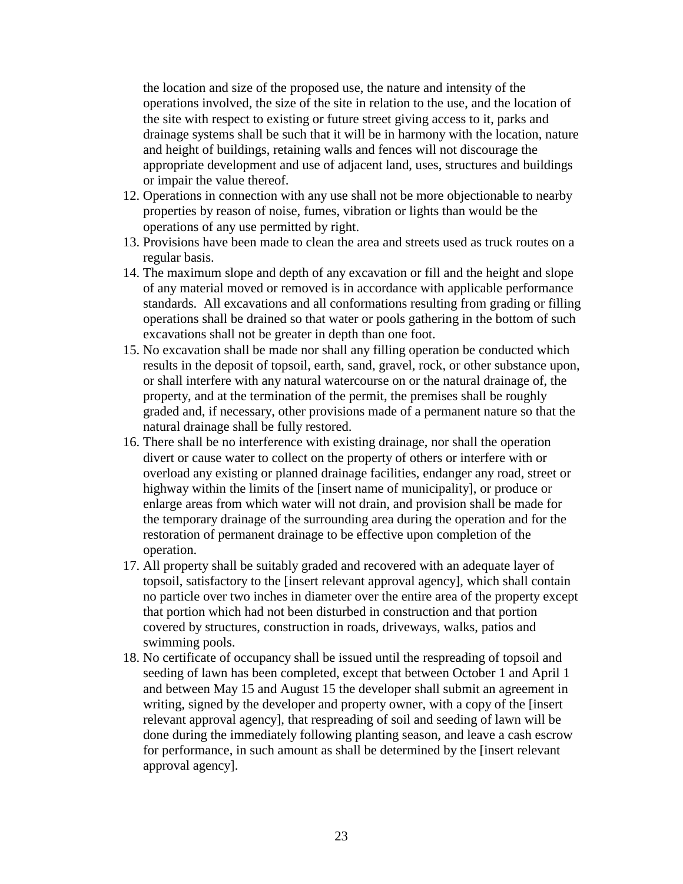the location and size of the proposed use, the nature and intensity of the operations involved, the size of the site in relation to the use, and the location of the site with respect to existing or future street giving access to it, parks and drainage systems shall be such that it will be in harmony with the location, nature and height of buildings, retaining walls and fences will not discourage the appropriate development and use of adjacent land, uses, structures and buildings or impair the value thereof.

12. Operations in connection with any use shall not be more objectionable to nearby properties by reason of noise, fumes, vibration or lights than would be the operations of any use permitted by right.
13. Provisions have been made to clean the area and streets used as truck routes on a regular basis.
14. The maximum slope and depth of any excavation or fill and the height and slope of any material moved or removed is in accordance with applicable performance standards. All excavations and all conformations resulting from grading or filling operations shall be drained so that water or pools gathering in the bottom of such excavations shall not be greater in depth than one foot.
15. No excavation shall be made nor shall any filling operation be conducted which results in the deposit of topsoil, earth, sand, gravel, rock, or other substance upon, or shall interfere with any natural watercourse on or the natural drainage of, the property, and at the termination of the permit, the premises shall be roughly graded and, if necessary, other provisions made of a permanent nature so that the natural drainage shall be fully restored.
16. There shall be no interference with existing drainage, nor shall the operation divert or cause water to collect on the property of others or interfere with or overload any existing or planned drainage facilities, endanger any road, street or highway within the limits of the [insert name of municipality], or produce or enlarge areas from which water will not drain, and provision shall be made for the temporary drainage of the surrounding area during the operation and for the restoration of permanent drainage to be effective upon completion of the operation.
17. All property shall be suitably graded and recovered with an adequate layer of topsoil, satisfactory to the [insert relevant approval agency], which shall contain no particle over two inches in diameter over the entire area of the property except that portion which had not been disturbed in construction and that portion covered by structures, construction in roads, driveways, walks, patios and swimming pools.
18. No certificate of occupancy shall be issued until the respreading of topsoil and seeding of lawn has been completed, except that between October 1 and April 1 and between May 15 and August 15 the developer shall submit an agreement in writing, signed by the developer and property owner, with a copy of the [insert relevant approval agency], that respreading of soil and seeding of lawn will be done during the immediately following planting season, and leave a cash escrow for performance, in such amount as shall be determined by the [insert relevant approval agency].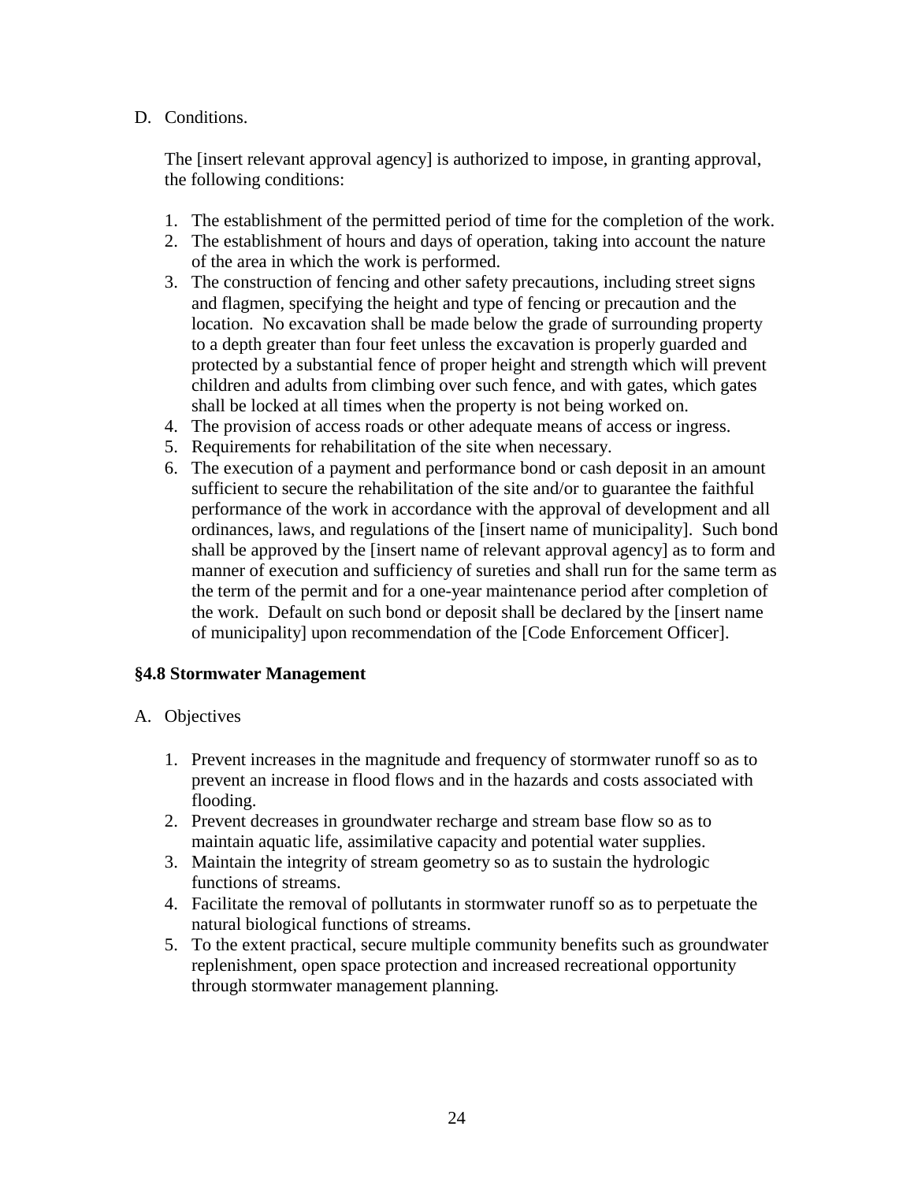D. Conditions.

The [insert relevant approval agency] is authorized to impose, in granting approval, the following conditions:

1. The establishment of the permitted period of time for the completion of the work.
2. The establishment of hours and days of operation, taking into account the nature of the area in which the work is performed.
3. The construction of fencing and other safety precautions, including street signs and flagmen, specifying the height and type of fencing or precaution and the location. No excavation shall be made below the grade of surrounding property to a depth greater than four feet unless the excavation is properly guarded and protected by a substantial fence of proper height and strength which will prevent children and adults from climbing over such fence, and with gates, which gates shall be locked at all times when the property is not being worked on.
4. The provision of access roads or other adequate means of access or ingress.
5. Requirements for rehabilitation of the site when necessary.
6. The execution of a payment and performance bond or cash deposit in an amount sufficient to secure the rehabilitation of the site and/or to guarantee the faithful performance of the work in accordance with the approval of development and all ordinances, laws, and regulations of the [insert name of municipality]. Such bond shall be approved by the [insert name of relevant approval agency] as to form and manner of execution and sufficiency of sureties and shall run for the same term as the term of the permit and for a one-year maintenance period after completion of the work. Default on such bond or deposit shall be declared by the [insert name of municipality] upon recommendation of the [Code Enforcement Officer].

## §4.8 Stormwater Management

A. Objectives

1. Prevent increases in the magnitude and frequency of stormwater runoff so as to prevent an increase in flood flows and in the hazards and costs associated with flooding.
2. Prevent decreases in groundwater recharge and stream base flow so as to maintain aquatic life, assimilative capacity and potential water supplies.
3. Maintain the integrity of stream geometry so as to sustain the hydrologic functions of streams.
4. Facilitate the removal of pollutants in stormwater runoff so as to perpetuate the natural biological functions of streams.
5. To the extent practical, secure multiple community benefits such as groundwater replenishment, open space protection and increased recreational opportunity through stormwater management planning.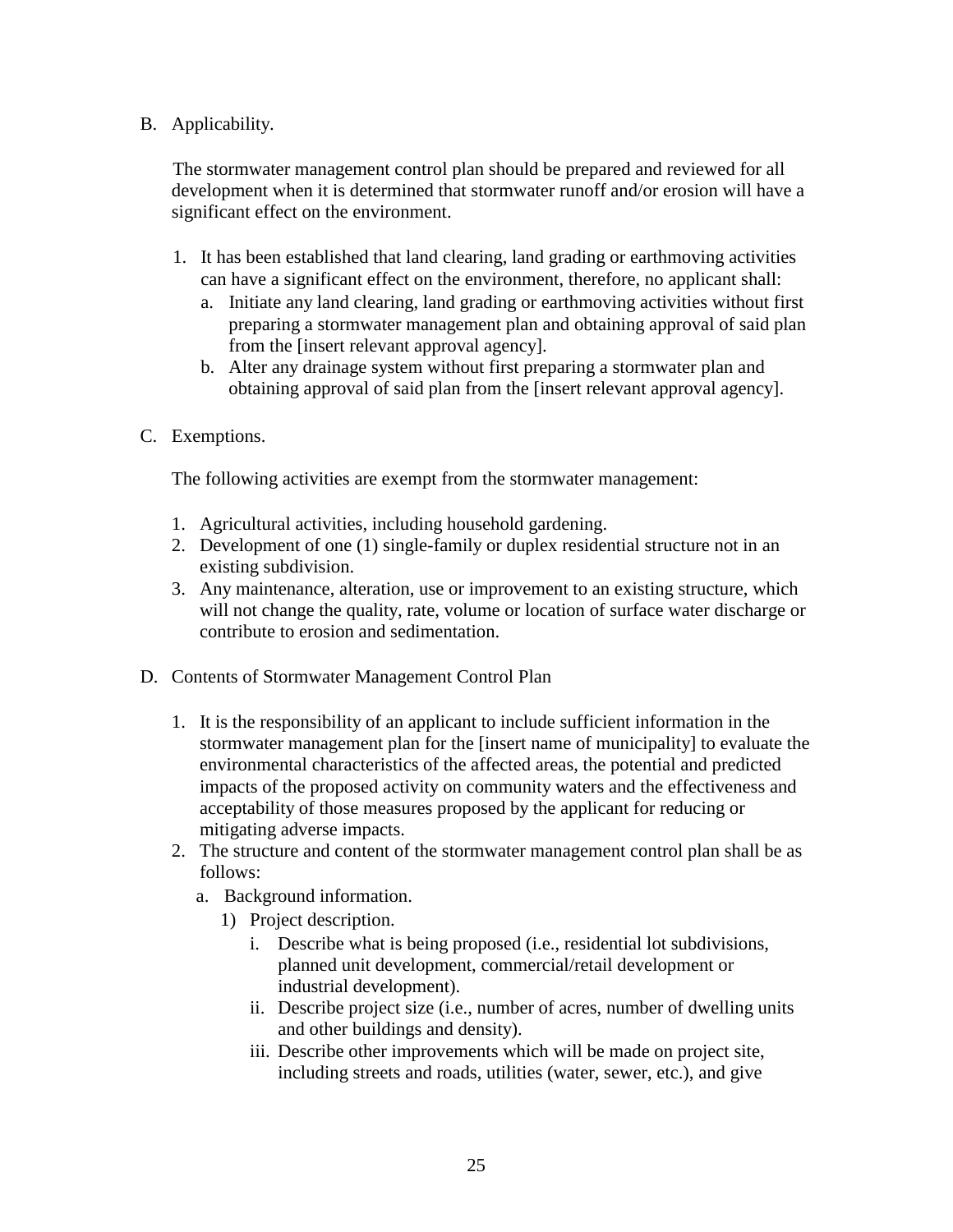B. Applicability.

The stormwater management control plan should be prepared and reviewed for all development when it is determined that stormwater runoff and/or erosion will have a significant effect on the environment.

1. It has been established that land clearing, land grading or earthmoving activities can have a significant effect on the environment, therefore, no applicant shall:
   a. Initiate any land clearing, land grading or earthmoving activities without first preparing a stormwater management plan and obtaining approval of said plan from the [insert relevant approval agency].
   b. Alter any drainage system without first preparing a stormwater plan and obtaining approval of said plan from the [insert relevant approval agency].

C. Exemptions.

The following activities are exempt from the stormwater management:

1. Agricultural activities, including household gardening.
2. Development of one (1) single-family or duplex residential structure not in an existing subdivision.
3. Any maintenance, alteration, use or improvement to an existing structure, which will not change the quality, rate, volume or location of surface water discharge or contribute to erosion and sedimentation.

D. Contents of Stormwater Management Control Plan

1. It is the responsibility of an applicant to include sufficient information in the stormwater management plan for the [insert name of municipality] to evaluate the environmental characteristics of the affected areas, the potential and predicted impacts of the proposed activity on community waters and the effectiveness and acceptability of those measures proposed by the applicant for reducing or mitigating adverse impacts.
2. The structure and content of the stormwater management control plan shall be as follows:
   a. Background information.
      1) Project description.
         i. Describe what is being proposed (i.e., residential lot subdivisions, planned unit development, commercial/retail development or industrial development).
         ii. Describe project size (i.e., number of acres, number of dwelling units and other buildings and density).
         iii. Describe other improvements which will be made on project site, including streets and roads, utilities (water, sewer, etc.), and give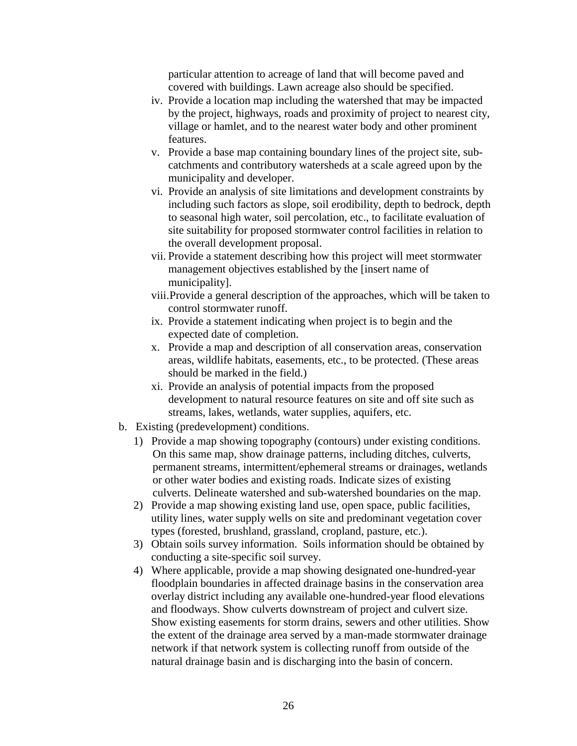particular attention to acreage of land that will become paved and covered with buildings. Lawn acreage also should be specified.

iv. Provide a location map including the watershed that may be impacted by the project, highways, roads and proximity of project to nearest city, village or hamlet, and to the nearest water body and other prominent features.

v. Provide a base map containing boundary lines of the project site, sub-catchments and contributory watersheds at a scale agreed upon by the municipality and developer.

vi. Provide an analysis of site limitations and development constraints by including such factors as slope, soil erodibility, depth to bedrock, depth to seasonal high water, soil percolation, etc., to facilitate evaluation of site suitability for proposed stormwater control facilities in relation to the overall development proposal.

vii. Provide a statement describing how this project will meet stormwater management objectives established by the [insert name of municipality].

viii. Provide a general description of the approaches, which will be taken to control stormwater runoff.

ix. Provide a statement indicating when project is to begin and the expected date of completion.

x. Provide a map and description of all conservation areas, conservation areas, wildlife habitats, easements, etc., to be protected. (These areas should be marked in the field.)

xi. Provide an analysis of potential impacts from the proposed development to natural resource features on site and off site such as streams, lakes, wetlands, water supplies, aquifers, etc.

b. Existing (predevelopment) conditions.

1) Provide a map showing topography (contours) under existing conditions. On this same map, show drainage patterns, including ditches, culverts, permanent streams, intermittent/ephemeral streams or drainages, wetlands or other water bodies and existing roads. Indicate sizes of existing culverts. Delineate watershed and sub-watershed boundaries on the map.

2) Provide a map showing existing land use, open space, public facilities, utility lines, water supply wells on site and predominant vegetation cover types (forested, brushland, grassland, cropland, pasture, etc.).

3) Obtain soils survey information. Soils information should be obtained by conducting a site-specific soil survey.

4) Where applicable, provide a map showing designated one-hundred-year floodplain boundaries in affected drainage basins in the conservation area overlay district including any available one-hundred-year flood elevations and floodways. Show culverts downstream of project and culvert size. Show existing easements for storm drains, sewers and other utilities. Show the extent of the drainage area served by a man-made stormwater drainage network if that network system is collecting runoff from outside of the natural drainage basin and is discharging into the basin of concern.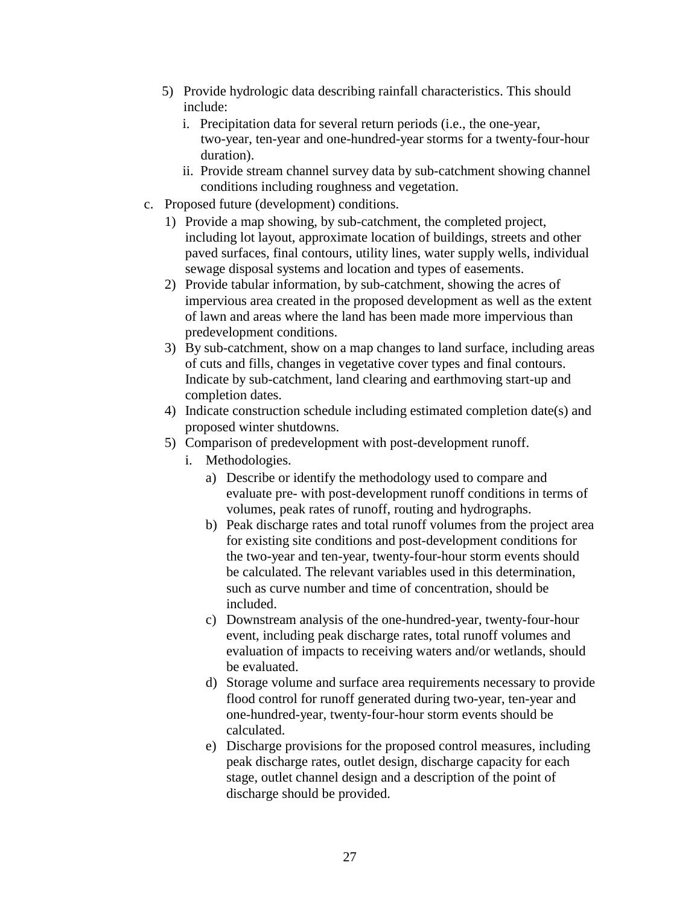5) Provide hydrologic data describing rainfall characteristics. This should include:
   i. Precipitation data for several return periods (i.e., the one-year, two-year, ten-year and one-hundred-year storms for a twenty-four-hour duration).
   ii. Provide stream channel survey data by sub-catchment showing channel conditions including roughness and vegetation.

c. Proposed future (development) conditions.
   1) Provide a map showing, by sub-catchment, the completed project, including lot layout, approximate location of buildings, streets and other paved surfaces, final contours, utility lines, water supply wells, individual sewage disposal systems and location and types of easements.
   2) Provide tabular information, by sub-catchment, showing the acres of impervious area created in the proposed development as well as the extent of lawn and areas where the land has been made more impervious than predevelopment conditions.
   3) By sub-catchment, show on a map changes to land surface, including areas of cuts and fills, changes in vegetative cover types and final contours. Indicate by sub-catchment, land clearing and earthmoving start-up and completion dates.
   4) Indicate construction schedule including estimated completion date(s) and proposed winter shutdowns.
   5) Comparison of predevelopment with post-development runoff.
      i. Methodologies.
         a) Describe or identify the methodology used to compare and evaluate pre- with post-development runoff conditions in terms of volumes, peak rates of runoff, routing and hydrographs.
         b) Peak discharge rates and total runoff volumes from the project area for existing site conditions and post-development conditions for the two-year and ten-year, twenty-four-hour storm events should be calculated. The relevant variables used in this determination, such as curve number and time of concentration, should be included.
         c) Downstream analysis of the one-hundred-year, twenty-four-hour event, including peak discharge rates, total runoff volumes and evaluation of impacts to receiving waters and/or wetlands, should be evaluated.
         d) Storage volume and surface area requirements necessary to provide flood control for runoff generated during two-year, ten-year and one-hundred-year, twenty-four-hour storm events should be calculated.
         e) Discharge provisions for the proposed control measures, including peak discharge rates, outlet design, discharge capacity for each stage, outlet channel design and a description of the point of discharge should be provided.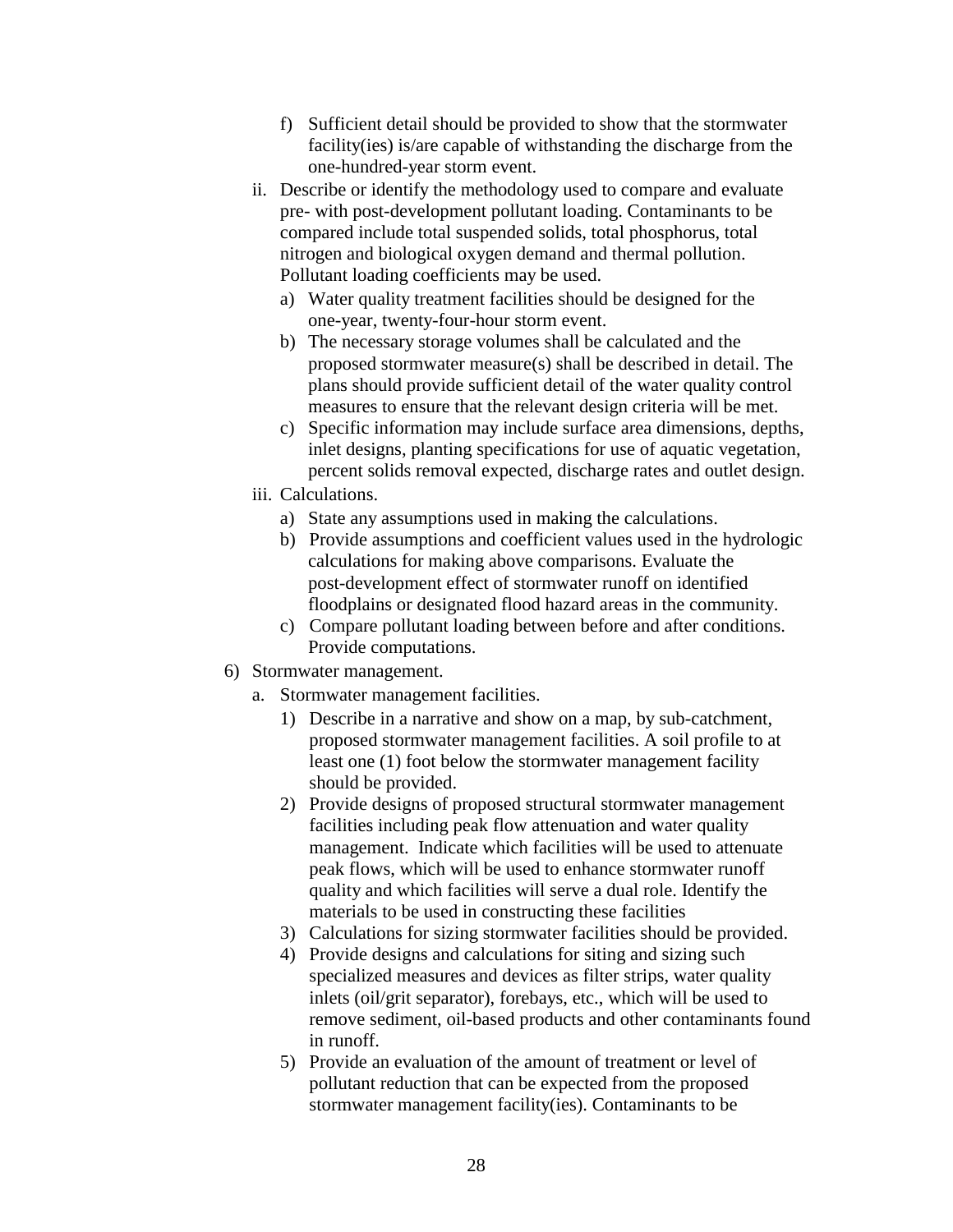f) Sufficient detail should be provided to show that the stormwater facility(ies) is/are capable of withstanding the discharge from the one-hundred-year storm event.

ii. Describe or identify the methodology used to compare and evaluate pre- with post-development pollutant loading. Contaminants to be compared include total suspended solids, total phosphorus, total nitrogen and biological oxygen demand and thermal pollution. Pollutant loading coefficients may be used.

a) Water quality treatment facilities should be designed for the one-year, twenty-four-hour storm event.

b) The necessary storage volumes shall be calculated and the proposed stormwater measure(s) shall be described in detail. The plans should provide sufficient detail of the water quality control measures to ensure that the relevant design criteria will be met.

c) Specific information may include surface area dimensions, depths, inlet designs, planting specifications for use of aquatic vegetation, percent solids removal expected, discharge rates and outlet design.

iii. Calculations.

a) State any assumptions used in making the calculations.

b) Provide assumptions and coefficient values used in the hydrologic calculations for making above comparisons. Evaluate the post-development effect of stormwater runoff on identified floodplains or designated flood hazard areas in the community.

c) Compare pollutant loading between before and after conditions. Provide computations.

6) Stormwater management.

a. Stormwater management facilities.

1) Describe in a narrative and show on a map, by sub-catchment, proposed stormwater management facilities. A soil profile to at least one (1) foot below the stormwater management facility should be provided.

2) Provide designs of proposed structural stormwater management facilities including peak flow attenuation and water quality management. Indicate which facilities will be used to attenuate peak flows, which will be used to enhance stormwater runoff quality and which facilities will serve a dual role. Identify the materials to be used in constructing these facilities

3) Calculations for sizing stormwater facilities should be provided.

4) Provide designs and calculations for siting and sizing such specialized measures and devices as filter strips, water quality inlets (oil/grit separator), forebays, etc., which will be used to remove sediment, oil-based products and other contaminants found in runoff.

5) Provide an evaluation of the amount of treatment or level of pollutant reduction that can be expected from the proposed stormwater management facility(ies). Contaminants to be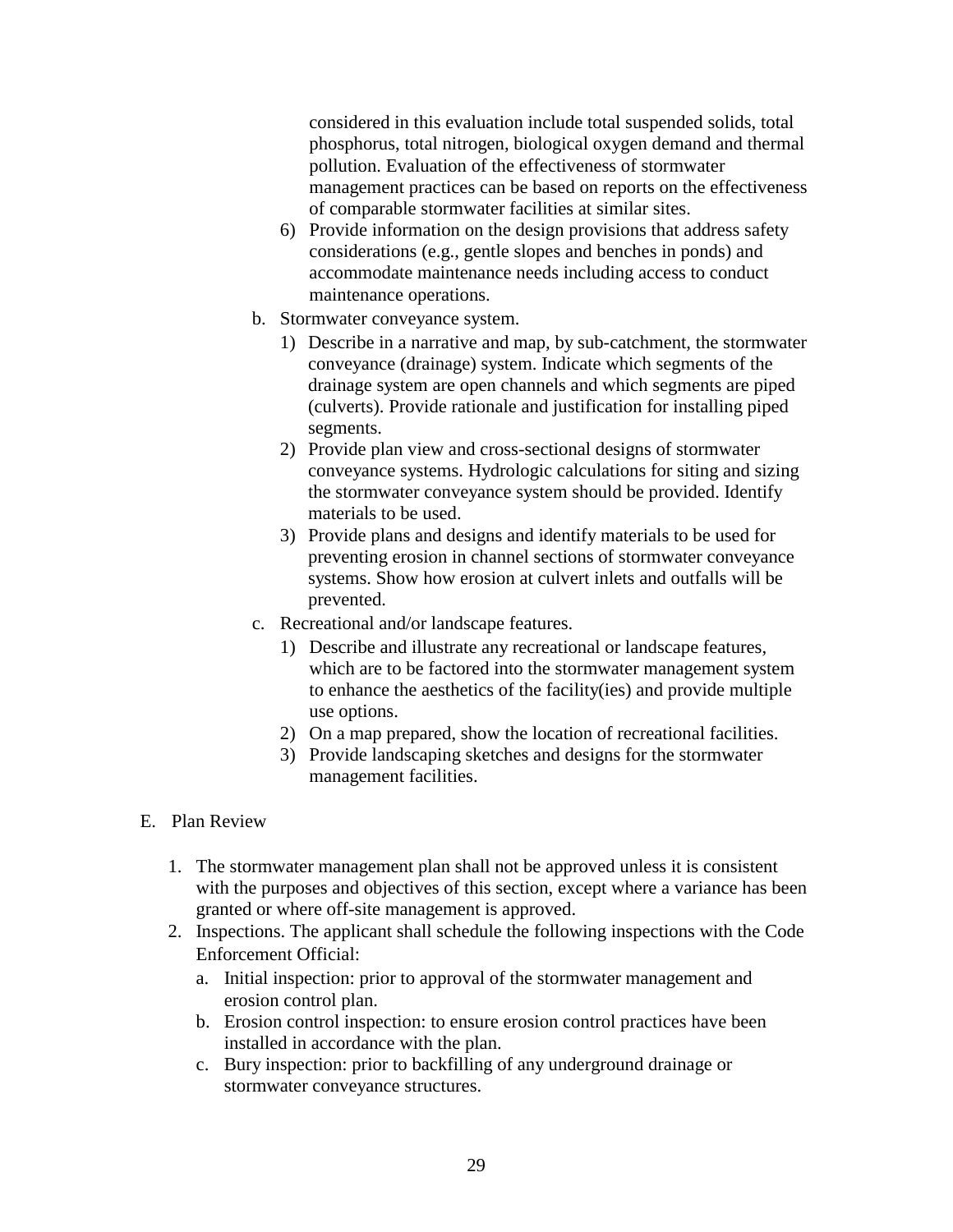considered in this evaluation include total suspended solids, total phosphorus, total nitrogen, biological oxygen demand and thermal pollution. Evaluation of the effectiveness of stormwater management practices can be based on reports on the effectiveness of comparable stormwater facilities at similar sites.

6) Provide information on the design provisions that address safety considerations (e.g., gentle slopes and benches in ponds) and accommodate maintenance needs including access to conduct maintenance operations.

b. Stormwater conveyance system.

1) Describe in a narrative and map, by sub-catchment, the stormwater conveyance (drainage) system. Indicate which segments of the drainage system are open channels and which segments are piped (culverts). Provide rationale and justification for installing piped segments.
2) Provide plan view and cross-sectional designs of stormwater conveyance systems. Hydrologic calculations for siting and sizing the stormwater conveyance system should be provided. Identify materials to be used.
3) Provide plans and designs and identify materials to be used for preventing erosion in channel sections of stormwater conveyance systems. Show how erosion at culvert inlets and outfalls will be prevented.

c. Recreational and/or landscape features.

1) Describe and illustrate any recreational or landscape features, which are to be factored into the stormwater management system to enhance the aesthetics of the facility(ies) and provide multiple use options.
2) On a map prepared, show the location of recreational facilities.
3) Provide landscaping sketches and designs for the stormwater management facilities.

E. Plan Review

1. The stormwater management plan shall not be approved unless it is consistent with the purposes and objectives of this section, except where a variance has been granted or where off-site management is approved.
2. Inspections. The applicant shall schedule the following inspections with the Code Enforcement Official:
   a. Initial inspection: prior to approval of the stormwater management and erosion control plan.
   b. Erosion control inspection: to ensure erosion control practices have been installed in accordance with the plan.
   c. Bury inspection: prior to backfilling of any underground drainage or stormwater conveyance structures.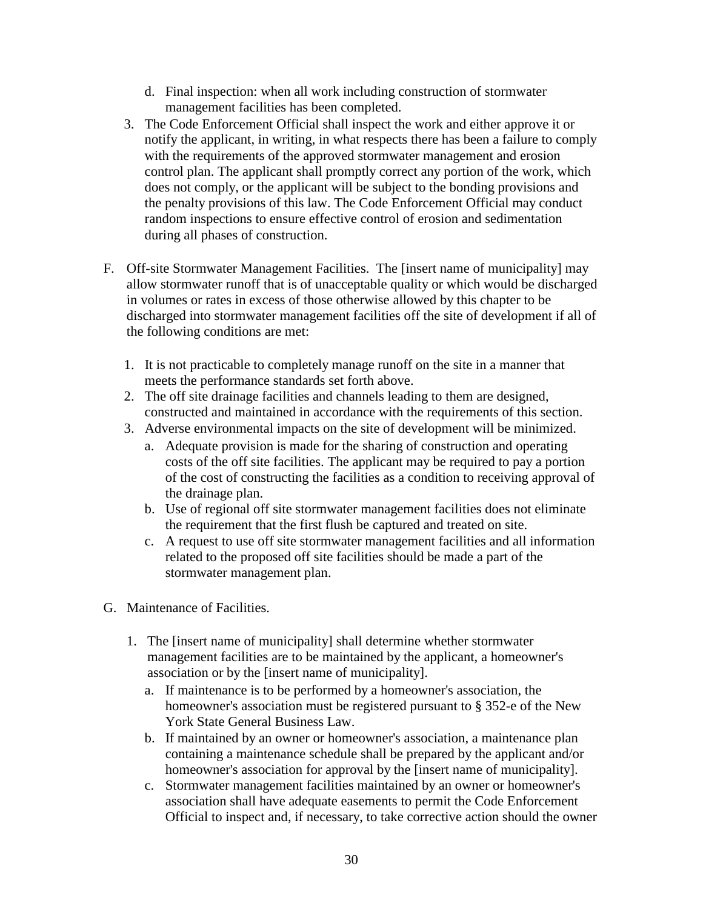d. Final inspection: when all work including construction of stormwater management facilities has been completed.

3. The Code Enforcement Official shall inspect the work and either approve it or notify the applicant, in writing, in what respects there has been a failure to comply with the requirements of the approved stormwater management and erosion control plan. The applicant shall promptly correct any portion of the work, which does not comply, or the applicant will be subject to the bonding provisions and the penalty provisions of this law. The Code Enforcement Official may conduct random inspections to ensure effective control of erosion and sedimentation during all phases of construction.

F. Off-site Stormwater Management Facilities. The [insert name of municipality] may allow stormwater runoff that is of unacceptable quality or which would be discharged in volumes or rates in excess of those otherwise allowed by this chapter to be discharged into stormwater management facilities off the site of development if all of the following conditions are met:

   1. It is not practicable to completely manage runoff on the site in a manner that meets the performance standards set forth above.
   2. The off site drainage facilities and channels leading to them are designed, constructed and maintained in accordance with the requirements of this section.
   3. Adverse environmental impacts on the site of development will be minimized.
      a. Adequate provision is made for the sharing of construction and operating costs of the off site facilities. The applicant may be required to pay a portion of the cost of constructing the facilities as a condition to receiving approval of the drainage plan.
      b. Use of regional off site stormwater management facilities does not eliminate the requirement that the first flush be captured and treated on site.
      c. A request to use off site stormwater management facilities and all information related to the proposed off site facilities should be made a part of the stormwater management plan.

G. Maintenance of Facilities.

   1. The [insert name of municipality] shall determine whether stormwater management facilities are to be maintained by the applicant, a homeowner's association or by the [insert name of municipality].
      a. If maintenance is to be performed by a homeowner's association, the homeowner's association must be registered pursuant to § 352-e of the New York State General Business Law.
      b. If maintained by an owner or homeowner's association, a maintenance plan containing a maintenance schedule shall be prepared by the applicant and/or homeowner's association for approval by the [insert name of municipality].
      c. Stormwater management facilities maintained by an owner or homeowner's association shall have adequate easements to permit the Code Enforcement Official to inspect and, if necessary, to take corrective action should the owner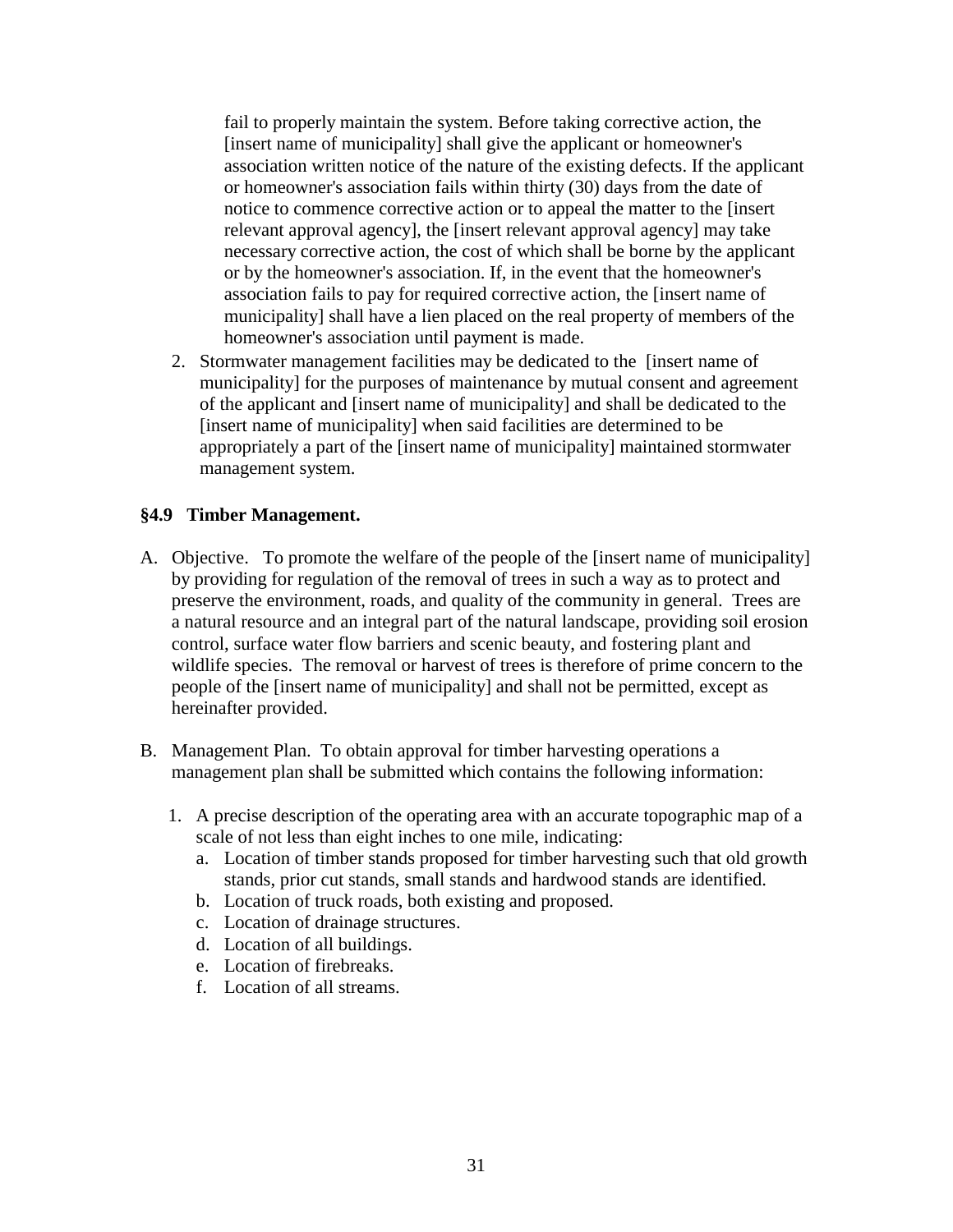fail to properly maintain the system. Before taking corrective action, the [insert name of municipality] shall give the applicant or homeowner's association written notice of the nature of the existing defects. If the applicant or homeowner's association fails within thirty (30) days from the date of notice to commence corrective action or to appeal the matter to the [insert relevant approval agency], the [insert relevant approval agency] may take necessary corrective action, the cost of which shall be borne by the applicant or by the homeowner's association. If, in the event that the homeowner's association fails to pay for required corrective action, the [insert name of municipality] shall have a lien placed on the real property of members of the homeowner's association until payment is made.

2. Stormwater management facilities may be dedicated to the [insert name of municipality] for the purposes of maintenance by mutual consent and agreement of the applicant and [insert name of municipality] and shall be dedicated to the [insert name of municipality] when said facilities are determined to be appropriately a part of the [insert name of municipality] maintained stormwater management system.

### §4.9 Timber Management.

A. Objective. To promote the welfare of the people of the [insert name of municipality] by providing for regulation of the removal of trees in such a way as to protect and preserve the environment, roads, and quality of the community in general. Trees are a natural resource and an integral part of the natural landscape, providing soil erosion control, surface water flow barriers and scenic beauty, and fostering plant and wildlife species. The removal or harvest of trees is therefore of prime concern to the people of the [insert name of municipality] and shall not be permitted, except as hereinafter provided.

B. Management Plan. To obtain approval for timber harvesting operations a management plan shall be submitted which contains the following information:

   1. A precise description of the operating area with an accurate topographic map of a scale of not less than eight inches to one mile, indicating:
      a. Location of timber stands proposed for timber harvesting such that old growth stands, prior cut stands, small stands and hardwood stands are identified.
      b. Location of truck roads, both existing and proposed.
      c. Location of drainage structures.
      d. Location of all buildings.
      e. Location of firebreaks.
      f. Location of all streams.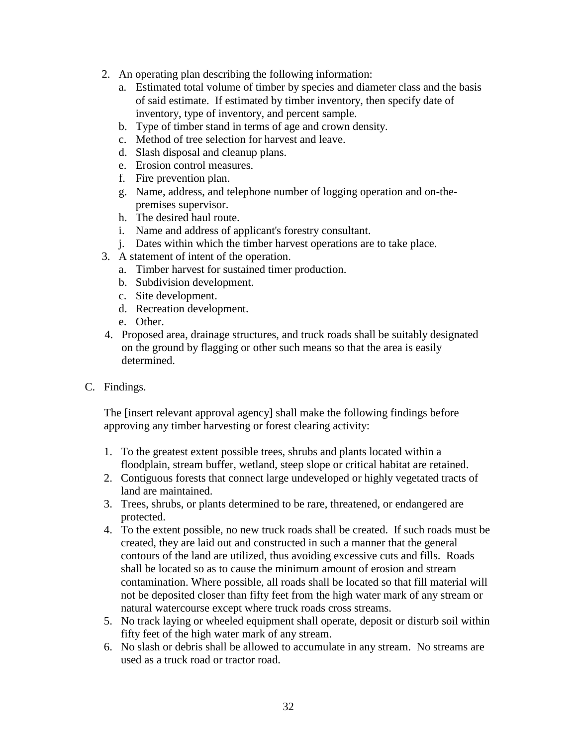2. An operating plan describing the following information:
   a. Estimated total volume of timber by species and diameter class and the basis of said estimate. If estimated by timber inventory, then specify date of inventory, type of inventory, and percent sample.
   b. Type of timber stand in terms of age and crown density.
   c. Method of tree selection for harvest and leave.
   d. Slash disposal and cleanup plans.
   e. Erosion control measures.
   f. Fire prevention plan.
   g. Name, address, and telephone number of logging operation and on-the-premises supervisor.
   h. The desired haul route.
   i. Name and address of applicant's forestry consultant.
   j. Dates within which the timber harvest operations are to take place.
3. A statement of intent of the operation.
   a. Timber harvest for sustained timer production.
   b. Subdivision development.
   c. Site development.
   d. Recreation development.
   e. Other.
4. Proposed area, drainage structures, and truck roads shall be suitably designated on the ground by flagging or other such means so that the area is easily determined.

C. Findings.

The [insert relevant approval agency] shall make the following findings before approving any timber harvesting or forest clearing activity:

1. To the greatest extent possible trees, shrubs and plants located within a floodplain, stream buffer, wetland, steep slope or critical habitat are retained.
2. Contiguous forests that connect large undeveloped or highly vegetated tracts of land are maintained.
3. Trees, shrubs, or plants determined to be rare, threatened, or endangered are protected.
4. To the extent possible, no new truck roads shall be created. If such roads must be created, they are laid out and constructed in such a manner that the general contours of the land are utilized, thus avoiding excessive cuts and fills. Roads shall be located so as to cause the minimum amount of erosion and stream contamination. Where possible, all roads shall be located so that fill material will not be deposited closer than fifty feet from the high water mark of any stream or natural watercourse except where truck roads cross streams.
5. No track laying or wheeled equipment shall operate, deposit or disturb soil within fifty feet of the high water mark of any stream.
6. No slash or debris shall be allowed to accumulate in any stream. No streams are used as a truck road or tractor road.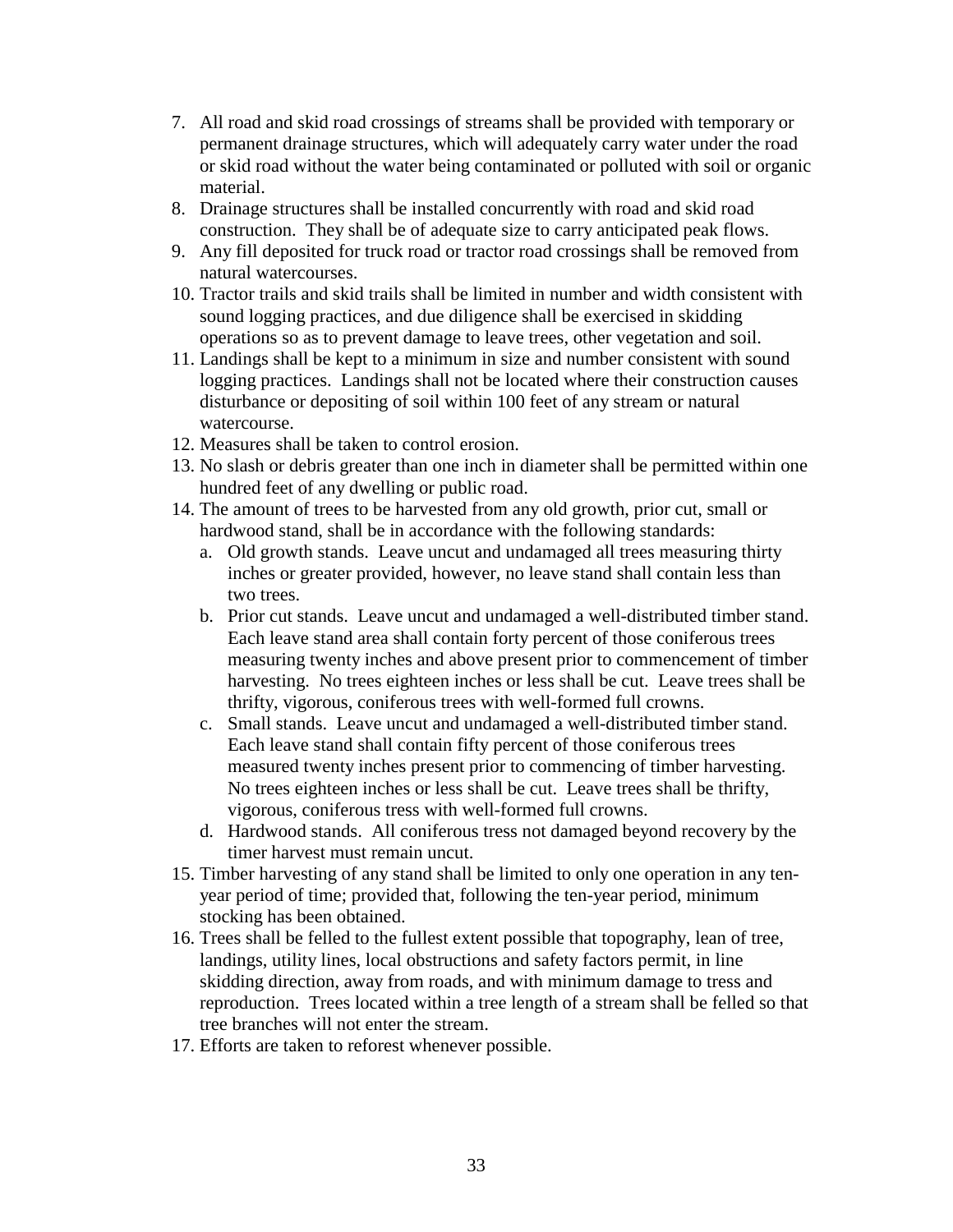7. All road and skid road crossings of streams shall be provided with temporary or permanent drainage structures, which will adequately carry water under the road or skid road without the water being contaminated or polluted with soil or organic material.
8. Drainage structures shall be installed concurrently with road and skid road construction. They shall be of adequate size to carry anticipated peak flows.
9. Any fill deposited for truck road or tractor road crossings shall be removed from natural watercourses.
10. Tractor trails and skid trails shall be limited in number and width consistent with sound logging practices, and due diligence shall be exercised in skidding operations so as to prevent damage to leave trees, other vegetation and soil.
11. Landings shall be kept to a minimum in size and number consistent with sound logging practices. Landings shall not be located where their construction causes disturbance or depositing of soil within 100 feet of any stream or natural watercourse.
12. Measures shall be taken to control erosion.
13. No slash or debris greater than one inch in diameter shall be permitted within one hundred feet of any dwelling or public road.
14. The amount of trees to be harvested from any old growth, prior cut, small or hardwood stand, shall be in accordance with the following standards:
    a. Old growth stands. Leave uncut and undamaged all trees measuring thirty inches or greater provided, however, no leave stand shall contain less than two trees.
    b. Prior cut stands. Leave uncut and undamaged a well-distributed timber stand. Each leave stand area shall contain forty percent of those coniferous trees measuring twenty inches and above present prior to commencement of timber harvesting. No trees eighteen inches or less shall be cut. Leave trees shall be thrifty, vigorous, coniferous trees with well-formed full crowns.
    c. Small stands. Leave uncut and undamaged a well-distributed timber stand. Each leave stand shall contain fifty percent of those coniferous trees measured twenty inches present prior to commencing of timber harvesting. No trees eighteen inches or less shall be cut. Leave trees shall be thrifty, vigorous, coniferous tress with well-formed full crowns.
    d. Hardwood stands. All coniferous tress not damaged beyond recovery by the timer harvest must remain uncut.
15. Timber harvesting of any stand shall be limited to only one operation in any ten-year period of time; provided that, following the ten-year period, minimum stocking has been obtained.
16. Trees shall be felled to the fullest extent possible that topography, lean of tree, landings, utility lines, local obstructions and safety factors permit, in line skidding direction, away from roads, and with minimum damage to tress and reproduction. Trees located within a tree length of a stream shall be felled so that tree branches will not enter the stream.
17. Efforts are taken to reforest whenever possible.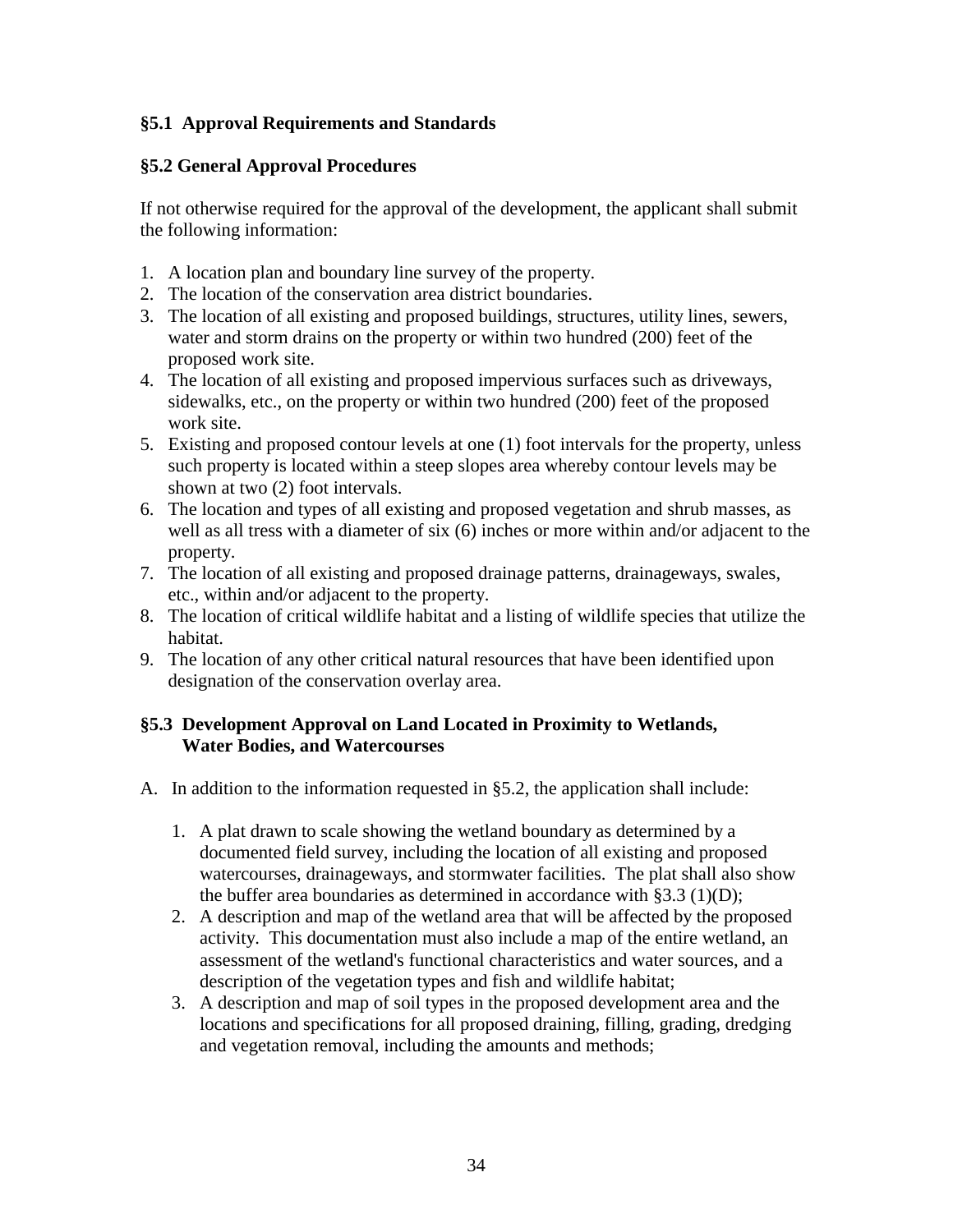### §5.1 Approval Requirements and Standards

### §5.2 General Approval Procedures

If not otherwise required for the approval of the development, the applicant shall submit the following information:

1. A location plan and boundary line survey of the property.
2. The location of the conservation area district boundaries.
3. The location of all existing and proposed buildings, structures, utility lines, sewers, water and storm drains on the property or within two hundred (200) feet of the proposed work site.
4. The location of all existing and proposed impervious surfaces such as driveways, sidewalks, etc., on the property or within two hundred (200) feet of the proposed work site.
5. Existing and proposed contour levels at one (1) foot intervals for the property, unless such property is located within a steep slopes area whereby contour levels may be shown at two (2) foot intervals.
6. The location and types of all existing and proposed vegetation and shrub masses, as well as all tress with a diameter of six (6) inches or more within and/or adjacent to the property.
7. The location of all existing and proposed drainage patterns, drainageways, swales, etc., within and/or adjacent to the property.
8. The location of critical wildlife habitat and a listing of wildlife species that utilize the habitat.
9. The location of any other critical natural resources that have been identified upon designation of the conservation overlay area.

### §5.3 Development Approval on Land Located in Proximity to Wetlands, Water Bodies, and Watercourses

A. In addition to the information requested in §5.2, the application shall include:

   1. A plat drawn to scale showing the wetland boundary as determined by a documented field survey, including the location of all existing and proposed watercourses, drainageways, and stormwater facilities. The plat shall also show the buffer area boundaries as determined in accordance with §3.3 (1)(D);
   2. A description and map of the wetland area that will be affected by the proposed activity. This documentation must also include a map of the entire wetland, an assessment of the wetland's functional characteristics and water sources, and a description of the vegetation types and fish and wildlife habitat;
   3. A description and map of soil types in the proposed development area and the locations and specifications for all proposed draining, filling, grading, dredging and vegetation removal, including the amounts and methods;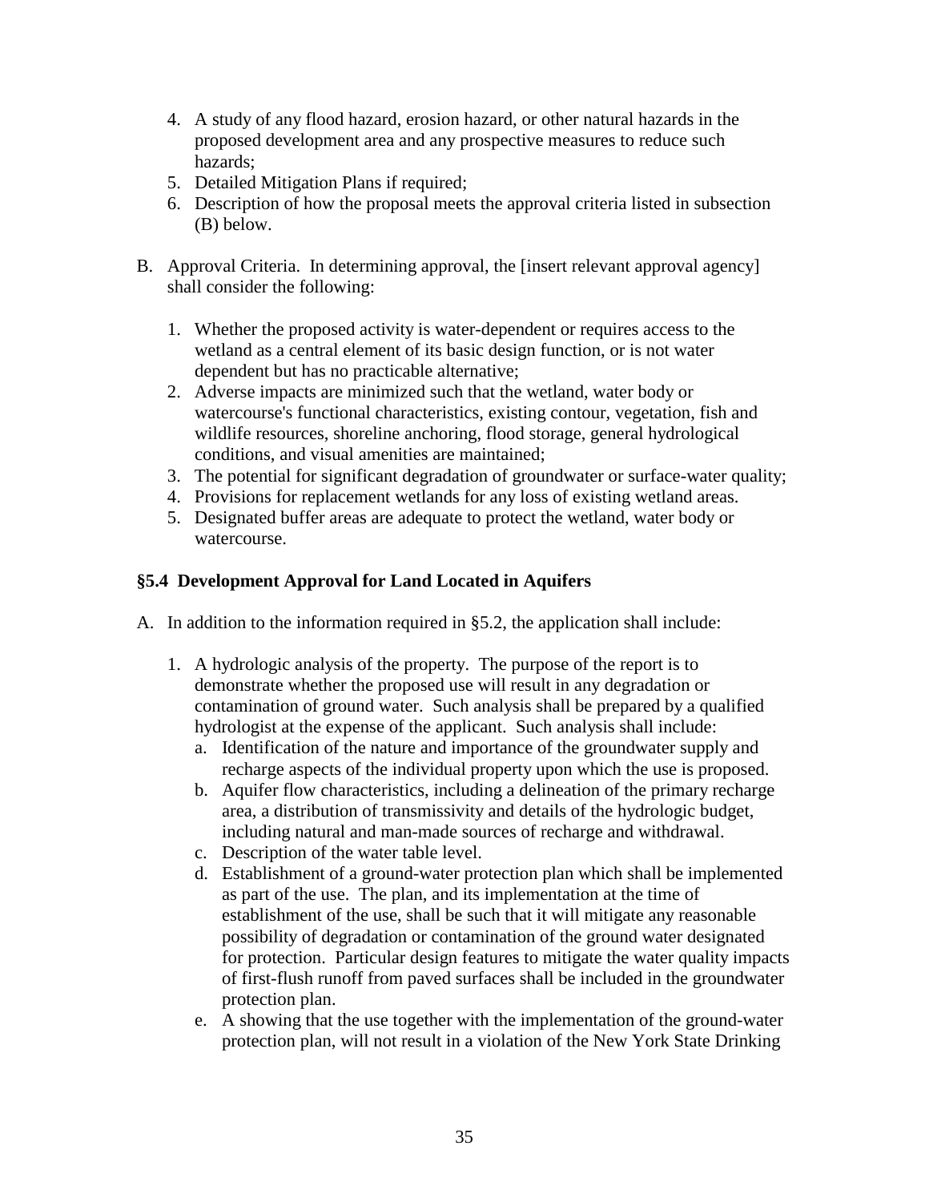4. A study of any flood hazard, erosion hazard, or other natural hazards in the proposed development area and any prospective measures to reduce such hazards;
5. Detailed Mitigation Plans if required;
6. Description of how the proposal meets the approval criteria listed in subsection (B) below.

B. Approval Criteria. In determining approval, the [insert relevant approval agency] shall consider the following:

   1. Whether the proposed activity is water-dependent or requires access to the wetland as a central element of its basic design function, or is not water dependent but has no practicable alternative;
   2. Adverse impacts are minimized such that the wetland, water body or watercourse's functional characteristics, existing contour, vegetation, fish and wildlife resources, shoreline anchoring, flood storage, general hydrological conditions, and visual amenities are maintained;
   3. The potential for significant degradation of groundwater or surface-water quality;
   4. Provisions for replacement wetlands for any loss of existing wetland areas.
   5. Designated buffer areas are adequate to protect the wetland, water body or watercourse.

### §5.4 Development Approval for Land Located in Aquifers

A. In addition to the information required in §5.2, the application shall include:

   1. A hydrologic analysis of the property. The purpose of the report is to demonstrate whether the proposed use will result in any degradation or contamination of ground water. Such analysis shall be prepared by a qualified hydrologist at the expense of the applicant. Such analysis shall include:
      a. Identification of the nature and importance of the groundwater supply and recharge aspects of the individual property upon which the use is proposed.
      b. Aquifer flow characteristics, including a delineation of the primary recharge area, a distribution of transmissivity and details of the hydrologic budget, including natural and man-made sources of recharge and withdrawal.
      c. Description of the water table level.
      d. Establishment of a ground-water protection plan which shall be implemented as part of the use. The plan, and its implementation at the time of establishment of the use, shall be such that it will mitigate any reasonable possibility of degradation or contamination of the ground water designated for protection. Particular design features to mitigate the water quality impacts of first-flush runoff from paved surfaces shall be included in the groundwater protection plan.
      e. A showing that the use together with the implementation of the ground-water protection plan, will not result in a violation of the New York State Drinking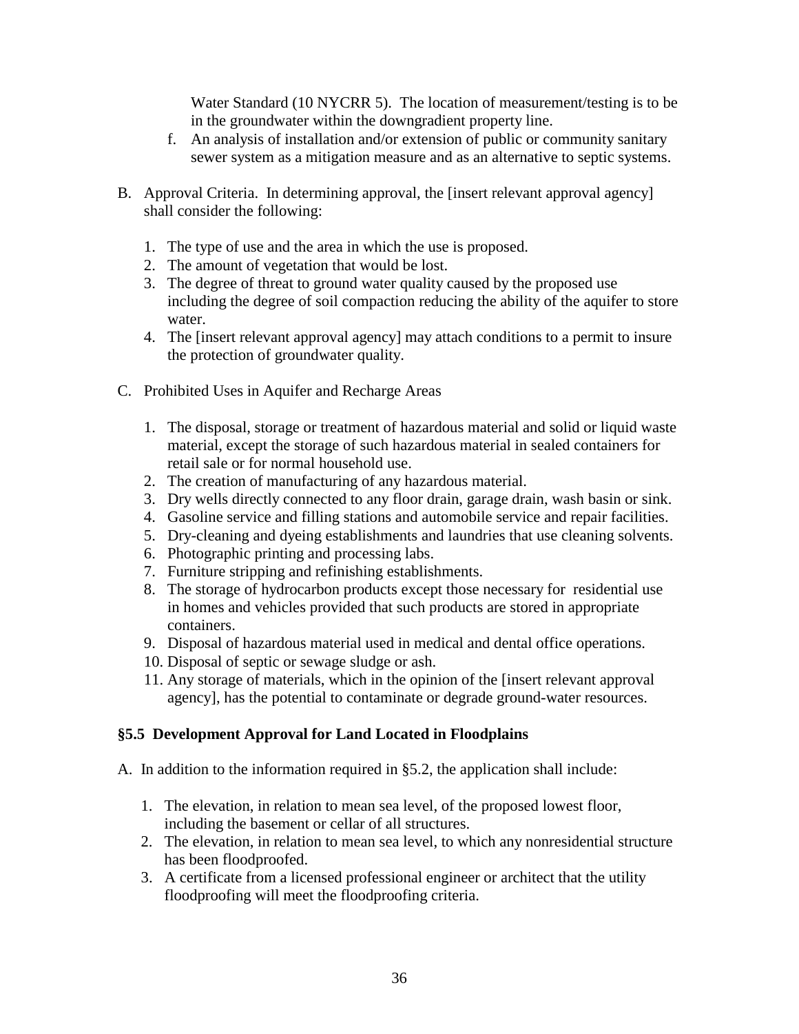Water Standard (10 NYCRR 5). The location of measurement/testing is to be in the groundwater within the downgradient property line.

f. An analysis of installation and/or extension of public or community sanitary sewer system as a mitigation measure and as an alternative to septic systems.

B. Approval Criteria. In determining approval, the [insert relevant approval agency] shall consider the following:

1. The type of use and the area in which the use is proposed.
2. The amount of vegetation that would be lost.
3. The degree of threat to ground water quality caused by the proposed use including the degree of soil compaction reducing the ability of the aquifer to store water.
4. The [insert relevant approval agency] may attach conditions to a permit to insure the protection of groundwater quality.

C. Prohibited Uses in Aquifer and Recharge Areas

1. The disposal, storage or treatment of hazardous material and solid or liquid waste material, except the storage of such hazardous material in sealed containers for retail sale or for normal household use.
2. The creation of manufacturing of any hazardous material.
3. Dry wells directly connected to any floor drain, garage drain, wash basin or sink.
4. Gasoline service and filling stations and automobile service and repair facilities.
5. Dry-cleaning and dyeing establishments and laundries that use cleaning solvents.
6. Photographic printing and processing labs.
7. Furniture stripping and refinishing establishments.
8. The storage of hydrocarbon products except those necessary for residential use in homes and vehicles provided that such products are stored in appropriate containers.
9. Disposal of hazardous material used in medical and dental office operations.
10. Disposal of septic or sewage sludge or ash.
11. Any storage of materials, which in the opinion of the [insert relevant approval agency], has the potential to contaminate or degrade ground-water resources.

### §5.5 Development Approval for Land Located in Floodplains

A. In addition to the information required in §5.2, the application shall include:

1. The elevation, in relation to mean sea level, of the proposed lowest floor, including the basement or cellar of all structures.
2. The elevation, in relation to mean sea level, to which any nonresidential structure has been floodproofed.
3. A certificate from a licensed professional engineer or architect that the utility floodproofing will meet the floodproofing criteria.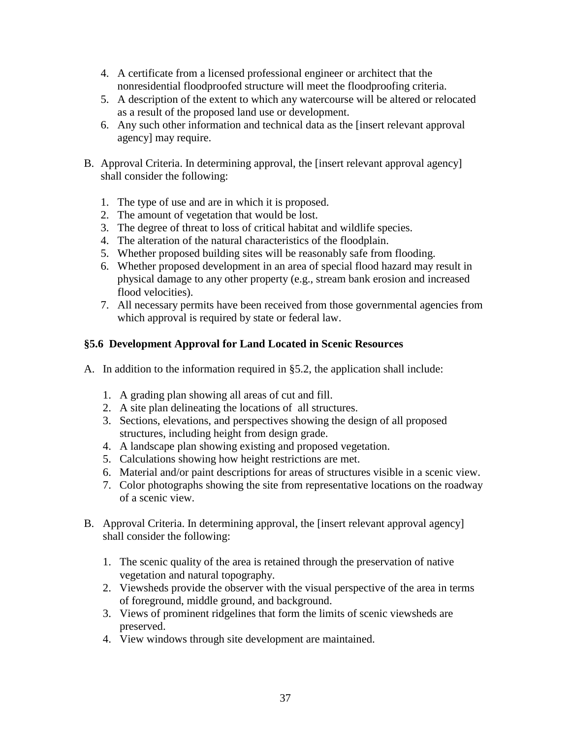4. A certificate from a licensed professional engineer or architect that the nonresidential floodproofed structure will meet the floodproofing criteria.
5. A description of the extent to which any watercourse will be altered or relocated as a result of the proposed land use or development.
6. Any such other information and technical data as the [insert relevant approval agency] may require.

B. Approval Criteria. In determining approval, the [insert relevant approval agency] shall consider the following:

   1. The type of use and are in which it is proposed.
   2. The amount of vegetation that would be lost.
   3. The degree of threat to loss of critical habitat and wildlife species.
   4. The alteration of the natural characteristics of the floodplain.
   5. Whether proposed building sites will be reasonably safe from flooding.
   6. Whether proposed development in an area of special flood hazard may result in physical damage to any other property (e.g., stream bank erosion and increased flood velocities).
   7. All necessary permits have been received from those governmental agencies from which approval is required by state or federal law.

### §5.6 Development Approval for Land Located in Scenic Resources

A. In addition to the information required in §5.2, the application shall include:

   1. A grading plan showing all areas of cut and fill.
   2. A site plan delineating the locations of all structures.
   3. Sections, elevations, and perspectives showing the design of all proposed structures, including height from design grade.
   4. A landscape plan showing existing and proposed vegetation.
   5. Calculations showing how height restrictions are met.
   6. Material and/or paint descriptions for areas of structures visible in a scenic view.
   7. Color photographs showing the site from representative locations on the roadway of a scenic view.

B. Approval Criteria. In determining approval, the [insert relevant approval agency] shall consider the following:

   1. The scenic quality of the area is retained through the preservation of native vegetation and natural topography.
   2. Viewsheds provide the observer with the visual perspective of the area in terms of foreground, middle ground, and background.
   3. Views of prominent ridgelines that form the limits of scenic viewsheds are preserved.
   4. View windows through site development are maintained.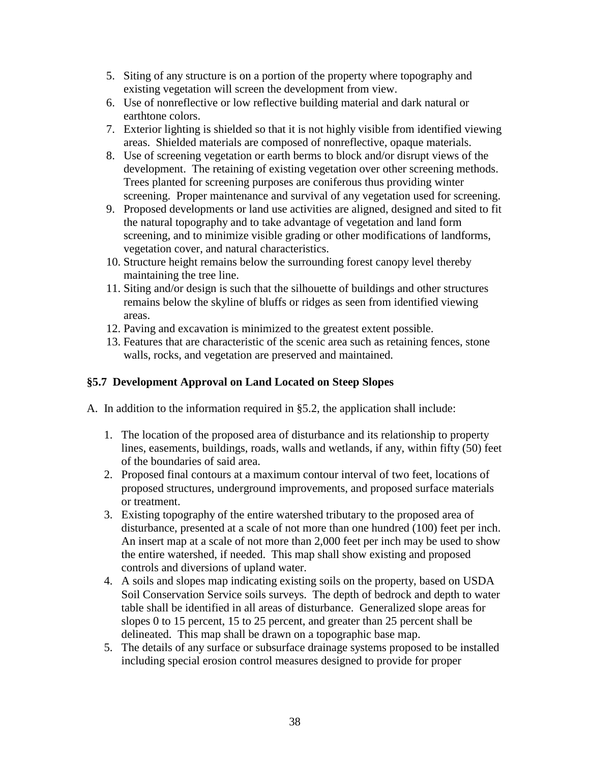5. Siting of any structure is on a portion of the property where topography and existing vegetation will screen the development from view.
6. Use of nonreflective or low reflective building material and dark natural or earthtone colors.
7. Exterior lighting is shielded so that it is not highly visible from identified viewing areas. Shielded materials are composed of nonreflective, opaque materials.
8. Use of screening vegetation or earth berms to block and/or disrupt views of the development. The retaining of existing vegetation over other screening methods. Trees planted for screening purposes are coniferous thus providing winter screening. Proper maintenance and survival of any vegetation used for screening.
9. Proposed developments or land use activities are aligned, designed and sited to fit the natural topography and to take advantage of vegetation and land form screening, and to minimize visible grading or other modifications of landforms, vegetation cover, and natural characteristics.
10. Structure height remains below the surrounding forest canopy level thereby maintaining the tree line.
11. Siting and/or design is such that the silhouette of buildings and other structures remains below the skyline of bluffs or ridges as seen from identified viewing areas.
12. Paving and excavation is minimized to the greatest extent possible.
13. Features that are characteristic of the scenic area such as retaining fences, stone walls, rocks, and vegetation are preserved and maintained.

### §5.7 Development Approval on Land Located on Steep Slopes

A. In addition to the information required in §5.2, the application shall include:

1. The location of the proposed area of disturbance and its relationship to property lines, easements, buildings, roads, walls and wetlands, if any, within fifty (50) feet of the boundaries of said area.
2. Proposed final contours at a maximum contour interval of two feet, locations of proposed structures, underground improvements, and proposed surface materials or treatment.
3. Existing topography of the entire watershed tributary to the proposed area of disturbance, presented at a scale of not more than one hundred (100) feet per inch. An insert map at a scale of not more than 2,000 feet per inch may be used to show the entire watershed, if needed. This map shall show existing and proposed controls and diversions of upland water.
4. A soils and slopes map indicating existing soils on the property, based on USDA Soil Conservation Service soils surveys. The depth of bedrock and depth to water table shall be identified in all areas of disturbance. Generalized slope areas for slopes 0 to 15 percent, 15 to 25 percent, and greater than 25 percent shall be delineated. This map shall be drawn on a topographic base map.
5. The details of any surface or subsurface drainage systems proposed to be installed including special erosion control measures designed to provide for proper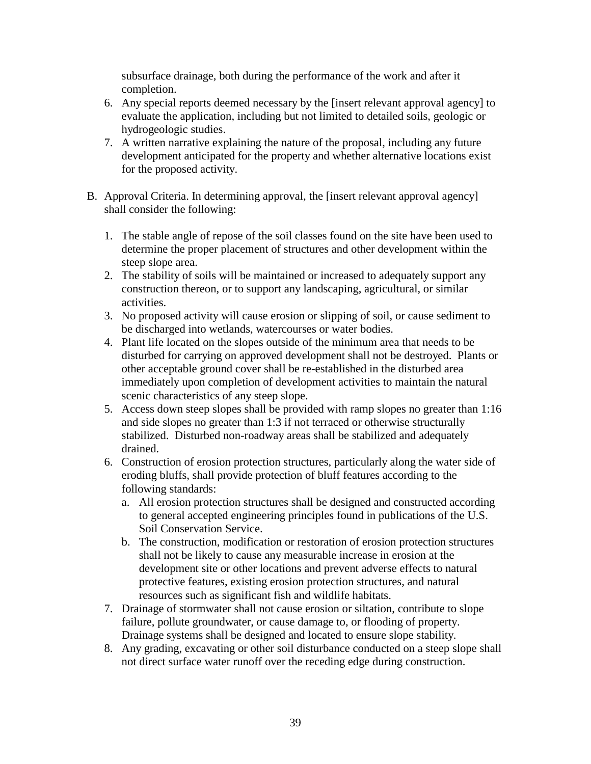subsurface drainage, both during the performance of the work and after it completion.

6. Any special reports deemed necessary by the [insert relevant approval agency] to evaluate the application, including but not limited to detailed soils, geologic or hydrogeologic studies.
7. A written narrative explaining the nature of the proposal, including any future development anticipated for the property and whether alternative locations exist for the proposed activity.

B. Approval Criteria. In determining approval, the [insert relevant approval agency] shall consider the following:

   1. The stable angle of repose of the soil classes found on the site have been used to determine the proper placement of structures and other development within the steep slope area.
   2. The stability of soils will be maintained or increased to adequately support any construction thereon, or to support any landscaping, agricultural, or similar activities.
   3. No proposed activity will cause erosion or slipping of soil, or cause sediment to be discharged into wetlands, watercourses or water bodies.
   4. Plant life located on the slopes outside of the minimum area that needs to be disturbed for carrying on approved development shall not be destroyed. Plants or other acceptable ground cover shall be re-established in the disturbed area immediately upon completion of development activities to maintain the natural scenic characteristics of any steep slope.
   5. Access down steep slopes shall be provided with ramp slopes no greater than 1:16 and side slopes no greater than 1:3 if not terraced or otherwise structurally stabilized. Disturbed non-roadway areas shall be stabilized and adequately drained.
   6. Construction of erosion protection structures, particularly along the water side of eroding bluffs, shall provide protection of bluff features according to the following standards:
      a. All erosion protection structures shall be designed and constructed according to general accepted engineering principles found in publications of the U.S. Soil Conservation Service.
      b. The construction, modification or restoration of erosion protection structures shall not be likely to cause any measurable increase in erosion at the development site or other locations and prevent adverse effects to natural protective features, existing erosion protection structures, and natural resources such as significant fish and wildlife habitats.
   7. Drainage of stormwater shall not cause erosion or siltation, contribute to slope failure, pollute groundwater, or cause damage to, or flooding of property. Drainage systems shall be designed and located to ensure slope stability.
   8. Any grading, excavating or other soil disturbance conducted on a steep slope shall not direct surface water runoff over the receding edge during construction.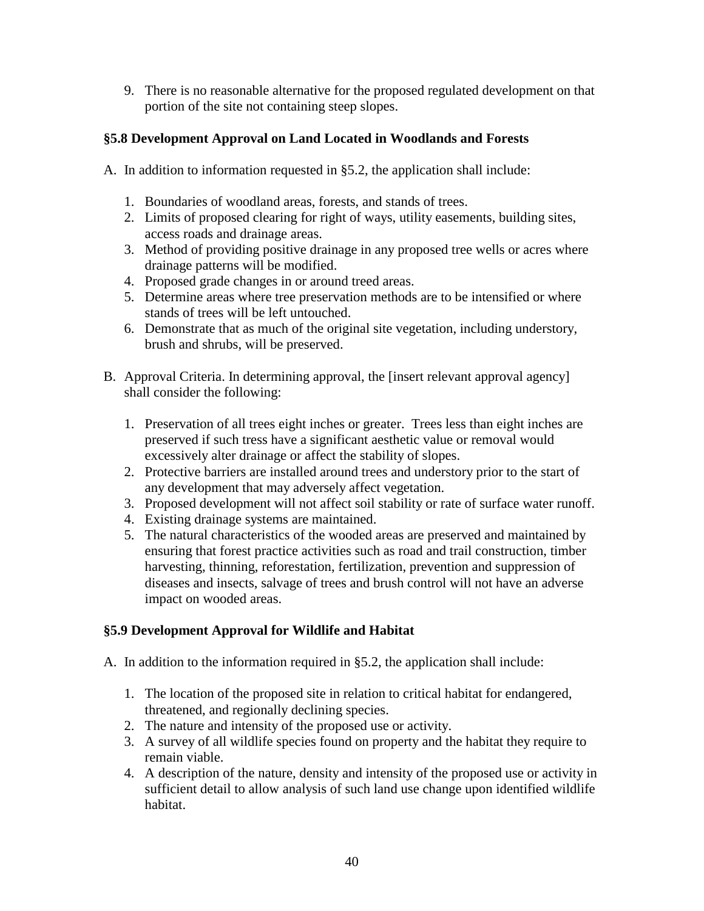9. There is no reasonable alternative for the proposed regulated development on that portion of the site not containing steep slopes.

### §5.8 Development Approval on Land Located in Woodlands and Forests

A. In addition to information requested in §5.2, the application shall include:

   1. Boundaries of woodland areas, forests, and stands of trees.
   2. Limits of proposed clearing for right of ways, utility easements, building sites, access roads and drainage areas.
   3. Method of providing positive drainage in any proposed tree wells or acres where drainage patterns will be modified.
   4. Proposed grade changes in or around treed areas.
   5. Determine areas where tree preservation methods are to be intensified or where stands of trees will be left untouched.
   6. Demonstrate that as much of the original site vegetation, including understory, brush and shrubs, will be preserved.

B. Approval Criteria. In determining approval, the [insert relevant approval agency] shall consider the following:

   1. Preservation of all trees eight inches or greater. Trees less than eight inches are preserved if such tress have a significant aesthetic value or removal would excessively alter drainage or affect the stability of slopes.
   2. Protective barriers are installed around trees and understory prior to the start of any development that may adversely affect vegetation.
   3. Proposed development will not affect soil stability or rate of surface water runoff.
   4. Existing drainage systems are maintained.
   5. The natural characteristics of the wooded areas are preserved and maintained by ensuring that forest practice activities such as road and trail construction, timber harvesting, thinning, reforestation, fertilization, prevention and suppression of diseases and insects, salvage of trees and brush control will not have an adverse impact on wooded areas.

### §5.9 Development Approval for Wildlife and Habitat

A. In addition to the information required in §5.2, the application shall include:

   1. The location of the proposed site in relation to critical habitat for endangered, threatened, and regionally declining species.
   2. The nature and intensity of the proposed use or activity.
   3. A survey of all wildlife species found on property and the habitat they require to remain viable.
   4. A description of the nature, density and intensity of the proposed use or activity in sufficient detail to allow analysis of such land use change upon identified wildlife habitat.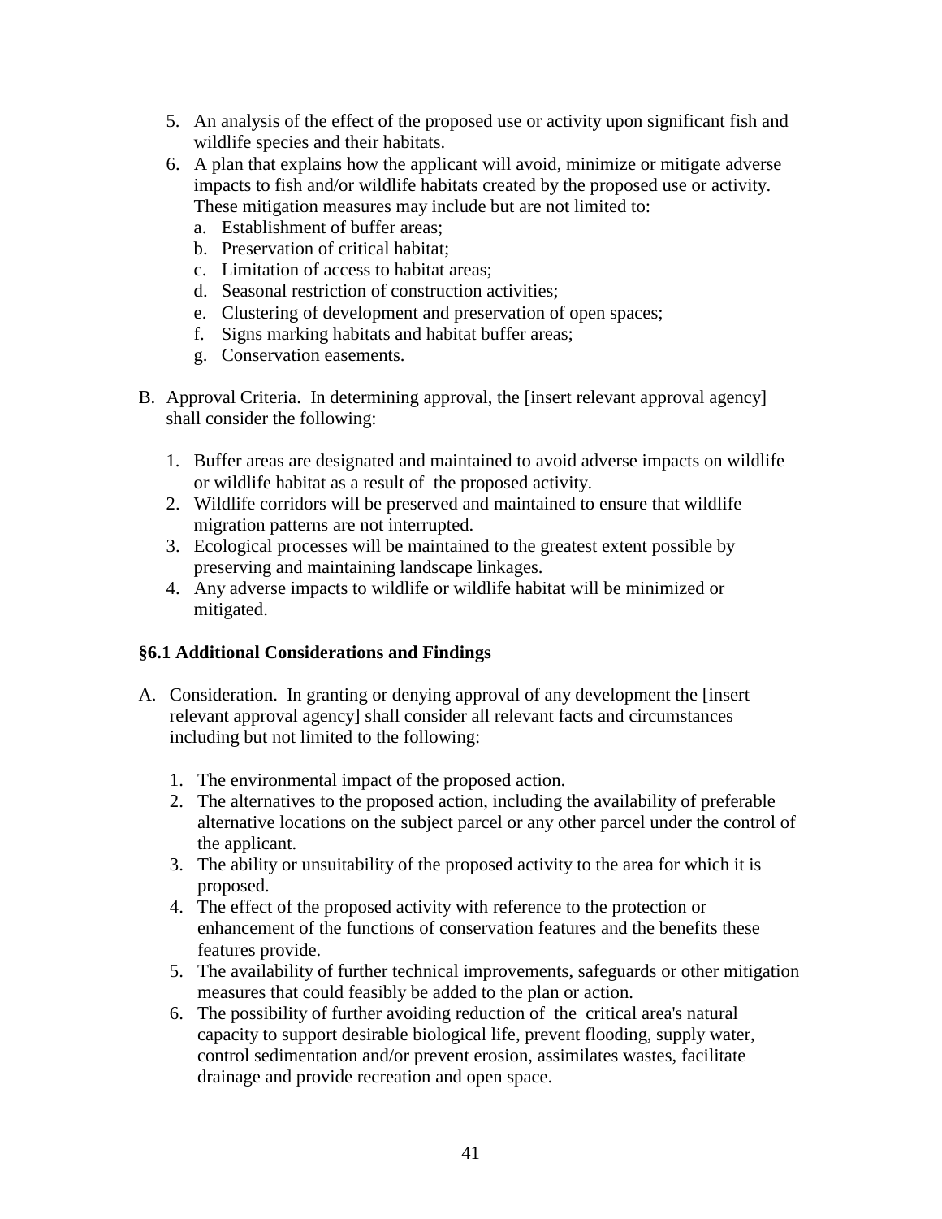5. An analysis of the effect of the proposed use or activity upon significant fish and wildlife species and their habitats.
6. A plan that explains how the applicant will avoid, minimize or mitigate adverse impacts to fish and/or wildlife habitats created by the proposed use or activity. These mitigation measures may include but are not limited to:
   a. Establishment of buffer areas;
   b. Preservation of critical habitat;
   c. Limitation of access to habitat areas;
   d. Seasonal restriction of construction activities;
   e. Clustering of development and preservation of open spaces;
   f. Signs marking habitats and habitat buffer areas;
   g. Conservation easements.

B. Approval Criteria. In determining approval, the [insert relevant approval agency] shall consider the following:

   1. Buffer areas are designated and maintained to avoid adverse impacts on wildlife or wildlife habitat as a result of the proposed activity.
   2. Wildlife corridors will be preserved and maintained to ensure that wildlife migration patterns are not interrupted.
   3. Ecological processes will be maintained to the greatest extent possible by preserving and maintaining landscape linkages.
   4. Any adverse impacts to wildlife or wildlife habitat will be minimized or mitigated.

**§6.1 Additional Considerations and Findings**

A. Consideration. In granting or denying approval of any development the [insert relevant approval agency] shall consider all relevant facts and circumstances including but not limited to the following:

   1. The environmental impact of the proposed action.
   2. The alternatives to the proposed action, including the availability of preferable alternative locations on the subject parcel or any other parcel under the control of the applicant.
   3. The ability or unsuitability of the proposed activity to the area for which it is proposed.
   4. The effect of the proposed activity with reference to the protection or enhancement of the functions of conservation features and the benefits these features provide.
   5. The availability of further technical improvements, safeguards or other mitigation measures that could feasibly be added to the plan or action.
   6. The possibility of further avoiding reduction of the critical area's natural capacity to support desirable biological life, prevent flooding, supply water, control sedimentation and/or prevent erosion, assimilates wastes, facilitate drainage and provide recreation and open space.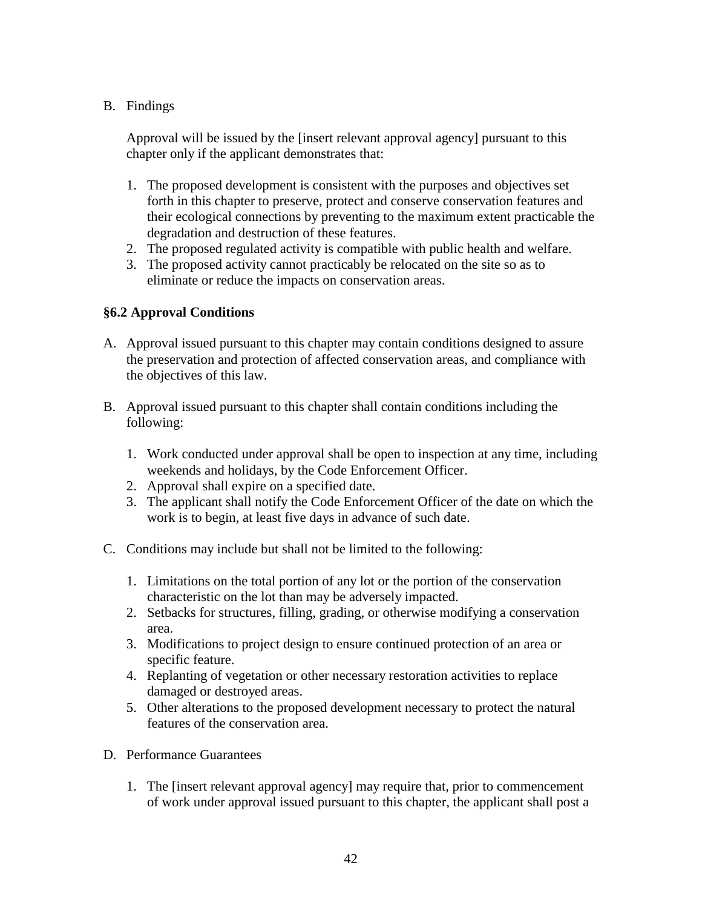B. Findings

Approval will be issued by the [insert relevant approval agency] pursuant to this chapter only if the applicant demonstrates that:

1. The proposed development is consistent with the purposes and objectives set forth in this chapter to preserve, protect and conserve conservation features and their ecological connections by preventing to the maximum extent practicable the degradation and destruction of these features.
2. The proposed regulated activity is compatible with public health and welfare.
3. The proposed activity cannot practicably be relocated on the site so as to eliminate or reduce the impacts on conservation areas.

### §6.2 Approval Conditions

A. Approval issued pursuant to this chapter may contain conditions designed to assure the preservation and protection of affected conservation areas, and compliance with the objectives of this law.

B. Approval issued pursuant to this chapter shall contain conditions including the following:

1. Work conducted under approval shall be open to inspection at any time, including weekends and holidays, by the Code Enforcement Officer.
2. Approval shall expire on a specified date.
3. The applicant shall notify the Code Enforcement Officer of the date on which the work is to begin, at least five days in advance of such date.

C. Conditions may include but shall not be limited to the following:

1. Limitations on the total portion of any lot or the portion of the conservation characteristic on the lot than may be adversely impacted.
2. Setbacks for structures, filling, grading, or otherwise modifying a conservation area.
3. Modifications to project design to ensure continued protection of an area or specific feature.
4. Replanting of vegetation or other necessary restoration activities to replace damaged or destroyed areas.
5. Other alterations to the proposed development necessary to protect the natural features of the conservation area.

D. Performance Guarantees

1. The [insert relevant approval agency] may require that, prior to commencement of work under approval issued pursuant to this chapter, the applicant shall post a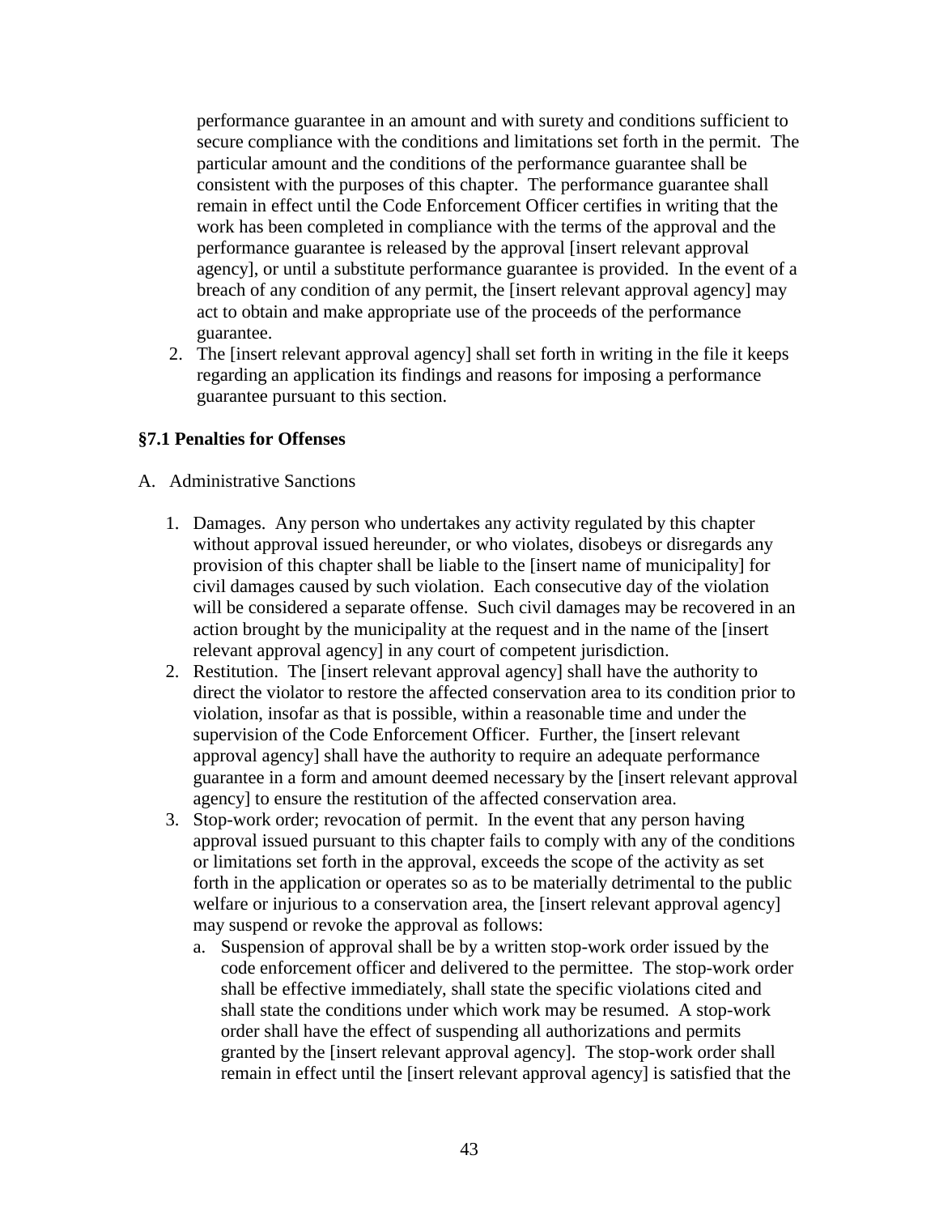performance guarantee in an amount and with surety and conditions sufficient to secure compliance with the conditions and limitations set forth in the permit. The particular amount and the conditions of the performance guarantee shall be consistent with the purposes of this chapter. The performance guarantee shall remain in effect until the Code Enforcement Officer certifies in writing that the work has been completed in compliance with the terms of the approval and the performance guarantee is released by the approval [insert relevant approval agency], or until a substitute performance guarantee is provided. In the event of a breach of any condition of any permit, the [insert relevant approval agency] may act to obtain and make appropriate use of the proceeds of the performance guarantee.

2. The [insert relevant approval agency] shall set forth in writing in the file it keeps regarding an application its findings and reasons for imposing a performance guarantee pursuant to this section.

### §7.1 Penalties for Offenses

A. Administrative Sanctions

1. Damages. Any person who undertakes any activity regulated by this chapter without approval issued hereunder, or who violates, disobeys or disregards any provision of this chapter shall be liable to the [insert name of municipality] for civil damages caused by such violation. Each consecutive day of the violation will be considered a separate offense. Such civil damages may be recovered in an action brought by the municipality at the request and in the name of the [insert relevant approval agency] in any court of competent jurisdiction.
2. Restitution. The [insert relevant approval agency] shall have the authority to direct the violator to restore the affected conservation area to its condition prior to violation, insofar as that is possible, within a reasonable time and under the supervision of the Code Enforcement Officer. Further, the [insert relevant approval agency] shall have the authority to require an adequate performance guarantee in a form and amount deemed necessary by the [insert relevant approval agency] to ensure the restitution of the affected conservation area.
3. Stop-work order; revocation of permit. In the event that any person having approval issued pursuant to this chapter fails to comply with any of the conditions or limitations set forth in the approval, exceeds the scope of the activity as set forth in the application or operates so as to be materially detrimental to the public welfare or injurious to a conservation area, the [insert relevant approval agency] may suspend or revoke the approval as follows:
   a. Suspension of approval shall be by a written stop-work order issued by the code enforcement officer and delivered to the permittee. The stop-work order shall be effective immediately, shall state the specific violations cited and shall state the conditions under which work may be resumed. A stop-work order shall have the effect of suspending all authorizations and permits granted by the [insert relevant approval agency]. The stop-work order shall remain in effect until the [insert relevant approval agency] is satisfied that the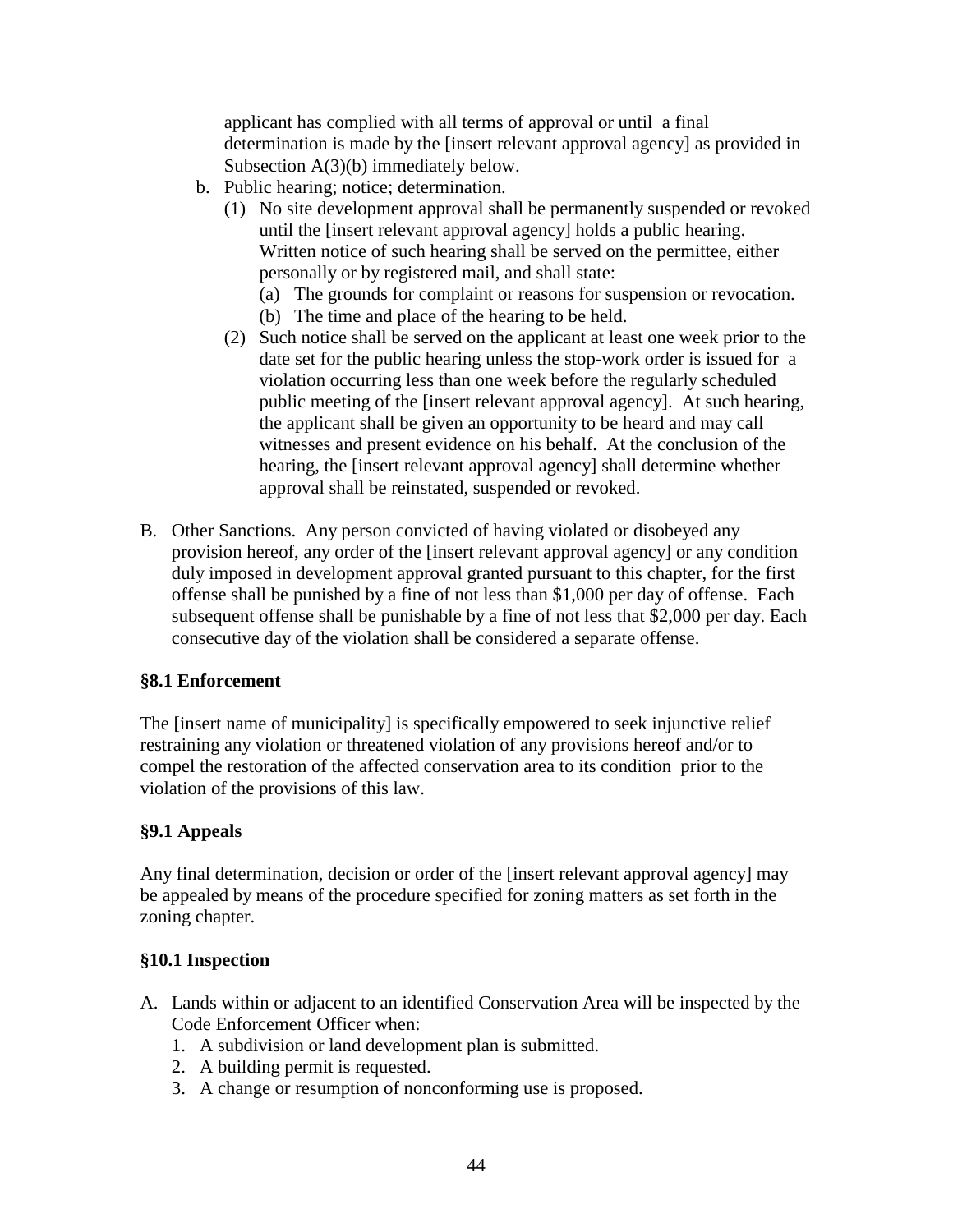applicant has complied with all terms of approval or until a final determination is made by the [insert relevant approval agency] as provided in Subsection A(3)(b) immediately below.

b. Public hearing; notice; determination.
   (1) No site development approval shall be permanently suspended or revoked until the [insert relevant approval agency] holds a public hearing. Written notice of such hearing shall be served on the permittee, either personally or by registered mail, and shall state:
      (a) The grounds for complaint or reasons for suspension or revocation.
      (b) The time and place of the hearing to be held.
   (2) Such notice shall be served on the applicant at least one week prior to the date set for the public hearing unless the stop-work order is issued for a violation occurring less than one week before the regularly scheduled public meeting of the [insert relevant approval agency]. At such hearing, the applicant shall be given an opportunity to be heard and may call witnesses and present evidence on his behalf. At the conclusion of the hearing, the [insert relevant approval agency] shall determine whether approval shall be reinstated, suspended or revoked.

B. Other Sanctions. Any person convicted of having violated or disobeyed any provision hereof, any order of the [insert relevant approval agency] or any condition duly imposed in development approval granted pursuant to this chapter, for the first offense shall be punished by a fine of not less than $1,000 per day of offense. Each subsequent offense shall be punishable by a fine of not less that $2,000 per day. Each consecutive day of the violation shall be considered a separate offense.

**§8.1 Enforcement**

The [insert name of municipality] is specifically empowered to seek injunctive relief restraining any violation or threatened violation of any provisions hereof and/or to compel the restoration of the affected conservation area to its condition prior to the violation of the provisions of this law.

**§9.1 Appeals**

Any final determination, decision or order of the [insert relevant approval agency] may be appealed by means of the procedure specified for zoning matters as set forth in the zoning chapter.

**§10.1 Inspection**

A. Lands within or adjacent to an identified Conservation Area will be inspected by the Code Enforcement Officer when:
   1. A subdivision or land development plan is submitted.
   2. A building permit is requested.
   3. A change or resumption of nonconforming use is proposed.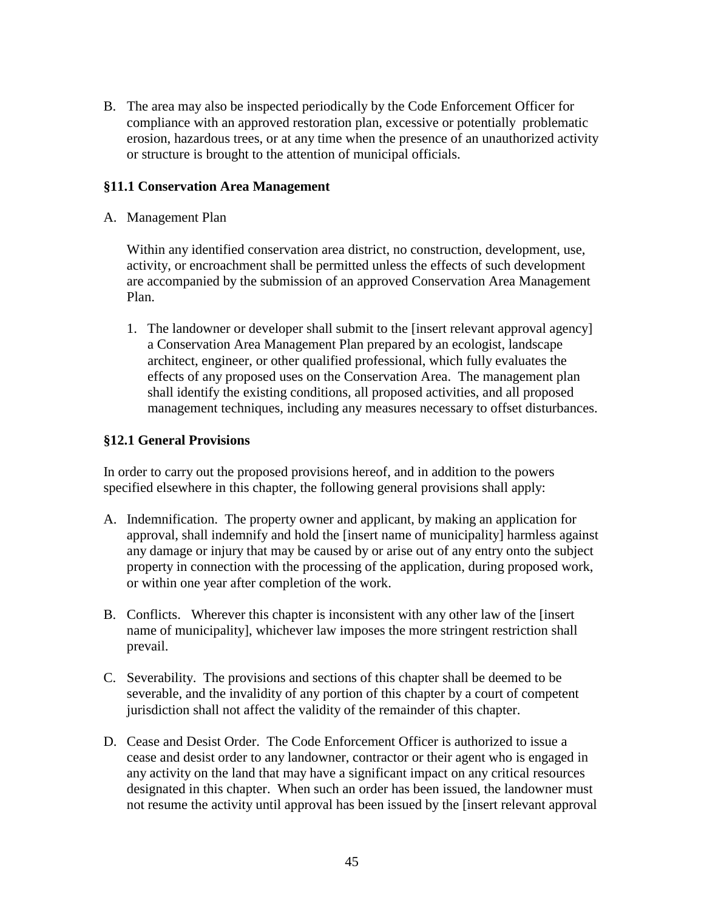B. The area may also be inspected periodically by the Code Enforcement Officer for compliance with an approved restoration plan, excessive or potentially problematic erosion, hazardous trees, or at any time when the presence of an unauthorized activity or structure is brought to the attention of municipal officials.

### §11.1 Conservation Area Management

A. Management Plan

   Within any identified conservation area district, no construction, development, use, activity, or encroachment shall be permitted unless the effects of such development are accompanied by the submission of an approved Conservation Area Management Plan.

   1. The landowner or developer shall submit to the [insert relevant approval agency] a Conservation Area Management Plan prepared by an ecologist, landscape architect, engineer, or other qualified professional, which fully evaluates the effects of any proposed uses on the Conservation Area. The management plan shall identify the existing conditions, all proposed activities, and all proposed management techniques, including any measures necessary to offset disturbances.

### §12.1 General Provisions

In order to carry out the proposed provisions hereof, and in addition to the powers specified elsewhere in this chapter, the following general provisions shall apply:

A. Indemnification. The property owner and applicant, by making an application for approval, shall indemnify and hold the [insert name of municipality] harmless against any damage or injury that may be caused by or arise out of any entry onto the subject property in connection with the processing of the application, during proposed work, or within one year after completion of the work.

B. Conflicts. Wherever this chapter is inconsistent with any other law of the [insert name of municipality], whichever law imposes the more stringent restriction shall prevail.

C. Severability. The provisions and sections of this chapter shall be deemed to be severable, and the invalidity of any portion of this chapter by a court of competent jurisdiction shall not affect the validity of the remainder of this chapter.

D. Cease and Desist Order. The Code Enforcement Officer is authorized to issue a cease and desist order to any landowner, contractor or their agent who is engaged in any activity on the land that may have a significant impact on any critical resources designated in this chapter. When such an order has been issued, the landowner must not resume the activity until approval has been issued by the [insert relevant approval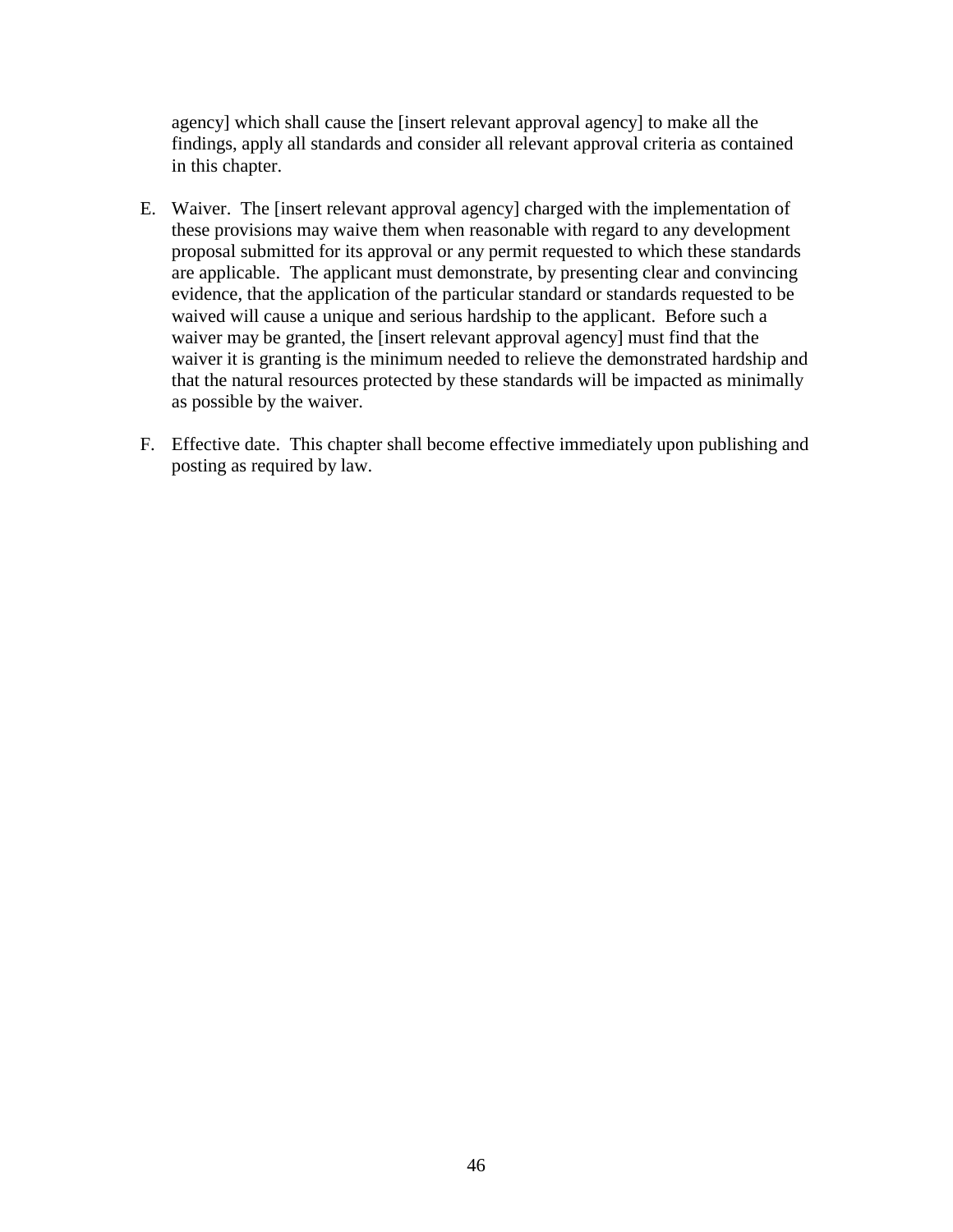agency] which shall cause the [insert relevant approval agency] to make all the findings, apply all standards and consider all relevant approval criteria as contained in this chapter.

E. Waiver. The [insert relevant approval agency] charged with the implementation of these provisions may waive them when reasonable with regard to any development proposal submitted for its approval or any permit requested to which these standards are applicable. The applicant must demonstrate, by presenting clear and convincing evidence, that the application of the particular standard or standards requested to be waived will cause a unique and serious hardship to the applicant. Before such a waiver may be granted, the [insert relevant approval agency] must find that the waiver it is granting is the minimum needed to relieve the demonstrated hardship and that the natural resources protected by these standards will be impacted as minimally as possible by the waiver.

F. Effective date. This chapter shall become effective immediately upon publishing and posting as required by law.